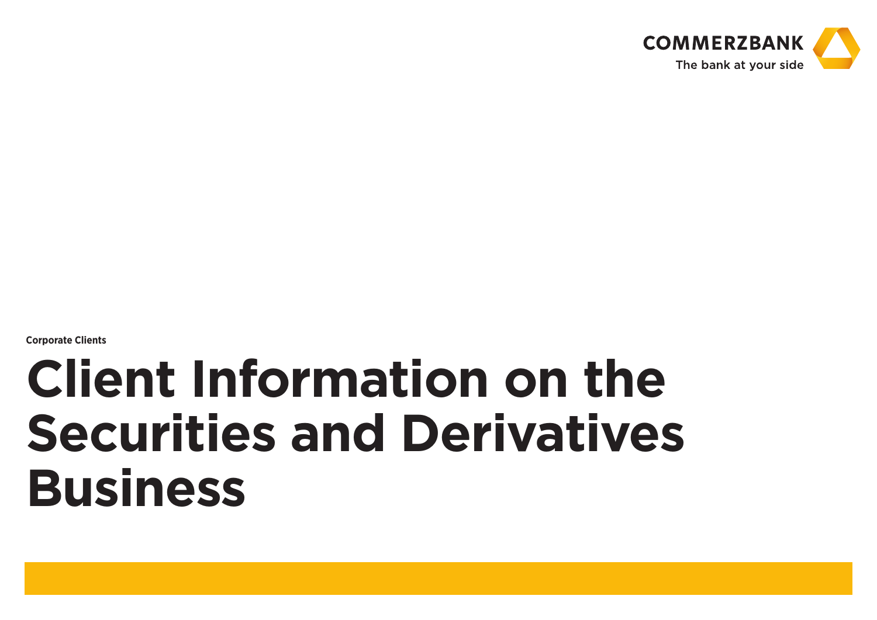COMMERZBANK

The bank at your side

Corporate Clients

# Client Information on the Securities and Derivatives Business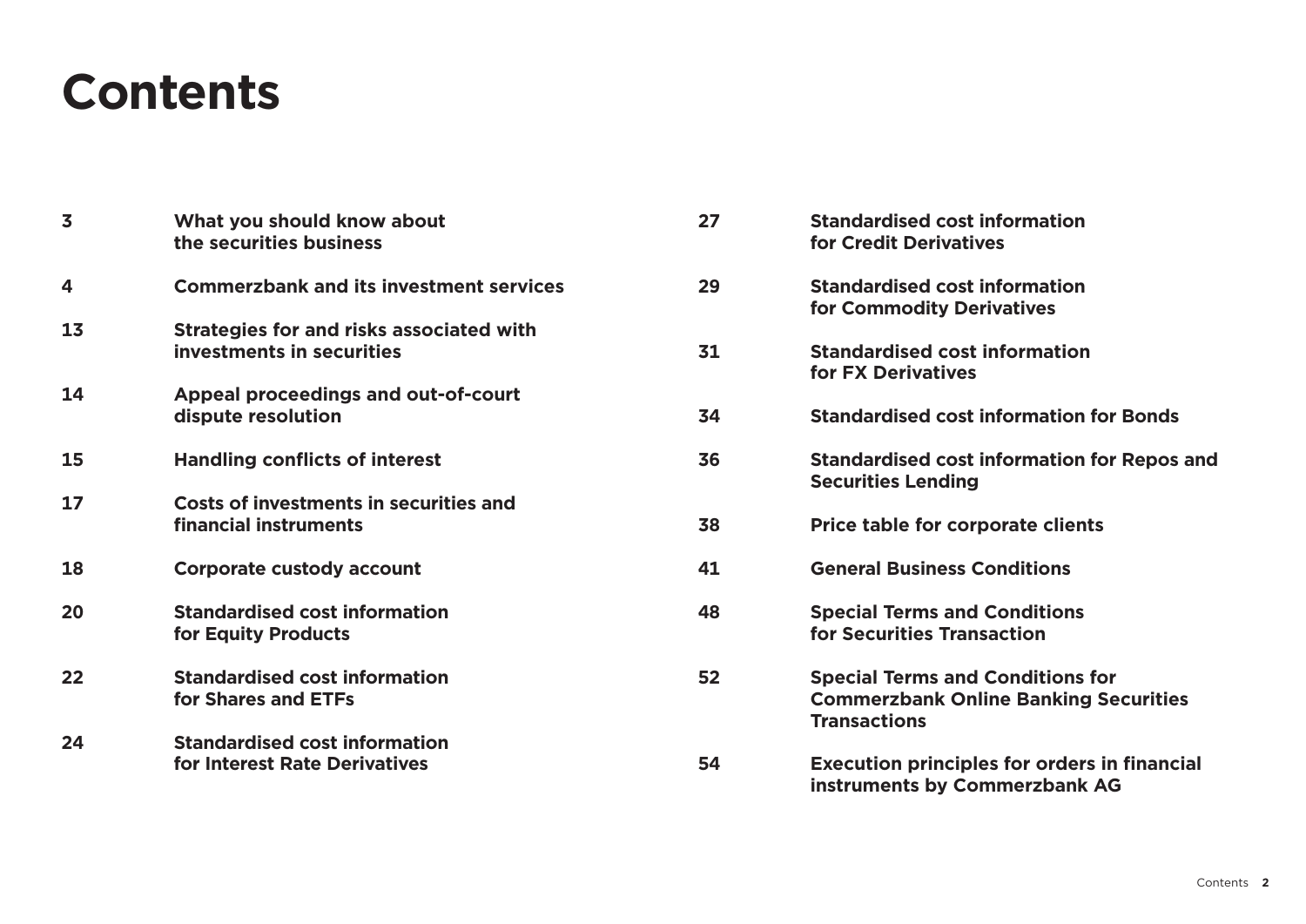# Contents

| | |
|---|---|
| 3 | **What you should know about the securities business** |
| 4 | **Commerzbank and its investment services** |
| 13 | **Strategies for and risks associated with investments in securities** |
| 14 | **Appeal proceedings and out-of-court dispute resolution** |
| 15 | **Handling conflicts of interest** |
| 17 | **Costs of investments in securities and financial instruments** |
| 18 | **Corporate custody account** |
| 20 | **Standardised cost information for Equity Products** |
| 22 | **Standardised cost information for Shares and ETFs** |
| 24 | **Standardised cost information for Interest Rate Derivatives** |
| 27 | **Standardised cost information for Credit Derivatives** |
| 29 | **Standardised cost information for Commodity Derivatives** |
| 31 | **Standardised cost information for FX Derivatives** |
| 34 | **Standardised cost information for Bonds** |
| 36 | **Standardised cost information for Repos and Securities Lending** |
| 38 | **Price table for corporate clients** |
| 41 | **General Business Conditions** |
| 48 | **Special Terms and Conditions for Securities Transaction** |
| 52 | **Special Terms and Conditions for Commerzbank Online Banking Securities Transactions** |
| 54 | **Execution principles for orders in financial instruments by Commerzbank AG** |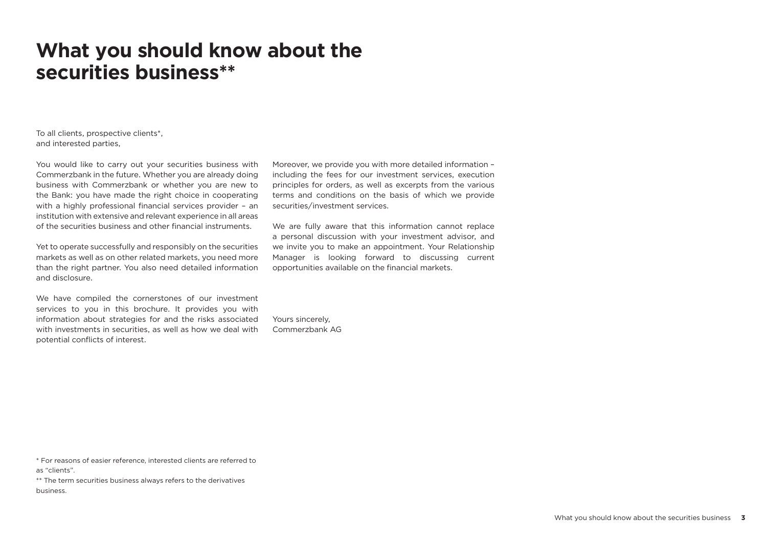# What you should know about the securities business**

To all clients, prospective clients*,
and interested parties,

You would like to carry out your securities business with Commerzbank in the future. Whether you are already doing business with Commerzbank or whether you are new to the Bank: you have made the right choice in cooperating with a highly professional financial services provider – an institution with extensive and relevant experience in all areas of the securities business and other financial instruments.

Yet to operate successfully and responsibly on the securities markets as well as on other related markets, you need more than the right partner. You also need detailed information and disclosure.

We have compiled the cornerstones of our investment services to you in this brochure. It provides you with information about strategies for and the risks associated with investments in securities, as well as how we deal with potential conflicts of interest.

Moreover, we provide you with more detailed information – including the fees for our investment services, execution principles for orders, as well as excerpts from the various terms and conditions on the basis of which we provide securities/investment services.

We are fully aware that this information cannot replace a personal discussion with your investment advisor, and we invite you to make an appointment. Your Relationship Manager is looking forward to discussing current opportunities available on the financial markets.

Yours sincerely,
Commerzbank AG

* For reasons of easier reference, interested clients are referred to as “clients”.

** The term securities business always refers to the derivatives business.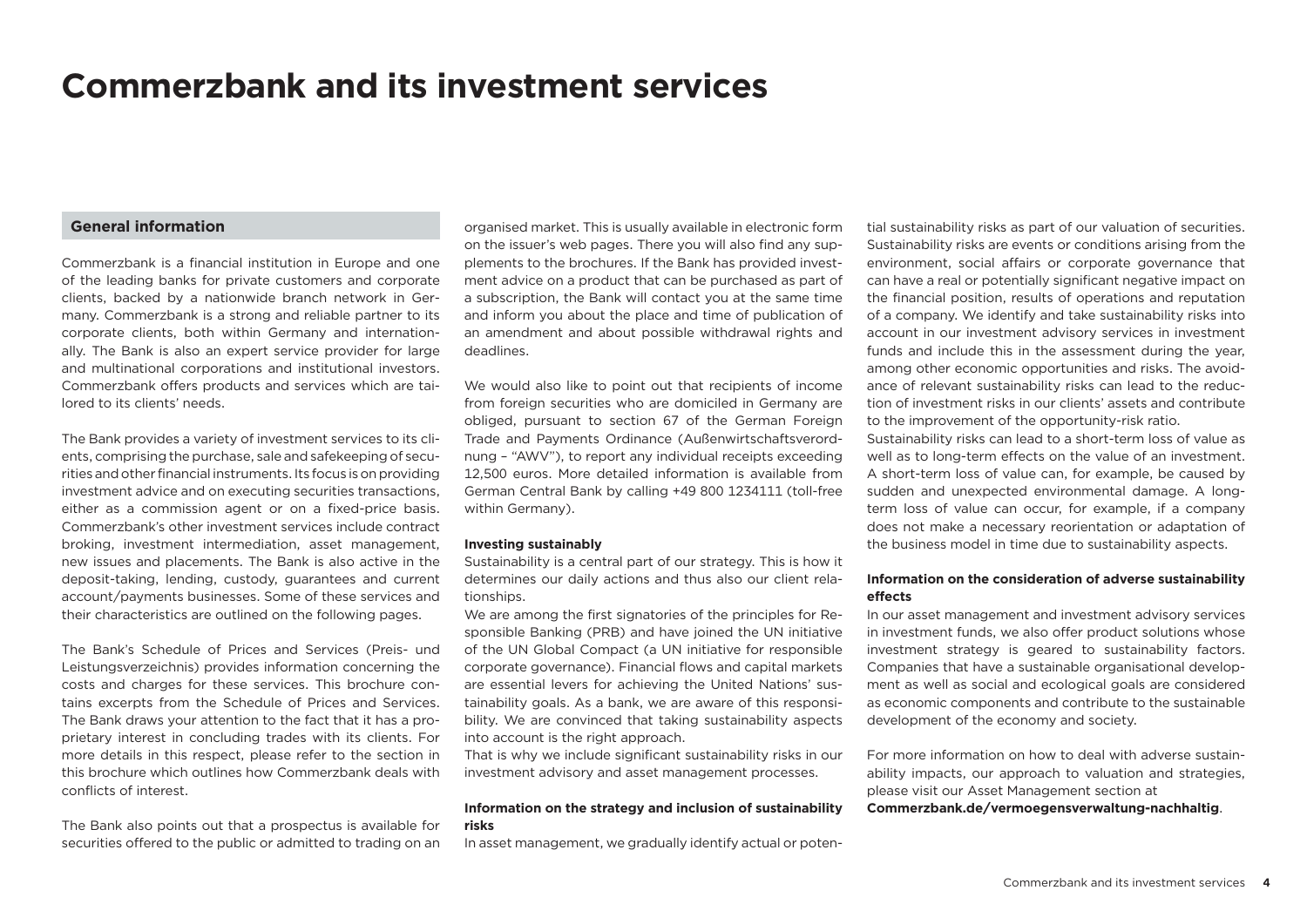# Commerzbank and its investment services

## General information

Commerzbank is a financial institution in Europe and one of the leading banks for private customers and corporate clients, backed by a nationwide branch network in Germany. Commerzbank is a strong and reliable partner to its corporate clients, both within Germany and internationally. The Bank is also an expert service provider for large and multinational corporations and institutional investors. Commerzbank offers products and services which are tailored to its clients' needs.

The Bank provides a variety of investment services to its clients, comprising the purchase, sale and safekeeping of securities and other financial instruments. Its focus is on providing investment advice and on executing securities transactions, either as a commission agent or on a fixed-price basis. Commerzbank's other investment services include contract broking, investment intermediation, asset management, new issues and placements. The Bank is also active in the deposit-taking, lending, custody, guarantees and current account/payments businesses. Some of these services and their characteristics are outlined on the following pages.

The Bank's Schedule of Prices and Services (Preis- und Leistungsverzeichnis) provides information concerning the costs and charges for these services. This brochure contains excerpts from the Schedule of Prices and Services. The Bank draws your attention to the fact that it has a proprietary interest in concluding trades with its clients. For more details in this respect, please refer to the section in this brochure which outlines how Commerzbank deals with conflicts of interest.

The Bank also points out that a prospectus is available for securities offered to the public or admitted to trading on an organised market. This is usually available in electronic form on the issuer's web pages. There you will also find any supplements to the brochures. If the Bank has provided investment advice on a product that can be purchased as part of a subscription, the Bank will contact you at the same time and inform you about the place and time of publication of an amendment and about possible withdrawal rights and deadlines.

We would also like to point out that recipients of income from foreign securities who are domiciled in Germany are obliged, pursuant to section 67 of the German Foreign Trade and Payments Ordinance (Außenwirtschaftsverordnung – "AWV"), to report any individual receipts exceeding 12,500 euros. More detailed information is available from German Central Bank by calling +49 800 1234111 (toll-free within Germany).

**Investing sustainably**

Sustainability is a central part of our strategy. This is how it determines our daily actions and thus also our client relationships.

We are among the first signatories of the principles for Responsible Banking (PRB) and have joined the UN initiative of the UN Global Compact (a UN initiative for responsible corporate governance). Financial flows and capital markets are essential levers for achieving the United Nations' sustainability goals. As a bank, we are aware of this responsibility. We are convinced that taking sustainability aspects into account is the right approach.

That is why we include significant sustainability risks in our investment advisory and asset management processes.

**Information on the strategy and inclusion of sustainability risks**

In asset management, we gradually identify actual or potential sustainability risks as part of our valuation of securities. Sustainability risks are events or conditions arising from the environment, social affairs or corporate governance that can have a real or potentially significant negative impact on the financial position, results of operations and reputation of a company. We identify and take sustainability risks into account in our investment advisory services in investment funds and include this in the assessment during the year, among other economic opportunities and risks. The avoidance of relevant sustainability risks can lead to the reduction of investment risks in our clients' assets and contribute to the improvement of the opportunity-risk ratio.

Sustainability risks can lead to a short-term loss of value as well as to long-term effects on the value of an investment. A short-term loss of value can, for example, be caused by sudden and unexpected environmental damage. A long-term loss of value can occur, for example, if a company does not make a necessary reorientation or adaptation of the business model in time due to sustainability aspects.

**Information on the consideration of adverse sustainability effects**

In our asset management and investment advisory services in investment funds, we also offer product solutions whose investment strategy is geared to sustainability factors. Companies that have a sustainable organisational development as well as social and ecological goals are considered as economic components and contribute to the sustainable development of the economy and society.

For more information on how to deal with adverse sustainability impacts, our approach to valuation and strategies, please visit our Asset Management section at **Commerzbank.de/vermoegensverwaltung-nachhaltig**.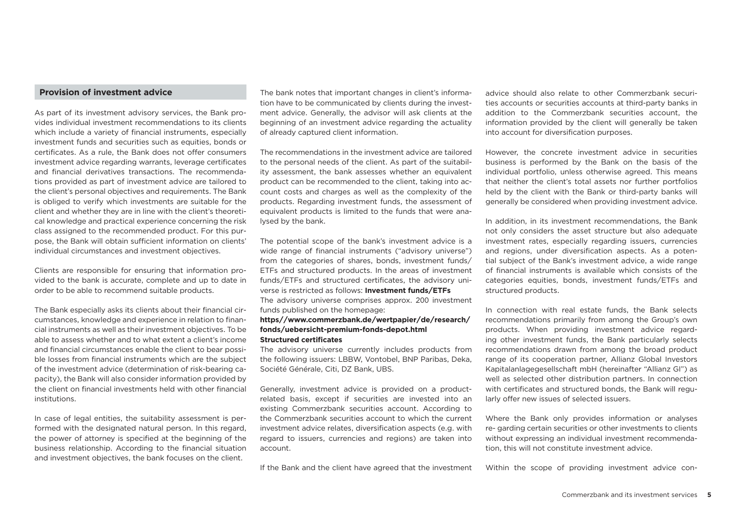## Provision of investment advice

As part of its investment advisory services, the Bank provides individual investment recommendations to its clients which include a variety of financial instruments, especially investment funds and securities such as equities, bonds or certificates. As a rule, the Bank does not offer consumers investment advice regarding warrants, leverage certificates and financial derivatives transactions. The recommendations provided as part of investment advice are tailored to the client's personal objectives and requirements. The Bank is obliged to verify which investments are suitable for the client and whether they are in line with the client's theoretical knowledge and practical experience concerning the risk class assigned to the recommended product. For this purpose, the Bank will obtain sufficient information on clients' individual circumstances and investment objectives.

Clients are responsible for ensuring that information provided to the bank is accurate, complete and up to date in order to be able to recommend suitable products.

The Bank especially asks its clients about their financial circumstances, knowledge and experience in relation to financial instruments as well as their investment objectives. To be able to assess whether and to what extent a client's income and financial circumstances enable the client to bear possible losses from financial instruments which are the subject of the investment advice (determination of risk-bearing capacity), the Bank will also consider information provided by the client on financial investments held with other financial institutions.

In case of legal entities, the suitability assessment is performed with the designated natural person. In this regard, the power of attorney is specified at the beginning of the business relationship. According to the financial situation and investment objectives, the bank focuses on the client.

The bank notes that important changes in client's information have to be communicated by clients during the investment advice. Generally, the advisor will ask clients at the beginning of an investment advice regarding the actuality of already captured client information.

The recommendations in the investment advice are tailored to the personal needs of the client. As part of the suitability assessment, the bank assesses whether an equivalent product can be recommended to the client, taking into account costs and charges as well as the complexity of the products. Regarding investment funds, the assessment of equivalent products is limited to the funds that were analysed by the bank.

The potential scope of the bank's investment advice is a wide range of financial instruments ("advisory universe") from the categories of shares, bonds, investment funds/ETFs and structured products. In the areas of investment funds/ETFs and structured certificates, the advisory universe is restricted as follows: **Investment funds/ETFs**
The advisory universe comprises approx. 200 investment funds published on the homepage:
**https//www.commerzbank.de/wertpapier/de/research/fonds/uebersicht-premium-fonds-depot.html**
**Structured certificates**
The advisory universe currently includes products from the following issuers: LBBW, Vontobel, BNP Paribas, Deka, Société Générale, Citi, DZ Bank, UBS.

Generally, investment advice is provided on a product-related basis, except if securities are invested into an existing Commerzbank securities account. According to the Commerzbank securities account to which the current investment advice relates, diversification aspects (e.g. with regard to issuers, currencies and regions) are taken into account.

If the Bank and the client have agreed that the investment advice should also relate to other Commerzbank securities accounts or securities accounts at third-party banks in addition to the Commerzbank securities account, the information provided by the client will generally be taken into account for diversification purposes.

However, the concrete investment advice in securities business is performed by the Bank on the basis of the individual portfolio, unless otherwise agreed. This means that neither the client's total assets nor further portfolios held by the client with the Bank or third-party banks will generally be considered when providing investment advice.

In addition, in its investment recommendations, the Bank not only considers the asset structure but also adequate investment rates, especially regarding issuers, currencies and regions, under diversification aspects. As a potential subject of the Bank's investment advice, a wide range of financial instruments is available which consists of the categories equities, bonds, investment funds/ETFs and structured products.

In connection with real estate funds, the Bank selects recommendations primarily from among the Group's own products. When providing investment advice regarding other investment funds, the Bank particularly selects recommendations drawn from among the broad product range of its cooperation partner, Allianz Global Investors Kapitalanlagegesellschaft mbH (hereinafter "Allianz GI") as well as selected other distribution partners. In connection with certificates and structured bonds, the Bank will regularly offer new issues of selected issuers.

Where the Bank only provides information or analyses re- garding certain securities or other investments to clients without expressing an individual investment recommendation, this will not constitute investment advice.

Within the scope of providing investment advice con-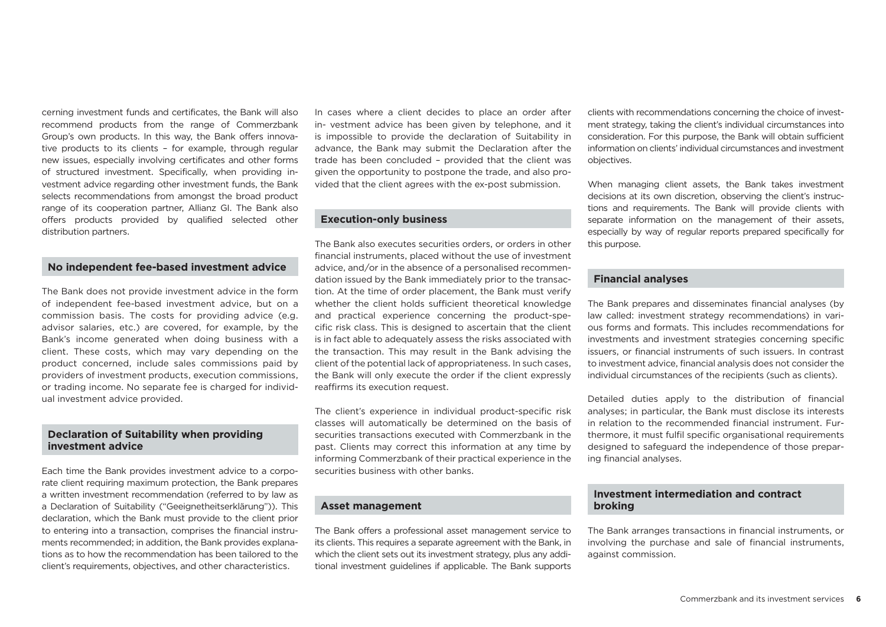cerning investment funds and certificates, the Bank will also recommend products from the range of Commerzbank Group's own products. In this way, the Bank offers innovative products to its clients – for example, through regular new issues, especially involving certificates and other forms of structured investment. Specifically, when providing investment advice regarding other investment funds, the Bank selects recommendations from amongst the broad product range of its cooperation partner, Allianz GI. The Bank also offers products provided by qualified selected other distribution partners.

## No independent fee-based investment advice

The Bank does not provide investment advice in the form of independent fee-based investment advice, but on a commission basis. The costs for providing advice (e.g. advisor salaries, etc.) are covered, for example, by the Bank's income generated when doing business with a client. These costs, which may vary depending on the product concerned, include sales commissions paid by providers of investment products, execution commissions, or trading income. No separate fee is charged for individual investment advice provided.

## Declaration of Suitability when providing investment advice

Each time the Bank provides investment advice to a corporate client requiring maximum protection, the Bank prepares a written investment recommendation (referred to by law as a Declaration of Suitability ("Geeignetheitserklärung")). This declaration, which the Bank must provide to the client prior to entering into a transaction, comprises the financial instruments recommended; in addition, the Bank provides explanations as to how the recommendation has been tailored to the client's requirements, objectives, and other characteristics.

In cases where a client decides to place an order after in- vestment advice has been given by telephone, and it is impossible to provide the declaration of Suitability in advance, the Bank may submit the Declaration after the trade has been concluded – provided that the client was given the opportunity to postpone the trade, and also provided that the client agrees with the ex-post submission.

## Execution-only business

The Bank also executes securities orders, or orders in other financial instruments, placed without the use of investment advice, and/or in the absence of a personalised recommendation issued by the Bank immediately prior to the transaction. At the time of order placement, the Bank must verify whether the client holds sufficient theoretical knowledge and practical experience concerning the product-specific risk class. This is designed to ascertain that the client is in fact able to adequately assess the risks associated with the transaction. This may result in the Bank advising the client of the potential lack of appropriateness. In such cases, the Bank will only execute the order if the client expressly reaffirms its execution request.

The client's experience in individual product-specific risk classes will automatically be determined on the basis of securities transactions executed with Commerzbank in the past. Clients may correct this information at any time by informing Commerzbank of their practical experience in the securities business with other banks.

## Asset management

The Bank offers a professional asset management service to its clients. This requires a separate agreement with the Bank, in which the client sets out its investment strategy, plus any additional investment guidelines if applicable. The Bank supports clients with recommendations concerning the choice of investment strategy, taking the client's individual circumstances into consideration. For this purpose, the Bank will obtain sufficient information on clients' individual circumstances and investment objectives.

When managing client assets, the Bank takes investment decisions at its own discretion, observing the client's instructions and requirements. The Bank will provide clients with separate information on the management of their assets, especially by way of regular reports prepared specifically for this purpose.

## Financial analyses

The Bank prepares and disseminates financial analyses (by law called: investment strategy recommendations) in various forms and formats. This includes recommendations for investments and investment strategies concerning specific issuers, or financial instruments of such issuers. In contrast to investment advice, financial analysis does not consider the individual circumstances of the recipients (such as clients).

Detailed duties apply to the distribution of financial analyses; in particular, the Bank must disclose its interests in relation to the recommended financial instrument. Furthermore, it must fulfil specific organisational requirements designed to safeguard the independence of those preparing financial analyses.

## Investment intermediation and contract broking

The Bank arranges transactions in financial instruments, or involving the purchase and sale of financial instruments, against commission.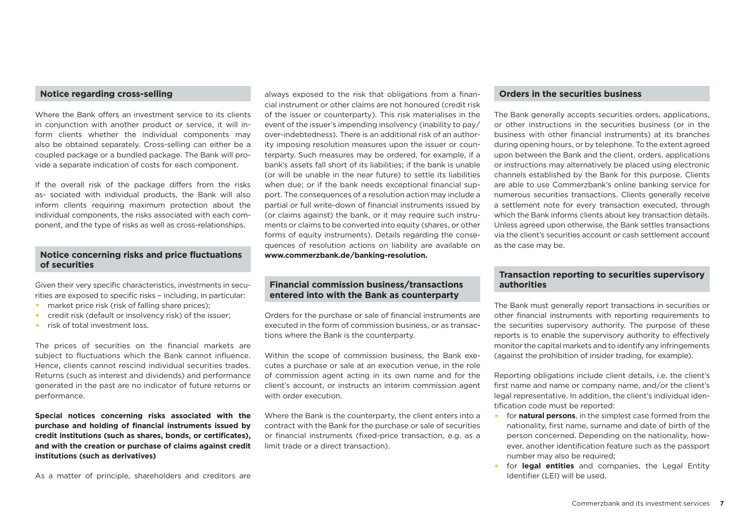## Notice regarding cross-selling

Where the Bank offers an investment service to its clients in conjunction with another product or service, it will inform clients whether the individual components may also be obtained separately. Cross-selling can either be a coupled package or a bundled package. The Bank will provide a separate indication of costs for each component.

If the overall risk of the package differs from the risks as- sociated with individual products, the Bank will also inform clients requiring maximum protection about the individual components, the risks associated with each component, and the type of risks as well as cross-relationships.

## Notice concerning risks and price fluctuations of securities

Given their very specific characteristics, investments in securities are exposed to specific risks – including, in particular:

- market price risk (risk of falling share prices);
- credit risk (default or insolvency risk) of the issuer;
- risk of total investment loss.

The prices of securities on the financial markets are subject to fluctuations which the Bank cannot influence. Hence, clients cannot rescind individual securities trades. Returns (such as interest and dividends) and performance generated in the past are no indicator of future returns or performance.

**Special notices concerning risks associated with the purchase and holding of financial instruments issued by credit institutions (such as shares, bonds, or certificates), and with the creation or purchase of claims against credit institutions (such as derivatives)**

As a matter of principle, shareholders and creditors are always exposed to the risk that obligations from a financial instrument or other claims are not honoured (credit risk of the issuer or counterparty). This risk materialises in the event of the issuer's impending insolvency (inability to pay/over-indebtedness). There is an additional risk of an authority imposing resolution measures upon the issuer or counterparty. Such measures may be ordered, for example, if a bank's assets fall short of its liabilities; if the bank is unable (or will be unable in the near future) to settle its liabilities when due; or if the bank needs exceptional financial support. The consequences of a resolution action may include a partial or full write-down of financial instruments issued by (or claims against) the bank, or it may require such instruments or claims to be converted into equity (shares, or other forms of equity instruments). Details regarding the consequences of resolution actions on liability are available on **www.commerzbank.de/banking-resolution.**

## Financial commission business/transactions entered into with the Bank as counterparty

Orders for the purchase or sale of financial instruments are executed in the form of commission business, or as transactions where the Bank is the counterparty.

Within the scope of commission business, the Bank executes a purchase or sale at an execution venue, in the role of commission agent acting in its own name and for the client's account, or instructs an interim commission agent with order execution.

Where the Bank is the counterparty, the client enters into a contract with the Bank for the purchase or sale of securities or financial instruments (fixed-price transaction, e.g. as a limit trade or a direct transaction).

## Orders in the securities business

The Bank generally accepts securities orders, applications, or other instructions in the securities business (or in the business with other financial instruments) at its branches during opening hours, or by telephone. To the extent agreed upon between the Bank and the client, orders, applications or instructions may alternatively be placed using electronic channels established by the Bank for this purpose. Clients are able to use Commerzbank's online banking service for numerous securities transactions. Clients generally receive a settlement note for every transaction executed, through which the Bank informs clients about key transaction details. Unless agreed upon otherwise, the Bank settles transactions via the client's securities account or cash settlement account as the case may be.

## Transaction reporting to securities supervisory authorities

The Bank must generally report transactions in securities or other financial instruments with reporting requirements to the securities supervisory authority. The purpose of these reports is to enable the supervisory authority to effectively monitor the capital markets and to identify any infringements (against the prohibition of insider trading, for example).

Reporting obligations include client details, i.e. the client's first name and name or company name, and/or the client's legal representative. In addition, the client's individual identification code must be reported:

- for **natural persons**, in the simplest case formed from the nationality, first name, surname and date of birth of the person concerned. Depending on the nationality, however, another identification feature such as the passport number may also be required;
- for **legal entities** and companies, the Legal Entity Identifier (LEI) will be used.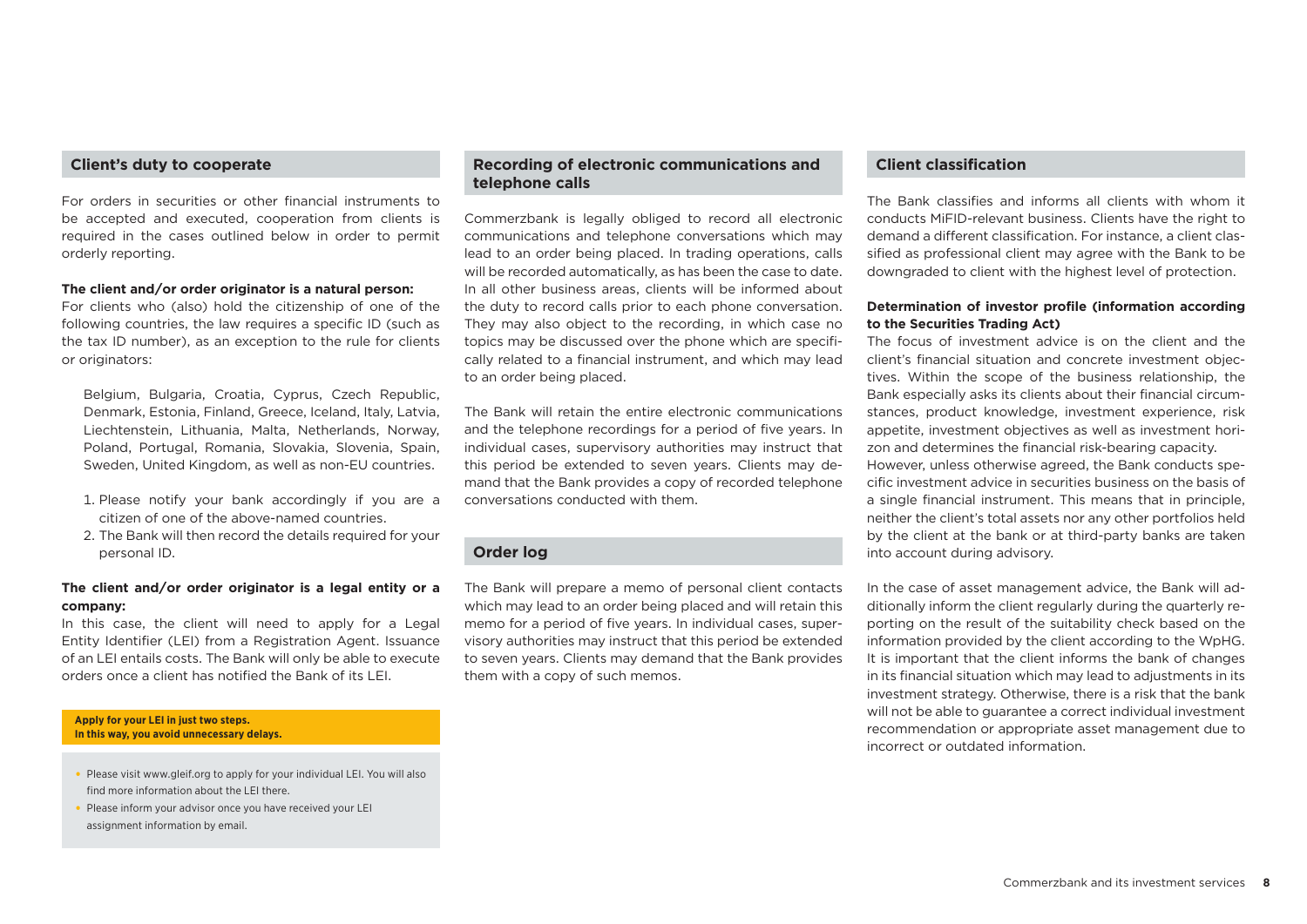## Client's duty to cooperate

For orders in securities or other financial instruments to be accepted and executed, cooperation from clients is required in the cases outlined below in order to permit orderly reporting.

**The client and/or order originator is a natural person:**
For clients who (also) hold the citizenship of one of the following countries, the law requires a specific ID (such as the tax ID number), as an exception to the rule for clients or originators:

Belgium, Bulgaria, Croatia, Cyprus, Czech Republic, Denmark, Estonia, Finland, Greece, Iceland, Italy, Latvia, Liechtenstein, Lithuania, Malta, Netherlands, Norway, Poland, Portugal, Romania, Slovakia, Slovenia, Spain, Sweden, United Kingdom, as well as non-EU countries.

1. Please notify your bank accordingly if you are a citizen of one of the above-named countries.
2. The Bank will then record the details required for your personal ID.

**The client and/or order originator is a legal entity or a company:**
In this case, the client will need to apply for a Legal Entity Identifier (LEI) from a Registration Agent. Issuance of an LEI entails costs. The Bank will only be able to execute orders once a client has notified the Bank of its LEI.

**Apply for your LEI in just two steps.**
**In this way, you avoid unnecessary delays.**

- Please visit www.gleif.org to apply for your individual LEI. You will also find more information about the LEI there.
- Please inform your advisor once you have received your LEI assignment information by email.

## Recording of electronic communications and telephone calls

Commerzbank is legally obliged to record all electronic communications and telephone conversations which may lead to an order being placed. In trading operations, calls will be recorded automatically, as has been the case to date. In all other business areas, clients will be informed about the duty to record calls prior to each phone conversation. They may also object to the recording, in which case no topics may be discussed over the phone which are specifically related to a financial instrument, and which may lead to an order being placed.

The Bank will retain the entire electronic communications and the telephone recordings for a period of five years. In individual cases, supervisory authorities may instruct that this period be extended to seven years. Clients may demand that the Bank provides a copy of recorded telephone conversations conducted with them.

## Order log

The Bank will prepare a memo of personal client contacts which may lead to an order being placed and will retain this memo for a period of five years. In individual cases, supervisory authorities may instruct that this period be extended to seven years. Clients may demand that the Bank provides them with a copy of such memos.

## Client classification

The Bank classifies and informs all clients with whom it conducts MiFID-relevant business. Clients have the right to demand a different classification. For instance, a client classified as professional client may agree with the Bank to be downgraded to client with the highest level of protection.

**Determination of investor profile (information according to the Securities Trading Act)**
The focus of investment advice is on the client and the client's financial situation and concrete investment objectives. Within the scope of the business relationship, the Bank especially asks its clients about their financial circumstances, product knowledge, investment experience, risk appetite, investment objectives as well as investment horizon and determines the financial risk-bearing capacity.
However, unless otherwise agreed, the Bank conducts specific investment advice in securities business on the basis of a single financial instrument. This means that in principle, neither the client's total assets nor any other portfolios held by the client at the bank or at third-party banks are taken into account during advisory.

In the case of asset management advice, the Bank will additionally inform the client regularly during the quarterly reporting on the result of the suitability check based on the information provided by the client according to the WpHG. It is important that the client informs the bank of changes in its financial situation which may lead to adjustments in its investment strategy. Otherwise, there is a risk that the bank will not be able to guarantee a correct individual investment recommendation or appropriate asset management due to incorrect or outdated information.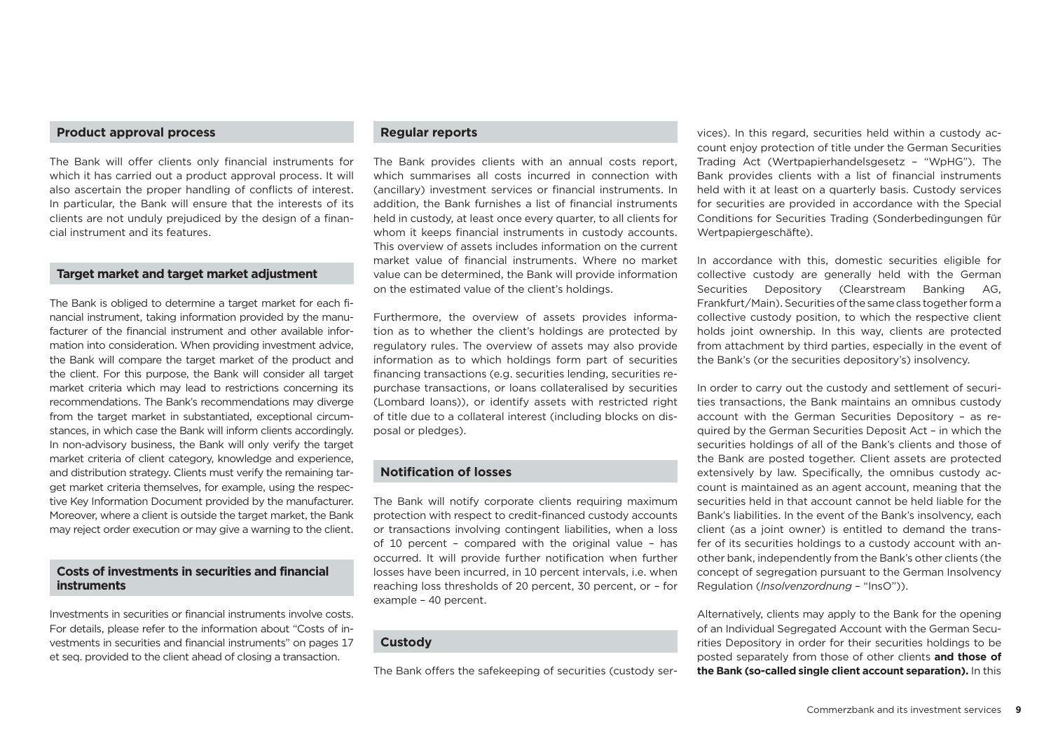## Product approval process

The Bank will offer clients only financial instruments for which it has carried out a product approval process. It will also ascertain the proper handling of conflicts of interest. In particular, the Bank will ensure that the interests of its clients are not unduly prejudiced by the design of a financial instrument and its features.

## Target market and target market adjustment

The Bank is obliged to determine a target market for each financial instrument, taking information provided by the manufacturer of the financial instrument and other available information into consideration. When providing investment advice, the Bank will compare the target market of the product and the client. For this purpose, the Bank will consider all target market criteria which may lead to restrictions concerning its recommendations. The Bank's recommendations may diverge from the target market in substantiated, exceptional circumstances, in which case the Bank will inform clients accordingly. In non-advisory business, the Bank will only verify the target market criteria of client category, knowledge and experience, and distribution strategy. Clients must verify the remaining target market criteria themselves, for example, using the respective Key Information Document provided by the manufacturer. Moreover, where a client is outside the target market, the Bank may reject order execution or may give a warning to the client.

## Costs of investments in securities and financial instruments

Investments in securities or financial instruments involve costs. For details, please refer to the information about "Costs of investments in securities and financial instruments" on pages 17 et seq. provided to the client ahead of closing a transaction.

## Regular reports

The Bank provides clients with an annual costs report, which summarises all costs incurred in connection with (ancillary) investment services or financial instruments. In addition, the Bank furnishes a list of financial instruments held in custody, at least once every quarter, to all clients for whom it keeps financial instruments in custody accounts. This overview of assets includes information on the current market value of financial instruments. Where no market value can be determined, the Bank will provide information on the estimated value of the client's holdings.

Furthermore, the overview of assets provides information as to whether the client's holdings are protected by regulatory rules. The overview of assets may also provide information as to which holdings form part of securities financing transactions (e.g. securities lending, securities repurchase transactions, or loans collateralised by securities (Lombard loans)), or identify assets with restricted right of title due to a collateral interest (including blocks on disposal or pledges).

## Notification of losses

The Bank will notify corporate clients requiring maximum protection with respect to credit-financed custody accounts or transactions involving contingent liabilities, when a loss of 10 percent – compared with the original value – has occurred. It will provide further notification when further losses have been incurred, in 10 percent intervals, i.e. when reaching loss thresholds of 20 percent, 30 percent, or – for example – 40 percent.

## Custody

The Bank offers the safekeeping of securities (custody services). In this regard, securities held within a custody account enjoy protection of title under the German Securities Trading Act (Wertpapierhandelsgesetz – "WpHG"). The Bank provides clients with a list of financial instruments held with it at least on a quarterly basis. Custody services for securities are provided in accordance with the Special Conditions for Securities Trading (Sonderbedingungen für Wertpapiergeschäfte).

In accordance with this, domestic securities eligible for collective custody are generally held with the German Securities Depository (Clearstream Banking AG, Frankfurt/Main). Securities of the same class together form a collective custody position, to which the respective client holds joint ownership. In this way, clients are protected from attachment by third parties, especially in the event of the Bank's (or the securities depository's) insolvency.

In order to carry out the custody and settlement of securities transactions, the Bank maintains an omnibus custody account with the German Securities Depository – as required by the German Securities Deposit Act – in which the securities holdings of all of the Bank's clients and those of the Bank are posted together. Client assets are protected extensively by law. Specifically, the omnibus custody account is maintained as an agent account, meaning that the securities held in that account cannot be held liable for the Bank's liabilities. In the event of the Bank's insolvency, each client (as a joint owner) is entitled to demand the transfer of its securities holdings to a custody account with another bank, independently from the Bank's other clients (the concept of segregation pursuant to the German Insolvency Regulation (*Insolvenzordnung* – "InsO")).

Alternatively, clients may apply to the Bank for the opening of an Individual Segregated Account with the German Securities Depository in order for their securities holdings to be posted separately from those of other clients **and those of the Bank (so-called single client account separation).** In this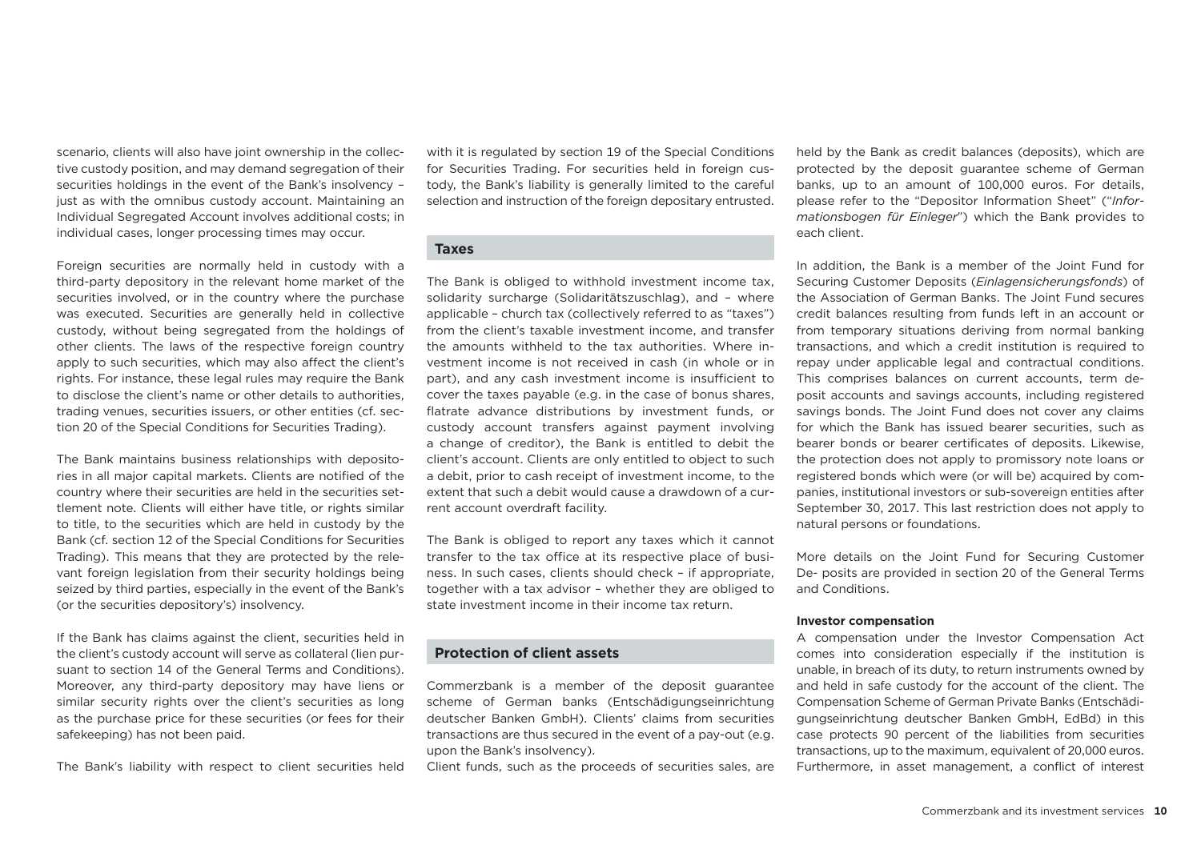scenario, clients will also have joint ownership in the collective custody position, and may demand segregation of their securities holdings in the event of the Bank's insolvency – just as with the omnibus custody account. Maintaining an Individual Segregated Account involves additional costs; in individual cases, longer processing times may occur.

Foreign securities are normally held in custody with a third-party depository in the relevant home market of the securities involved, or in the country where the purchase was executed. Securities are generally held in collective custody, without being segregated from the holdings of other clients. The laws of the respective foreign country apply to such securities, which may also affect the client's rights. For instance, these legal rules may require the Bank to disclose the client's name or other details to authorities, trading venues, securities issuers, or other entities (cf. section 20 of the Special Conditions for Securities Trading).

The Bank maintains business relationships with depositories in all major capital markets. Clients are notified of the country where their securities are held in the securities settlement note. Clients will either have title, or rights similar to title, to the securities which are held in custody by the Bank (cf. section 12 of the Special Conditions for Securities Trading). This means that they are protected by the relevant foreign legislation from their security holdings being seized by third parties, especially in the event of the Bank's (or the securities depository's) insolvency.

If the Bank has claims against the client, securities held in the client's custody account will serve as collateral (lien pursuant to section 14 of the General Terms and Conditions). Moreover, any third-party depository may have liens or similar security rights over the client's securities as long as the purchase price for these securities (or fees for their safekeeping) has not been paid.

The Bank's liability with respect to client securities held with it is regulated by section 19 of the Special Conditions for Securities Trading. For securities held in foreign custody, the Bank's liability is generally limited to the careful selection and instruction of the foreign depositary entrusted.

## Taxes

The Bank is obliged to withhold investment income tax, solidarity surcharge (Solidaritätszuschlag), and – where applicable – church tax (collectively referred to as "taxes") from the client's taxable investment income, and transfer the amounts withheld to the tax authorities. Where investment income is not received in cash (in whole or in part), and any cash investment income is insufficient to cover the taxes payable (e.g. in the case of bonus shares, flatrate advance distributions by investment funds, or custody account transfers against payment involving a change of creditor), the Bank is entitled to debit the client's account. Clients are only entitled to object to such a debit, prior to cash receipt of investment income, to the extent that such a debit would cause a drawdown of a current account overdraft facility.

The Bank is obliged to report any taxes which it cannot transfer to the tax office at its respective place of business. In such cases, clients should check – if appropriate, together with a tax advisor – whether they are obliged to state investment income in their income tax return.

## Protection of client assets

Commerzbank is a member of the deposit guarantee scheme of German banks (Entschädigungseinrichtung deutscher Banken GmbH). Clients' claims from securities transactions are thus secured in the event of a pay-out (e.g. upon the Bank's insolvency).

Client funds, such as the proceeds of securities sales, are held by the Bank as credit balances (deposits), which are protected by the deposit guarantee scheme of German banks, up to an amount of 100,000 euros. For details, please refer to the "Depositor Information Sheet" ("*Informationsbogen für Einleger*") which the Bank provides to each client.

In addition, the Bank is a member of the Joint Fund for Securing Customer Deposits (*Einlagensicherungsfonds*) of the Association of German Banks. The Joint Fund secures credit balances resulting from funds left in an account or from temporary situations deriving from normal banking transactions, and which a credit institution is required to repay under applicable legal and contractual conditions. This comprises balances on current accounts, term deposit accounts and savings accounts, including registered savings bonds. The Joint Fund does not cover any claims for which the Bank has issued bearer securities, such as bearer bonds or bearer certificates of deposits. Likewise, the protection does not apply to promissory note loans or registered bonds which were (or will be) acquired by companies, institutional investors or sub-sovereign entities after September 30, 2017. This last restriction does not apply to natural persons or foundations.

More details on the Joint Fund for Securing Customer De- posits are provided in section 20 of the General Terms and Conditions.

**Investor compensation**

A compensation under the Investor Compensation Act comes into consideration especially if the institution is unable, in breach of its duty, to return instruments owned by and held in safe custody for the account of the client. The Compensation Scheme of German Private Banks (Entschädigungseinrichtung deutscher Banken GmbH, EdBd) in this case protects 90 percent of the liabilities from securities transactions, up to the maximum, equivalent of 20,000 euros. Furthermore, in asset management, a conflict of interest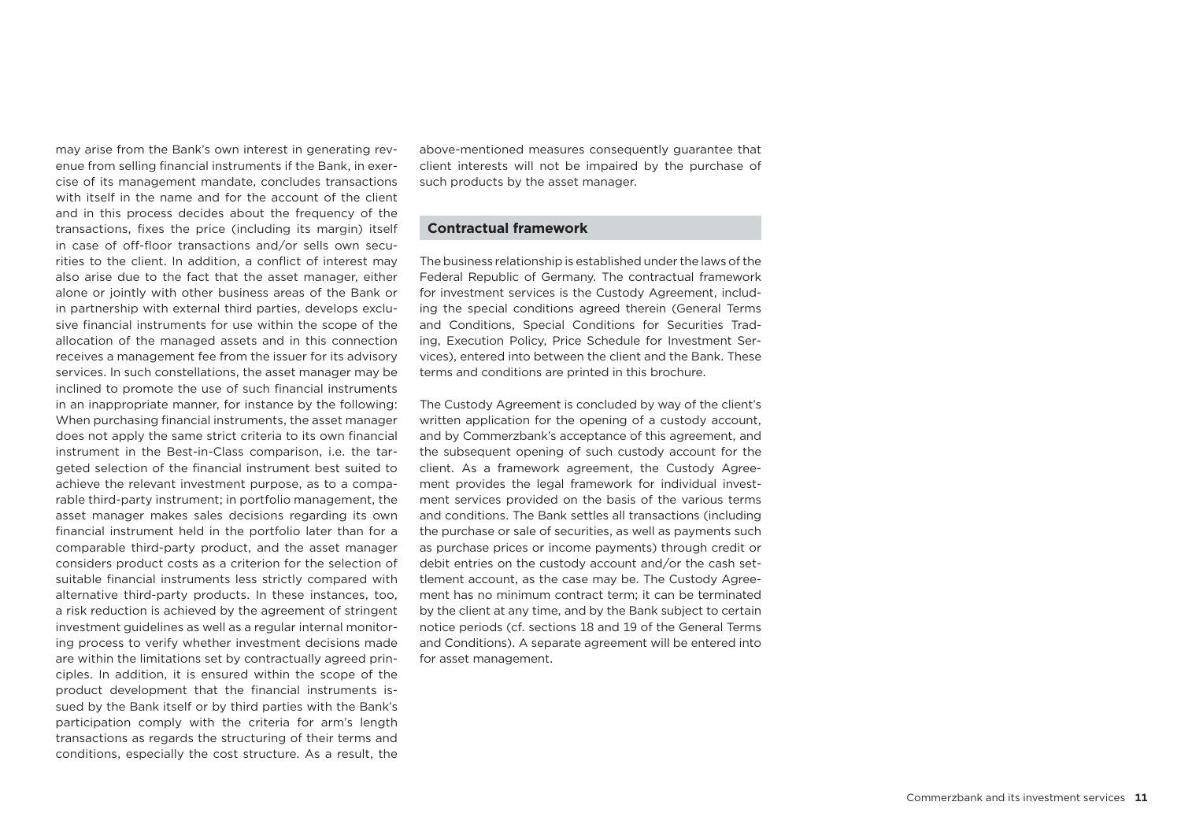may arise from the Bank's own interest in generating revenue from selling financial instruments if the Bank, in exercise of its management mandate, concludes transactions with itself in the name and for the account of the client and in this process decides about the frequency of the transactions, fixes the price (including its margin) itself in case of off-floor transactions and/or sells own securities to the client. In addition, a conflict of interest may also arise due to the fact that the asset manager, either alone or jointly with other business areas of the Bank or in partnership with external third parties, develops exclusive financial instruments for use within the scope of the allocation of the managed assets and in this connection receives a management fee from the issuer for its advisory services. In such constellations, the asset manager may be inclined to promote the use of such financial instruments in an inappropriate manner, for instance by the following: When purchasing financial instruments, the asset manager does not apply the same strict criteria to its own financial instrument in the Best-in-Class comparison, i.e. the targeted selection of the financial instrument best suited to achieve the relevant investment purpose, as to a comparable third-party instrument; in portfolio management, the asset manager makes sales decisions regarding its own financial instrument held in the portfolio later than for a comparable third-party product, and the asset manager considers product costs as a criterion for the selection of suitable financial instruments less strictly compared with alternative third-party products. In these instances, too, a risk reduction is achieved by the agreement of stringent investment guidelines as well as a regular internal monitoring process to verify whether investment decisions made are within the limitations set by contractually agreed principles. In addition, it is ensured within the scope of the product development that the financial instruments issued by the Bank itself or by third parties with the Bank's participation comply with the criteria for arm's length transactions as regards the structuring of their terms and conditions, especially the cost structure. As a result, the above-mentioned measures consequently guarantee that client interests will not be impaired by the purchase of such products by the asset manager.

## Contractual framework

The business relationship is established under the laws of the Federal Republic of Germany. The contractual framework for investment services is the Custody Agreement, including the special conditions agreed therein (General Terms and Conditions, Special Conditions for Securities Trading, Execution Policy, Price Schedule for Investment Services), entered into between the client and the Bank. These terms and conditions are printed in this brochure.

The Custody Agreement is concluded by way of the client's written application for the opening of a custody account, and by Commerzbank's acceptance of this agreement, and the subsequent opening of such custody account for the client. As a framework agreement, the Custody Agreement provides the legal framework for individual investment services provided on the basis of the various terms and conditions. The Bank settles all transactions (including the purchase or sale of securities, as well as payments such as purchase prices or income payments) through credit or debit entries on the custody account and/or the cash settlement account, as the case may be. The Custody Agreement has no minimum contract term; it can be terminated by the client at any time, and by the Bank subject to certain notice periods (cf. sections 18 and 19 of the General Terms and Conditions). A separate agreement will be entered into for asset management.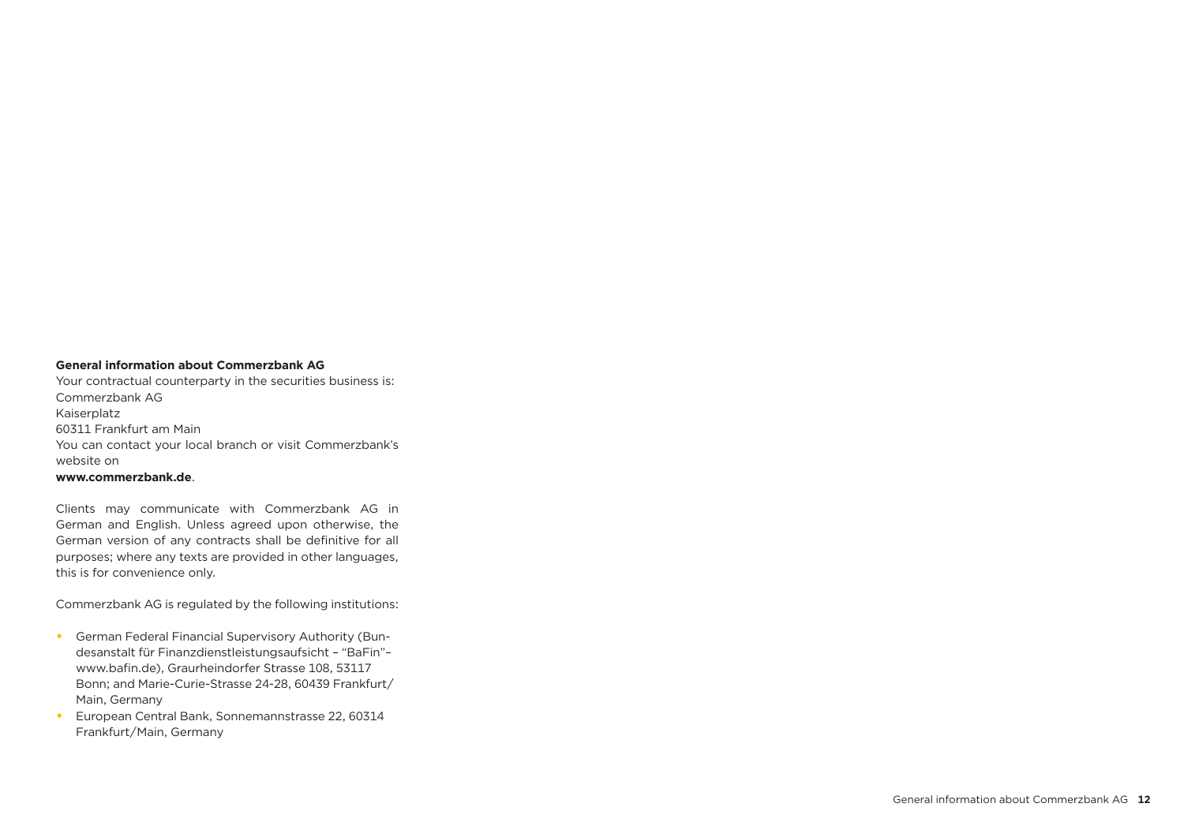**General information about Commerzbank AG**

Your contractual counterparty in the securities business is:
Commerzbank AG
Kaiserplatz
60311 Frankfurt am Main
You can contact your local branch or visit Commerzbank's website on
**www.commerzbank.de**.

Clients may communicate with Commerzbank AG in German and English. Unless agreed upon otherwise, the German version of any contracts shall be definitive for all purposes; where any texts are provided in other languages, this is for convenience only.

Commerzbank AG is regulated by the following institutions:

- German Federal Financial Supervisory Authority (Bundesanstalt für Finanzdienstleistungsaufsicht – "BaFin"– www.bafin.de), Graurheindorfer Strasse 108, 53117 Bonn; and Marie-Curie-Strasse 24-28, 60439 Frankfurt/Main, Germany
- European Central Bank, Sonnemannstrasse 22, 60314 Frankfurt/Main, Germany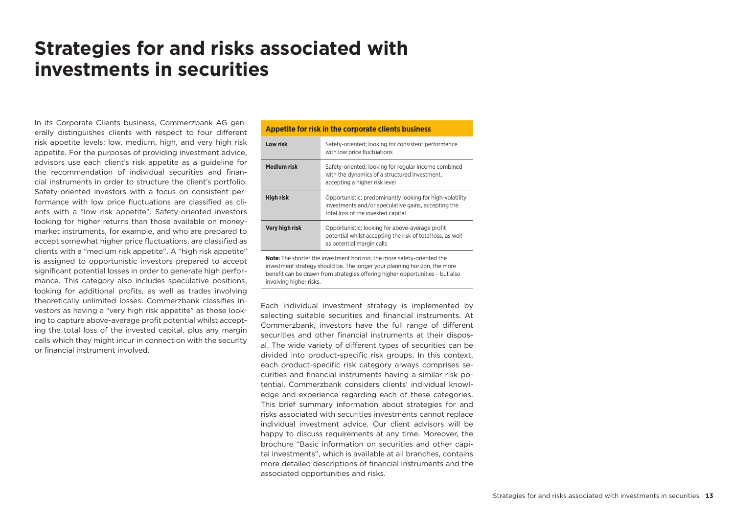# Strategies for and risks associated with investments in securities

In its Corporate Clients business, Commerzbank AG generally distinguishes clients with respect to four different risk appetite levels: low, medium, high, and very high risk appetite. For the purposes of providing investment advice, advisors use each client's risk appetite as a guideline for the recommendation of individual securities and financial instruments in order to structure the client's portfolio. Safety-oriented investors with a focus on consistent performance with low price fluctuations are classified as clients with a "low risk appetite". Safety-oriented investors looking for higher returns than those available on money-market instruments, for example, and who are prepared to accept somewhat higher price fluctuations, are classified as clients with a "medium risk appetite". A "high risk appetite" is assigned to opportunistic investors prepared to accept significant potential losses in order to generate high performance. This category also includes speculative positions, looking for additional profits, as well as trades involving theoretically unlimited losses. Commerzbank classifies investors as having a "very high risk appetite" as those looking to capture above-average profit potential whilst accepting the total loss of the invested capital, plus any margin calls which they might incur in connection with the security or financial instrument involved.

**Appetite for risk in the corporate clients business**

| | |
|---|---|
| **Low risk** | Safety-oriented; looking for consistent performance with low price fluctuations |
| **Medium risk** | Safety-oriented; looking for regular income combined with the dynamics of a structured investment, accepting a higher risk level |
| **High risk** | Opportunistic; predominantly looking for high-volatility investments and/or speculative gains, accepting the total loss of the invested capital |
| **Very high risk** | Opportunistic; looking for above-average profit potential whilst accepting the risk of total loss, as well as potential margin calls |

**Note:** The shorter the investment horizon, the more safety-oriented the investment strategy should be. The longer your planning horizon, the more benefit can be drawn from strategies offering higher opportunities – but also involving higher risks.

Each individual investment strategy is implemented by selecting suitable securities and financial instruments. At Commerzbank, investors have the full range of different securities and other financial instruments at their disposal. The wide variety of different types of securities can be divided into product-specific risk groups. In this context, each product-specific risk category always comprises securities and financial instruments having a similar risk potential. Commerzbank considers clients' individual knowledge and experience regarding each of these categories. This brief summary information about strategies for and risks associated with securities investments cannot replace individual investment advice. Our client advisors will be happy to discuss requirements at any time. Moreover, the brochure "Basic information on securities and other capital investments", which is available at all branches, contains more detailed descriptions of financial instruments and the associated opportunities and risks.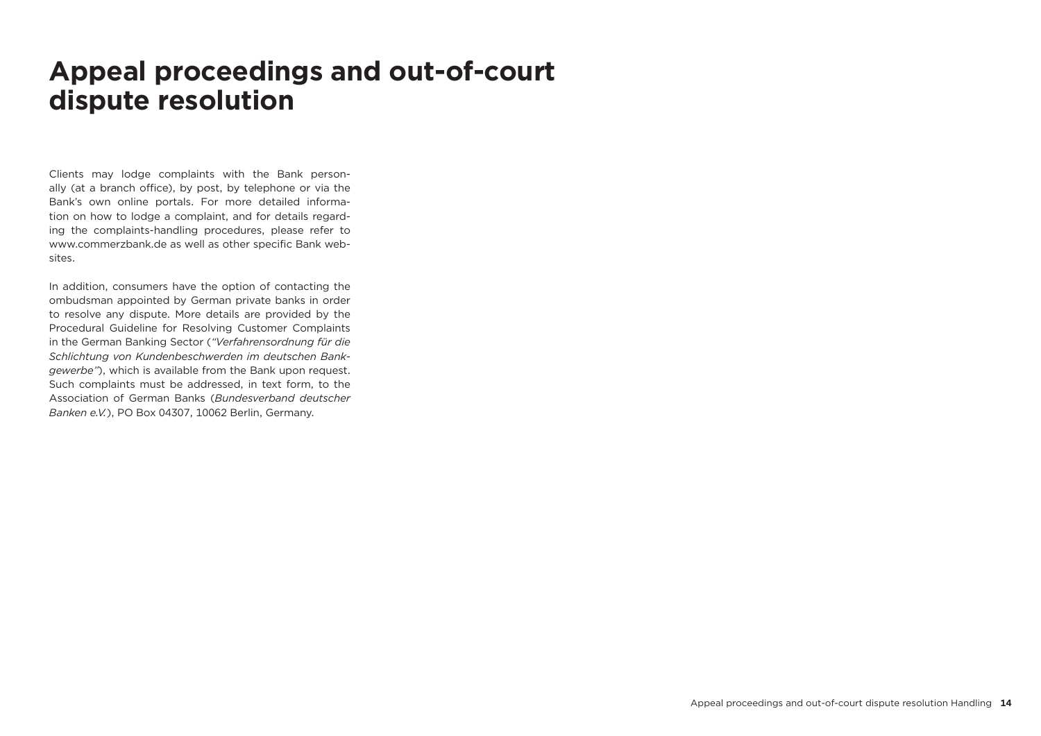# Appeal proceedings and out-of-court dispute resolution

Clients may lodge complaints with the Bank personally (at a branch office), by post, by telephone or via the Bank's own online portals. For more detailed information on how to lodge a complaint, and for details regarding the complaints-handling procedures, please refer to www.commerzbank.de as well as other specific Bank websites.

In addition, consumers have the option of contacting the ombudsman appointed by German private banks in order to resolve any dispute. More details are provided by the Procedural Guideline for Resolving Customer Complaints in the German Banking Sector (*"Verfahrensordnung für die Schlichtung von Kundenbeschwerden im deutschen Bankgewerbe"*), which is available from the Bank upon request. Such complaints must be addressed, in text form, to the Association of German Banks (*Bundesverband deutscher Banken e.V.*), PO Box 04307, 10062 Berlin, Germany.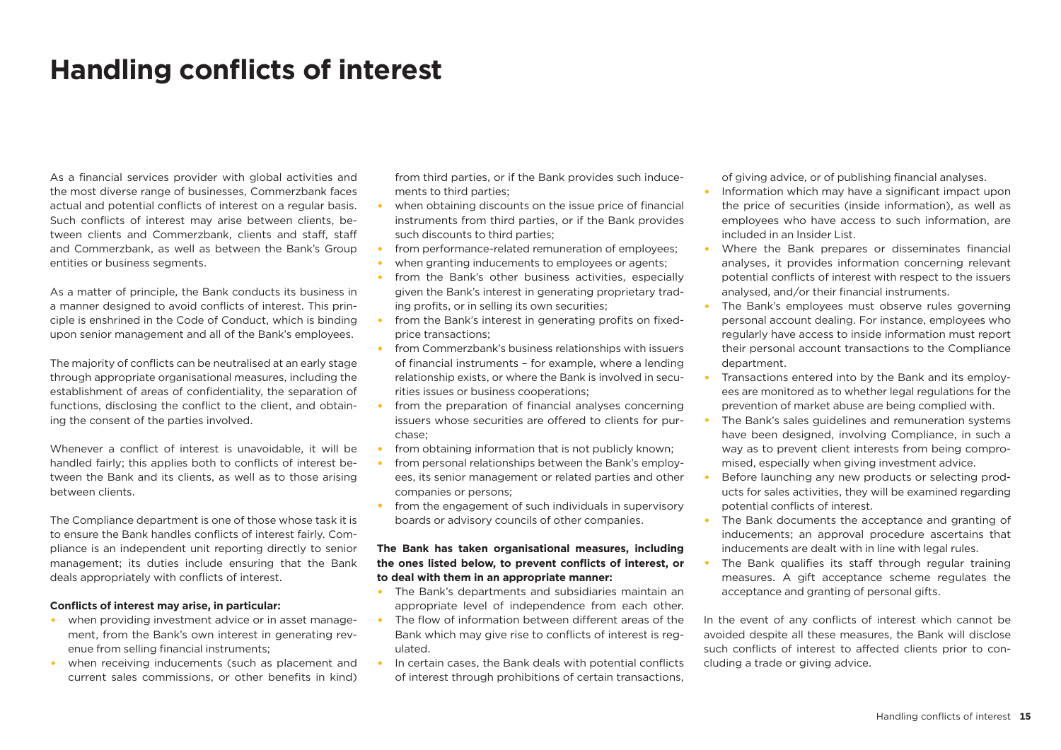# Handling conflicts of interest

As a financial services provider with global activities and the most diverse range of businesses, Commerzbank faces actual and potential conflicts of interest on a regular basis. Such conflicts of interest may arise between clients, between clients and Commerzbank, clients and staff, staff and Commerzbank, as well as between the Bank's Group entities or business segments.

As a matter of principle, the Bank conducts its business in a manner designed to avoid conflicts of interest. This principle is enshrined in the Code of Conduct, which is binding upon senior management and all of the Bank's employees.

The majority of conflicts can be neutralised at an early stage through appropriate organisational measures, including the establishment of areas of confidentiality, the separation of functions, disclosing the conflict to the client, and obtaining the consent of the parties involved.

Whenever a conflict of interest is unavoidable, it will be handled fairly; this applies both to conflicts of interest between the Bank and its clients, as well as to those arising between clients.

The Compliance department is one of those whose task it is to ensure the Bank handles conflicts of interest fairly. Compliance is an independent unit reporting directly to senior management; its duties include ensuring that the Bank deals appropriately with conflicts of interest.

**Conflicts of interest may arise, in particular:**

- when providing investment advice or in asset management, from the Bank's own interest in generating revenue from selling financial instruments;
- when receiving inducements (such as placement and current sales commissions, or other benefits in kind) from third parties, or if the Bank provides such inducements to third parties;
- when obtaining discounts on the issue price of financial instruments from third parties, or if the Bank provides such discounts to third parties;
- from performance-related remuneration of employees;
- when granting inducements to employees or agents;
- from the Bank's other business activities, especially given the Bank's interest in generating proprietary trading profits, or in selling its own securities;
- from the Bank's interest in generating profits on fixed-price transactions;
- from Commerzbank's business relationships with issuers of financial instruments – for example, where a lending relationship exists, or where the Bank is involved in securities issues or business cooperations;
- from the preparation of financial analyses concerning issuers whose securities are offered to clients for purchase;
- from obtaining information that is not publicly known;
- from personal relationships between the Bank's employees, its senior management or related parties and other companies or persons;
- from the engagement of such individuals in supervisory boards or advisory councils of other companies.

**The Bank has taken organisational measures, including the ones listed below, to prevent conflicts of interest, or to deal with them in an appropriate manner:**

- The Bank's departments and subsidiaries maintain an appropriate level of independence from each other.
- The flow of information between different areas of the Bank which may give rise to conflicts of interest is regulated.
- In certain cases, the Bank deals with potential conflicts of interest through prohibitions of certain transactions, of giving advice, or of publishing financial analyses.
- Information which may have a significant impact upon the price of securities (inside information), as well as employees who have access to such information, are included in an Insider List.
- Where the Bank prepares or disseminates financial analyses, it provides information concerning relevant potential conflicts of interest with respect to the issuers analysed, and/or their financial instruments.
- The Bank's employees must observe rules governing personal account dealing. For instance, employees who regularly have access to inside information must report their personal account transactions to the Compliance department.
- Transactions entered into by the Bank and its employees are monitored as to whether legal regulations for the prevention of market abuse are being complied with.
- The Bank's sales guidelines and remuneration systems have been designed, involving Compliance, in such a way as to prevent client interests from being compromised, especially when giving investment advice.
- Before launching any new products or selecting products for sales activities, they will be examined regarding potential conflicts of interest.
- The Bank documents the acceptance and granting of inducements; an approval procedure ascertains that inducements are dealt with in line with legal rules.
- The Bank qualifies its staff through regular training measures. A gift acceptance scheme regulates the acceptance and granting of personal gifts.

In the event of any conflicts of interest which cannot be avoided despite all these measures, the Bank will disclose such conflicts of interest to affected clients prior to concluding a trade or giving advice.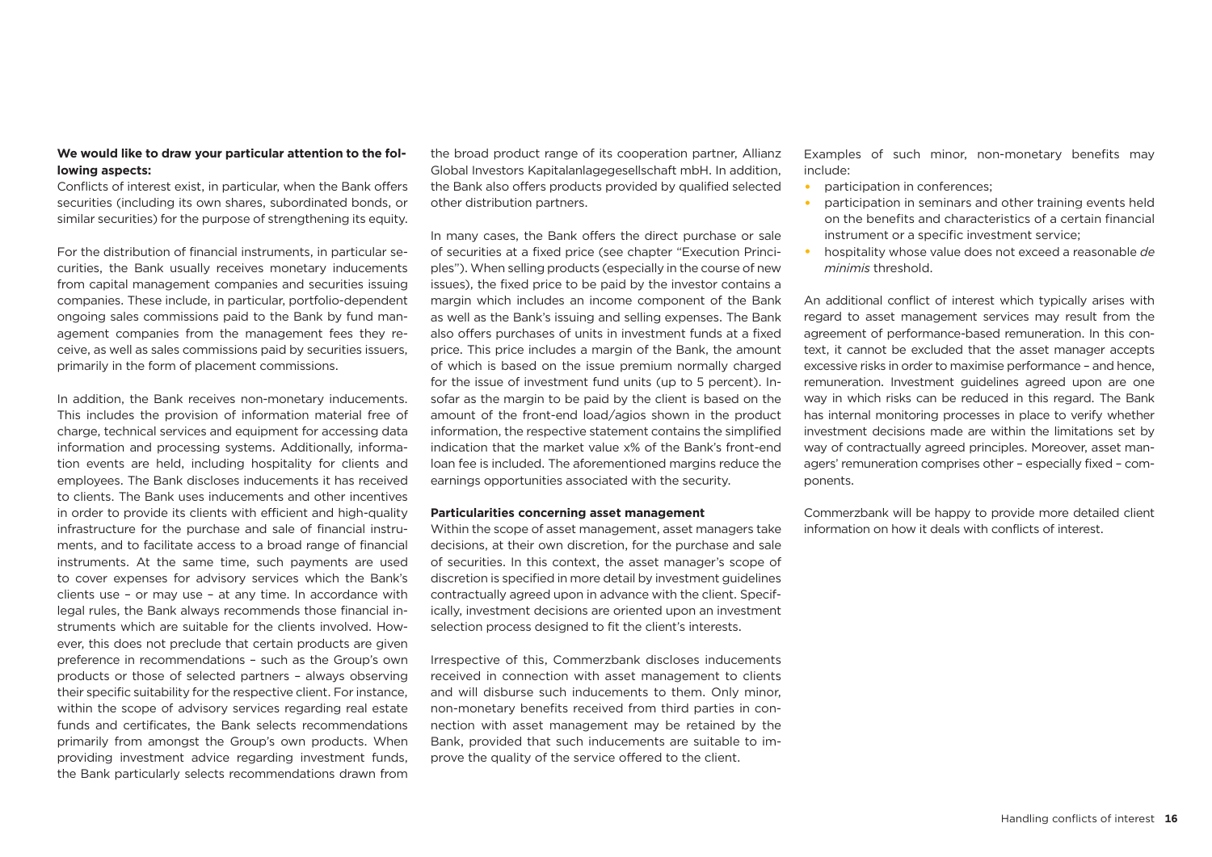**We would like to draw your particular attention to the following aspects:**

Conflicts of interest exist, in particular, when the Bank offers securities (including its own shares, subordinated bonds, or similar securities) for the purpose of strengthening its equity.

For the distribution of financial instruments, in particular securities, the Bank usually receives monetary inducements from capital management companies and securities issuing companies. These include, in particular, portfolio-dependent ongoing sales commissions paid to the Bank by fund management companies from the management fees they receive, as well as sales commissions paid by securities issuers, primarily in the form of placement commissions.

In addition, the Bank receives non-monetary inducements. This includes the provision of information material free of charge, technical services and equipment for accessing data information and processing systems. Additionally, information events are held, including hospitality for clients and employees. The Bank discloses inducements it has received to clients. The Bank uses inducements and other incentives in order to provide its clients with efficient and high-quality infrastructure for the purchase and sale of financial instruments, and to facilitate access to a broad range of financial instruments. At the same time, such payments are used to cover expenses for advisory services which the Bank's clients use – or may use – at any time. In accordance with legal rules, the Bank always recommends those financial instruments which are suitable for the clients involved. However, this does not preclude that certain products are given preference in recommendations – such as the Group's own products or those of selected partners – always observing their specific suitability for the respective client. For instance, within the scope of advisory services regarding real estate funds and certificates, the Bank selects recommendations primarily from amongst the Group's own products. When providing investment advice regarding investment funds, the Bank particularly selects recommendations drawn from the broad product range of its cooperation partner, Allianz Global Investors Kapitalanlagegesellschaft mbH. In addition, the Bank also offers products provided by qualified selected other distribution partners.

In many cases, the Bank offers the direct purchase or sale of securities at a fixed price (see chapter "Execution Principles"). When selling products (especially in the course of new issues), the fixed price to be paid by the investor contains a margin which includes an income component of the Bank as well as the Bank's issuing and selling expenses. The Bank also offers purchases of units in investment funds at a fixed price. This price includes a margin of the Bank, the amount of which is based on the issue premium normally charged for the issue of investment fund units (up to 5 percent). Insofar as the margin to be paid by the client is based on the amount of the front-end load/agios shown in the product information, the respective statement contains the simplified indication that the market value x% of the Bank's front-end loan fee is included. The aforementioned margins reduce the earnings opportunities associated with the security.

**Particularities concerning asset management**

Within the scope of asset management, asset managers take decisions, at their own discretion, for the purchase and sale of securities. In this context, the asset manager's scope of discretion is specified in more detail by investment guidelines contractually agreed upon in advance with the client. Specifically, investment decisions are oriented upon an investment selection process designed to fit the client's interests.

Irrespective of this, Commerzbank discloses inducements received in connection with asset management to clients and will disburse such inducements to them. Only minor, non-monetary benefits received from third parties in connection with asset management may be retained by the Bank, provided that such inducements are suitable to improve the quality of the service offered to the client.

Examples of such minor, non-monetary benefits may include:

- participation in conferences;
- participation in seminars and other training events held on the benefits and characteristics of a certain financial instrument or a specific investment service;
- hospitality whose value does not exceed a reasonable *de minimis* threshold.

An additional conflict of interest which typically arises with regard to asset management services may result from the agreement of performance-based remuneration. In this context, it cannot be excluded that the asset manager accepts excessive risks in order to maximise performance – and hence, remuneration. Investment guidelines agreed upon are one way in which risks can be reduced in this regard. The Bank has internal monitoring processes in place to verify whether investment decisions made are within the limitations set by way of contractually agreed principles. Moreover, asset managers' remuneration comprises other – especially fixed – components.

Commerzbank will be happy to provide more detailed client information on how it deals with conflicts of interest.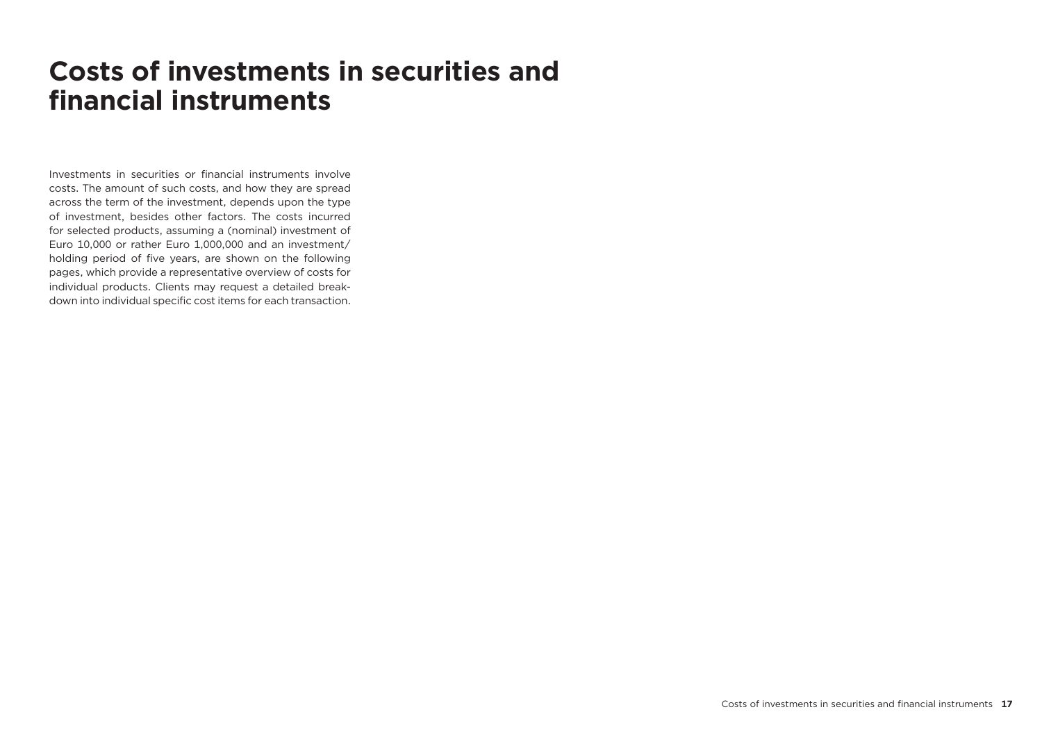# Costs of investments in securities and financial instruments

Investments in securities or financial instruments involve costs. The amount of such costs, and how they are spread across the term of the investment, depends upon the type of investment, besides other factors. The costs incurred for selected products, assuming a (nominal) investment of Euro 10,000 or rather Euro 1,000,000 and an investment/holding period of five years, are shown on the following pages, which provide a representative overview of costs for individual products. Clients may request a detailed breakdown into individual specific cost items for each transaction.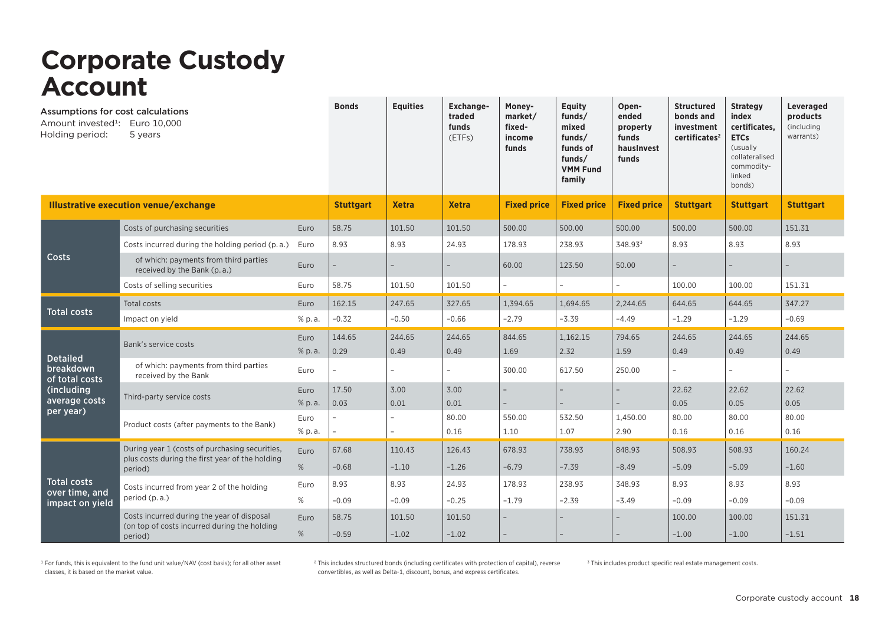# Corporate Custody Account

Assumptions for cost calculations
Amount invested[1]: Euro 10,000
Holding period: 5 years

| | | | Bonds | Equities | Exchange-traded funds (ETFs) | Money-market/ fixed-income funds | Equity funds/ mixed funds/ funds of funds/ VMM Fund family | Open-ended property funds hausInvest funds | Structured bonds and investment certificates[2] | Strategy index certificates, ETCs (usually collateralised commodity-linked bonds) | Leveraged products (including warrants) |
|---|---|---|---|---|---|---|---|---|---|---|---|
| **Illustrative execution venue/exchange** | | | **Stuttgart** | **Xetra** | **Xetra** | **Fixed price** | **Fixed price** | **Fixed price** | **Stuttgart** | **Stuttgart** | **Stuttgart** |
| **Costs** | Costs of purchasing securities | Euro | 58.75 | 101.50 | 101.50 | 500.00 | 500.00 | 500.00 | 500.00 | 500.00 | 151.31 |
| | Costs incurred during the holding period (p. a.) | Euro | 8.93 | 8.93 | 24.93 | 178.93 | 238.93 | 348.93[3] | 8.93 | 8.93 | 8.93 |
| | of which: payments from third parties received by the Bank (p. a.) | Euro | – | – | – | 60.00 | 123.50 | 50.00 | – | – | – |
| | Costs of selling securities | Euro | 58.75 | 101.50 | 101.50 | – | – | – | 100.00 | 100.00 | 151.31 |
| **Total costs** | Total costs | Euro | 162.15 | 247.65 | 327.65 | 1,394.65 | 1,694.65 | 2,244.65 | 644.65 | 644.65 | 347.27 |
| | Impact on yield | % p. a. | −0.32 | −0.50 | −0.66 | −2.79 | −3.39 | −4.49 | −1.29 | −1.29 | −0.69 |
| **Detailed breakdown of total costs (including average costs per year)** | Bank's service costs | Euro | 144.65 | 244.65 | 244.65 | 844.65 | 1,162.15 | 794.65 | 244.65 | 244.65 | 244.65 |
| | | % p. a. | 0.29 | 0.49 | 0.49 | 1.69 | 2.32 | 1.59 | 0.49 | 0.49 | 0.49 |
| | of which: payments from third parties received by the Bank | Euro | – | – | – | 300.00 | 617.50 | 250.00 | – | – | – |
| | Third-party service costs | Euro | 17.50 | 3.00 | 3.00 | – | – | – | 22.62 | 22.62 | 22.62 |
| | | % p. a. | 0.03 | 0.01 | 0.01 | – | – | – | 0.05 | 0.05 | 0.05 |
| | Product costs (after payments to the Bank) | Euro | – | – | 80.00 | 550.00 | 532.50 | 1,450.00 | 80.00 | 80.00 | 80.00 |
| | | % p. a. | – | – | 0.16 | 1.10 | 1.07 | 2.90 | 0.16 | 0.16 | 0.16 |
| **Total costs over time, and impact on yield** | During year 1 (costs of purchasing securities, plus costs during the first year of the holding period) | Euro | 67.68 | 110.43 | 126.43 | 678.93 | 738.93 | 848.93 | 508.93 | 508.93 | 160.24 |
| | | % | −0.68 | −1.10 | −1.26 | −6.79 | −7.39 | −8.49 | −5.09 | −5.09 | −1.60 |
| | Costs incurred from year 2 of the holding period (p. a.) | Euro | 8.93 | 8.93 | 24.93 | 178.93 | 238.93 | 348.93 | 8.93 | 8.93 | 8.93 |
| | | % | −0.09 | −0.09 | −0.25 | −1.79 | −2.39 | −3.49 | −0.09 | −0.09 | −0.09 |
| | Costs incurred during the year of disposal (on top of costs incurred during the holding period) | Euro | 58.75 | 101.50 | 101.50 | – | – | – | 100.00 | 100.00 | 151.31 |
| | | % | −0.59 | −1.02 | −1.02 | – | – | – | −1.00 | −1.00 | −1.51 |

[1] For funds, this is equivalent to the fund unit value/NAV (cost basis); for all other asset classes, it is based on the market value.

[2] This includes structured bonds (including certificates with protection of capital), reverse convertibles, as well as Delta-1, discount, bonus, and express certificates.

[3] This includes product specific real estate management costs.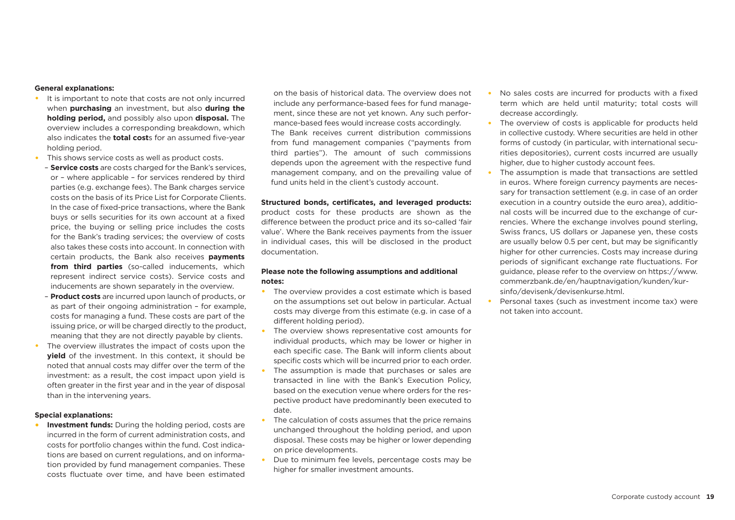**General explanations:**

- It is important to note that costs are not only incurred when **purchasing** an investment, but also **during the holding period,** and possibly also upon **disposal.** The overview includes a corresponding breakdown, which also indicates the **total cost**s for an assumed five-year holding period.
- This shows service costs as well as product costs.
  - **Service costs** are costs charged for the Bank's services, or – where applicable – for services rendered by third parties (e.g. exchange fees). The Bank charges service costs on the basis of its Price List for Corporate Clients. In the case of fixed-price transactions, where the Bank buys or sells securities for its own account at a fixed price, the buying or selling price includes the costs for the Bank's trading services; the overview of costs also takes these costs into account. In connection with certain products, the Bank also receives **payments from third parties** (so-called inducements, which represent indirect service costs). Service costs and inducements are shown separately in the overview.
  - **Product costs** are incurred upon launch of products, or as part of their ongoing administration – for example, costs for managing a fund. These costs are part of the issuing price, or will be charged directly to the product, meaning that they are not directly payable by clients.
- The overview illustrates the impact of costs upon the **yield** of the investment. In this context, it should be noted that annual costs may differ over the term of the investment: as a result, the cost impact upon yield is often greater in the first year and in the year of disposal than in the intervening years.

**Special explanations:**

- **Investment funds:** During the holding period, costs are incurred in the form of current administration costs, and costs for portfolio changes within the fund. Cost indications are based on current regulations, and on information provided by fund management companies. These costs fluctuate over time, and have been estimated on the basis of historical data. The overview does not include any performance-based fees for fund management, since these are not yet known. Any such performance-based fees would increase costs accordingly.

  The Bank receives current distribution commissions from fund management companies ("payments from third parties"). The amount of such commissions depends upon the agreement with the respective fund management company, and on the prevailing value of fund units held in the client's custody account.

**Structured bonds, certificates, and leveraged products:** product costs for these products are shown as the difference between the product price and its so-called 'fair value'. Where the Bank receives payments from the issuer in individual cases, this will be disclosed in the product documentation.

**Please note the following assumptions and additional notes:**

- The overview provides a cost estimate which is based on the assumptions set out below in particular. Actual costs may diverge from this estimate (e.g. in case of a different holding period).
- The overview shows representative cost amounts for individual products, which may be lower or higher in each specific case. The Bank will inform clients about specific costs which will be incurred prior to each order.
- The assumption is made that purchases or sales are transacted in line with the Bank's Execution Policy, based on the execution venue where orders for the respective product have predominantly been executed to date.
- The calculation of costs assumes that the price remains unchanged throughout the holding period, and upon disposal. These costs may be higher or lower depending on price developments.
- Due to minimum fee levels, percentage costs may be higher for smaller investment amounts.
- No sales costs are incurred for products with a fixed term which are held until maturity; total costs will decrease accordingly.
- The overview of costs is applicable for products held in collective custody. Where securities are held in other forms of custody (in particular, with international securities depositories), current costs incurred are usually higher, due to higher custody account fees.
- The assumption is made that transactions are settled in euros. Where foreign currency payments are necessary for transaction settlement (e.g. in case of an order execution in a country outside the euro area), additional costs will be incurred due to the exchange of currencies. Where the exchange involves pound sterling, Swiss francs, US dollars or Japanese yen, these costs are usually below 0.5 per cent, but may be significantly higher for other currencies. Costs may increase during periods of significant exchange rate fluctuations. For guidance, please refer to the overview on https://www.commerzbank.de/en/hauptnavigation/kunden/kursinfo/devisenk/devisenkurse.html.
- Personal taxes (such as investment income tax) were not taken into account.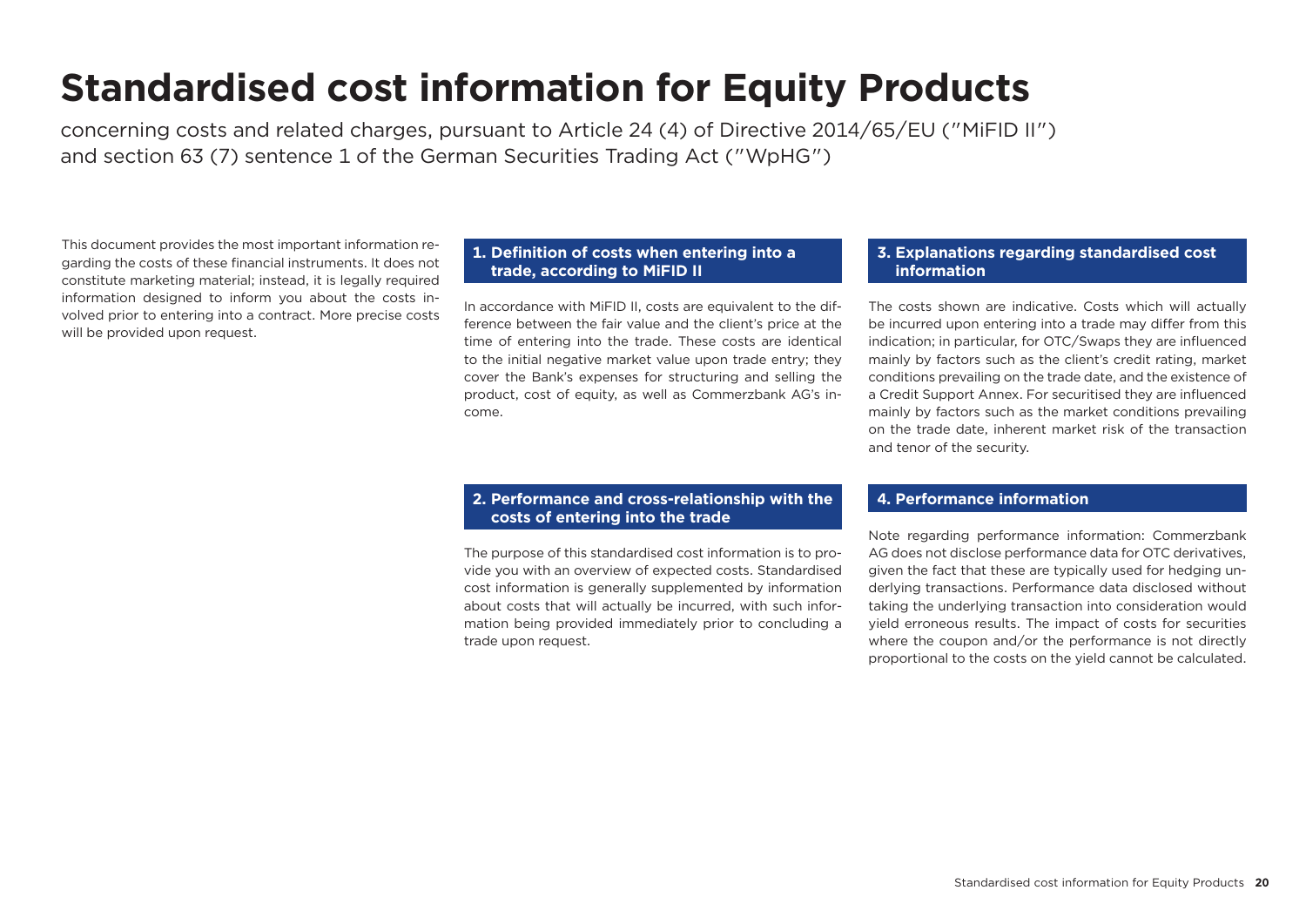# Standardised cost information for Equity Products

concerning costs and related charges, pursuant to Article 24 (4) of Directive 2014/65/EU ("MiFID II") and section 63 (7) sentence 1 of the German Securities Trading Act ("WpHG")

This document provides the most important information regarding the costs of these financial instruments. It does not constitute marketing material; instead, it is legally required information designed to inform you about the costs involved prior to entering into a contract. More precise costs will be provided upon request.

## 1. Definition of costs when entering into a trade, according to MiFID II

In accordance with MiFID II, costs are equivalent to the difference between the fair value and the client's price at the time of entering into the trade. These costs are identical to the initial negative market value upon trade entry; they cover the Bank's expenses for structuring and selling the product, cost of equity, as well as Commerzbank AG's income.

## 2. Performance and cross-relationship with the costs of entering into the trade

The purpose of this standardised cost information is to provide you with an overview of expected costs. Standardised cost information is generally supplemented by information about costs that will actually be incurred, with such information being provided immediately prior to concluding a trade upon request.

## 3. Explanations regarding standardised cost information

The costs shown are indicative. Costs which will actually be incurred upon entering into a trade may differ from this indication; in particular, for OTC/Swaps they are influenced mainly by factors such as the client's credit rating, market conditions prevailing on the trade date, and the existence of a Credit Support Annex. For securitised they are influenced mainly by factors such as the market conditions prevailing on the trade date, inherent market risk of the transaction and tenor of the security.

## 4. Performance information

Note regarding performance information: Commerzbank AG does not disclose performance data for OTC derivatives, given the fact that these are typically used for hedging underlying transactions. Performance data disclosed without taking the underlying transaction into consideration would yield erroneous results. The impact of costs for securities where the coupon and/or the performance is not directly proportional to the costs on the yield cannot be calculated.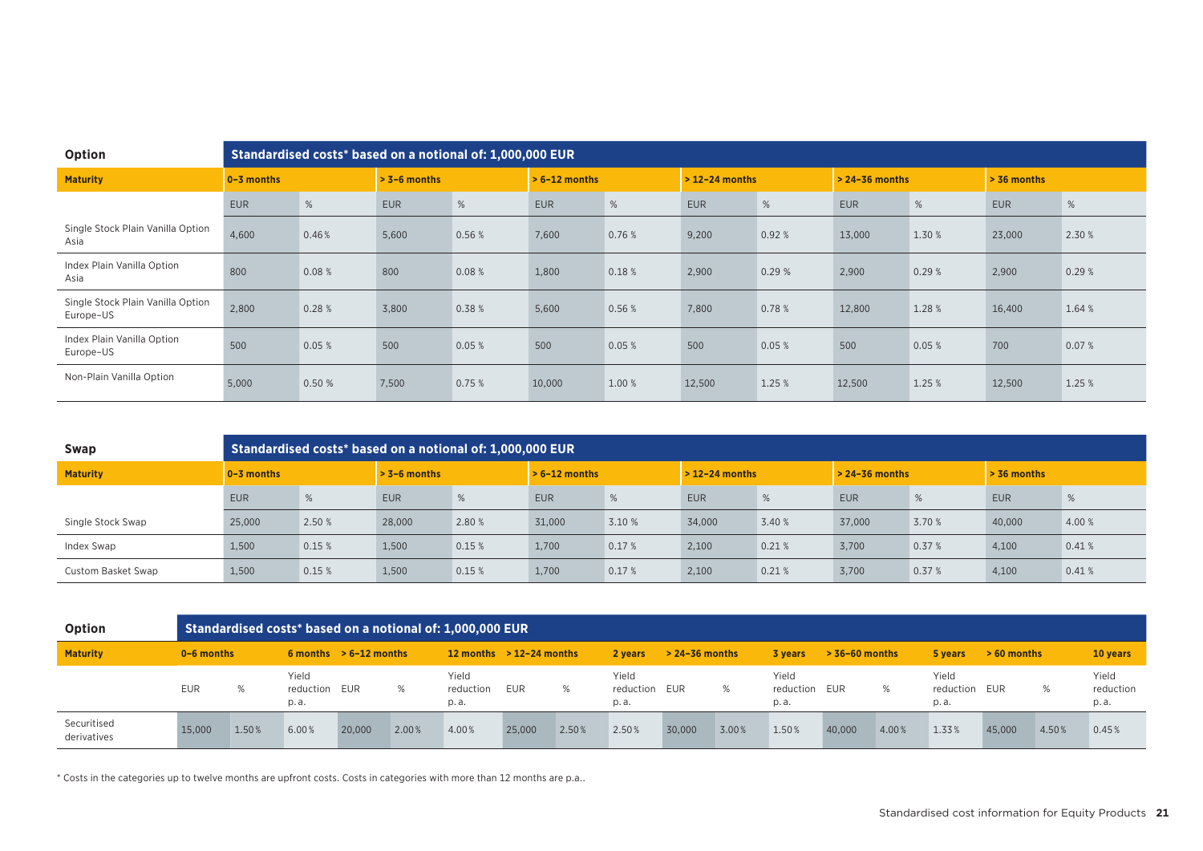| Option | Standardised costs* based on a notional of: 1,000,000 EUR | | | | | | | | | | | |
|---|---|---|---|---|---|---|---|---|---|---|---|---|
| **Maturity** | **0–3 months** | | **> 3–6 months** | | **> 6–12 months** | | **> 12–24 months** | | **> 24–36 months** | | **> 36 months** | |
| | EUR | % | EUR | % | EUR | % | EUR | % | EUR | % | EUR | % |
| Single Stock Plain Vanilla Option Asia | 4,600 | 0.46 % | 5,600 | 0.56 % | 7,600 | 0.76 % | 9,200 | 0.92 % | 13,000 | 1.30 % | 23,000 | 2.30 % |
| Index Plain Vanilla Option Asia | 800 | 0.08 % | 800 | 0.08 % | 1,800 | 0.18 % | 2,900 | 0.29 % | 2,900 | 0.29 % | 2,900 | 0.29 % |
| Single Stock Plain Vanilla Option Europe–US | 2,800 | 0.28 % | 3,800 | 0.38 % | 5,600 | 0.56 % | 7,800 | 0.78 % | 12,800 | 1.28 % | 16,400 | 1.64 % |
| Index Plain Vanilla Option Europe–US | 500 | 0.05 % | 500 | 0.05 % | 500 | 0.05 % | 500 | 0.05 % | 500 | 0.05 % | 700 | 0.07 % |
| Non-Plain Vanilla Option | 5,000 | 0.50 % | 7,500 | 0.75 % | 10,000 | 1.00 % | 12,500 | 1.25 % | 12,500 | 1.25 % | 12,500 | 1.25 % |

| Swap | Standardised costs* based on a notional of: 1,000,000 EUR | | | | | | | | | | | |
|---|---|---|---|---|---|---|---|---|---|---|---|---|
| **Maturity** | **0–3 months** | | **> 3–6 months** | | **> 6–12 months** | | **> 12–24 months** | | **> 24–36 months** | | **> 36 months** | |
| | EUR | % | EUR | % | EUR | % | EUR | % | EUR | % | EUR | % |
| Single Stock Swap | 25,000 | 2.50 % | 28,000 | 2.80 % | 31,000 | 3.10 % | 34,000 | 3.40 % | 37,000 | 3.70 % | 40,000 | 4.00 % |
| Index Swap | 1,500 | 0.15 % | 1,500 | 0.15 % | 1,700 | 0.17 % | 2,100 | 0.21 % | 3,700 | 0.37 % | 4,100 | 0.41 % |
| Custom Basket Swap | 1,500 | 0.15 % | 1,500 | 0.15 % | 1,700 | 0.17 % | 2,100 | 0.21 % | 3,700 | 0.37 % | 4,100 | 0.41 % |

| Option | Standardised costs* based on a notional of: 1,000,000 EUR | | | | | | | | | | | | | | | | | |
|---|---|---|---|---|---|---|---|---|---|---|---|---|---|---|---|---|---|---|
| **Maturity** | **0–6 months** | | **6 months** | **> 6–12 months** | | **12 months** | **> 12–24 months** | | **2 years** | **> 24–36 months** | | **3 years** | **> 36–60 months** | | **5 years** | **> 60 months** | | **10 years** |
| | EUR | % | Yield reduction p.a. | EUR | % | Yield reduction p.a. | EUR | % | Yield reduction p.a. | EUR | % | Yield reduction p.a. | EUR | % | Yield reduction p.a. | EUR | % | Yield reduction p.a. |
| Securitised derivatives | 15,000 | 1.50 % | 6.00 % | 20,000 | 2.00 % | 4.00 % | 25,000 | 2.50 % | 2.50 % | 30,000 | 3.00 % | 1.50 % | 40,000 | 4.00 % | 1.33 % | 45,000 | 4.50 % | 0.45 % |

* Costs in the categories up to twelve months are upfront costs. Costs in categories with more than 12 months are p.a..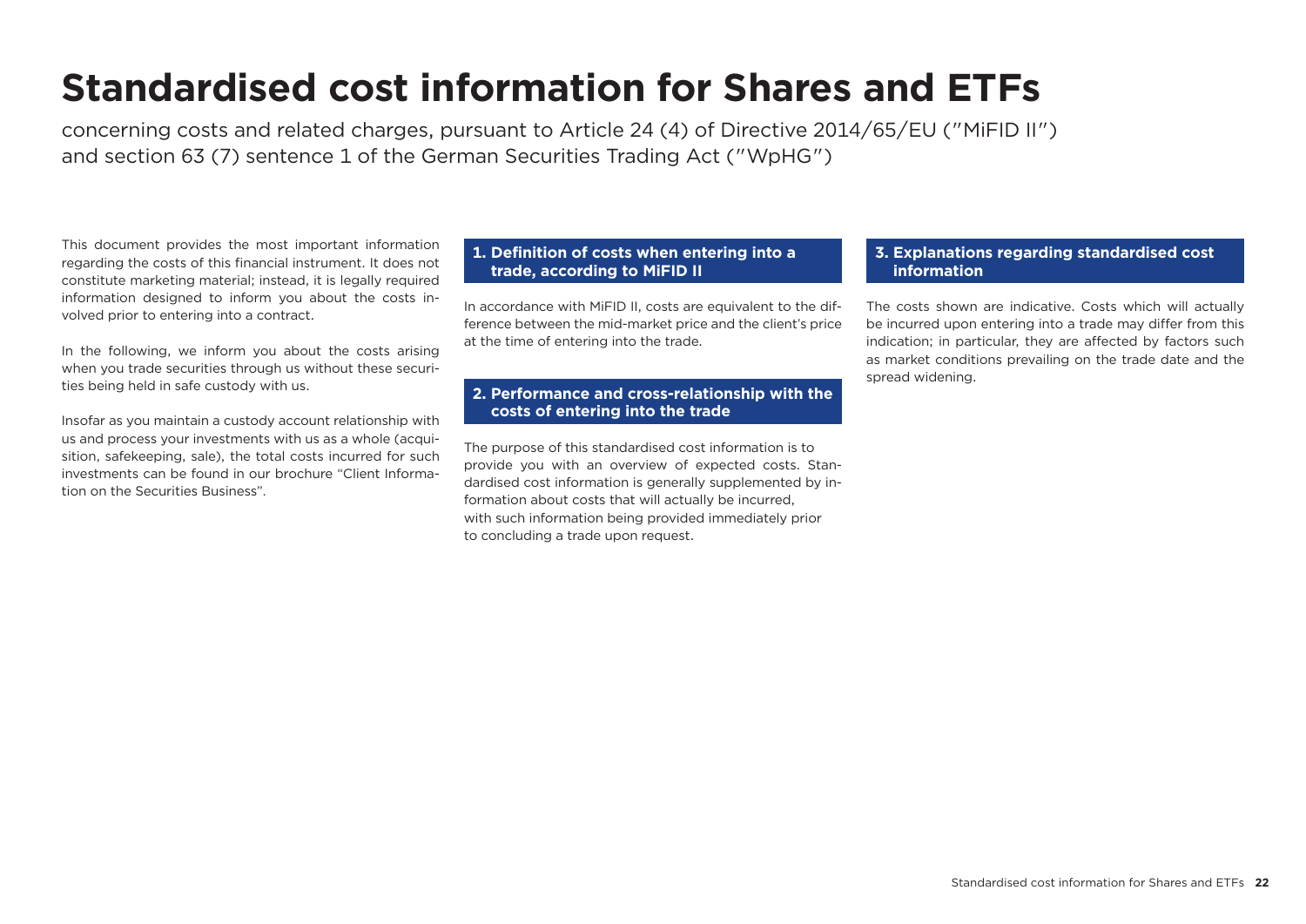# Standardised cost information for Shares and ETFs

concerning costs and related charges, pursuant to Article 24 (4) of Directive 2014/65/EU ("MiFID II") and section 63 (7) sentence 1 of the German Securities Trading Act ("WpHG")

This document provides the most important information regarding the costs of this financial instrument. It does not constitute marketing material; instead, it is legally required information designed to inform you about the costs involved prior to entering into a contract.

In the following, we inform you about the costs arising when you trade securities through us without these securities being held in safe custody with us.

Insofar as you maintain a custody account relationship with us and process your investments with us as a whole (acquisition, safekeeping, sale), the total costs incurred for such investments can be found in our brochure "Client Information on the Securities Business".

## 1. Definition of costs when entering into a trade, according to MiFID II

In accordance with MiFID II, costs are equivalent to the difference between the mid-market price and the client's price at the time of entering into the trade.

## 2. Performance and cross-relationship with the costs of entering into the trade

The purpose of this standardised cost information is to provide you with an overview of expected costs. Standardised cost information is generally supplemented by information about costs that will actually be incurred, with such information being provided immediately prior to concluding a trade upon request.

## 3. Explanations regarding standardised cost information

The costs shown are indicative. Costs which will actually be incurred upon entering into a trade may differ from this indication; in particular, they are affected by factors such as market conditions prevailing on the trade date and the spread widening.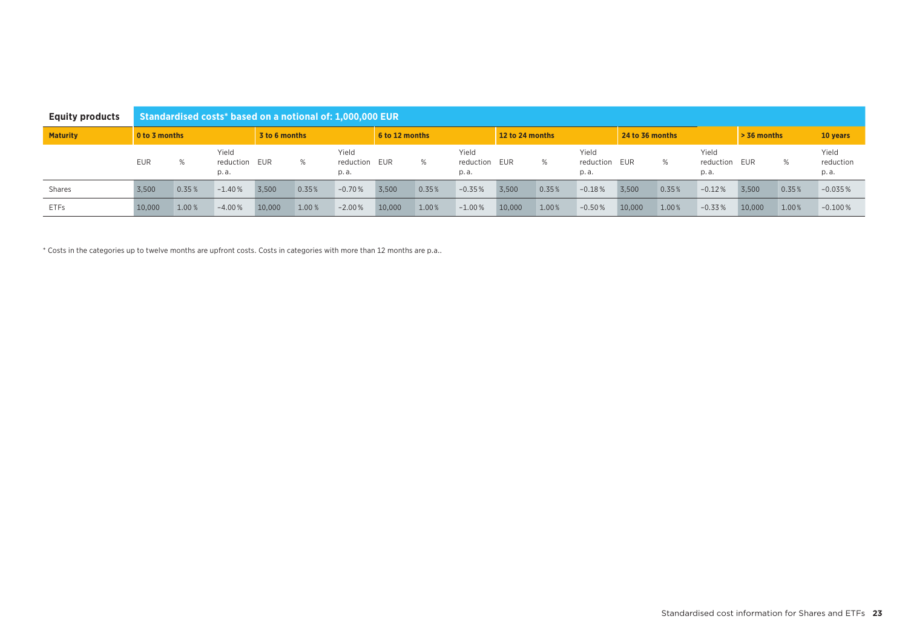| Equity products | Standardised costs* based on a notional of: 1,000,000 EUR | | | | | | | | | | | | | | | | | |
|---|---|---|---|---|---|---|---|---|---|---|---|---|---|---|---|---|---|---|
| **Maturity** | **0 to 3 months** | | | **3 to 6 months** | | | **6 to 12 months** | | | **12 to 24 months** | | | **24 to 36 months** | | | **> 36 months** | | **10 years** |
| | EUR | % | Yield reduction p.a. | EUR | % | Yield reduction p.a. | EUR | % | Yield reduction p.a. | EUR | % | Yield reduction p.a. | EUR | % | Yield reduction p.a. | EUR | % | Yield reduction p.a. |
| Shares | 3,500 | 0.35 % | −1.40 % | 3,500 | 0.35% | −0.70 % | 3,500 | 0.35% | −0.35 % | 3,500 | 0.35% | −0.18 % | 3,500 | 0.35% | −0.12 % | 3,500 | 0.35% | −0.035 % |
| ETFs | 10,000 | 1.00 % | −4.00 % | 10,000 | 1.00 % | −2.00 % | 10,000 | 1.00% | −1.00 % | 10,000 | 1.00% | −0.50 % | 10,000 | 1.00% | −0.33 % | 10,000 | 1.00% | −0.100 % |

* Costs in the categories up to twelve months are upfront costs. Costs in categories with more than 12 months are p.a..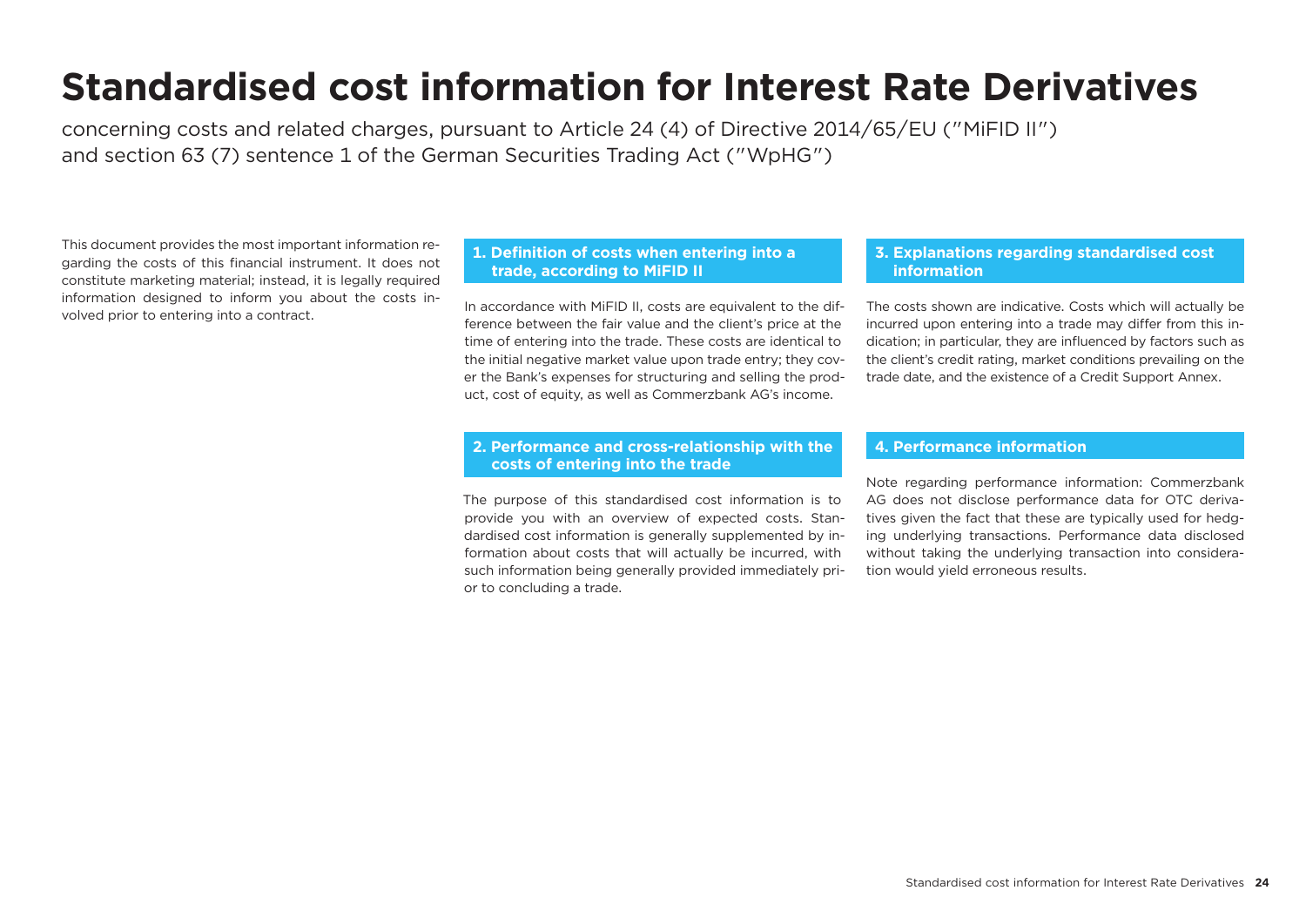# Standardised cost information for Interest Rate Derivatives

concerning costs and related charges, pursuant to Article 24 (4) of Directive 2014/65/EU ("MiFID II") and section 63 (7) sentence 1 of the German Securities Trading Act ("WpHG")

This document provides the most important information regarding the costs of this financial instrument. It does not constitute marketing material; instead, it is legally required information designed to inform you about the costs involved prior to entering into a contract.

## 1. Definition of costs when entering into a trade, according to MiFID II

In accordance with MiFID II, costs are equivalent to the difference between the fair value and the client's price at the time of entering into the trade. These costs are identical to the initial negative market value upon trade entry; they cover the Bank's expenses for structuring and selling the product, cost of equity, as well as Commerzbank AG's income.

## 2. Performance and cross-relationship with the costs of entering into the trade

The purpose of this standardised cost information is to provide you with an overview of expected costs. Standardised cost information is generally supplemented by information about costs that will actually be incurred, with such information being generally provided immediately prior to concluding a trade.

## 3. Explanations regarding standardised cost information

The costs shown are indicative. Costs which will actually be incurred upon entering into a trade may differ from this indication; in particular, they are influenced by factors such as the client's credit rating, market conditions prevailing on the trade date, and the existence of a Credit Support Annex.

## 4. Performance information

Note regarding performance information: Commerzbank AG does not disclose performance data for OTC derivatives given the fact that these are typically used for hedging underlying transactions. Performance data disclosed without taking the underlying transaction into consideration would yield erroneous results.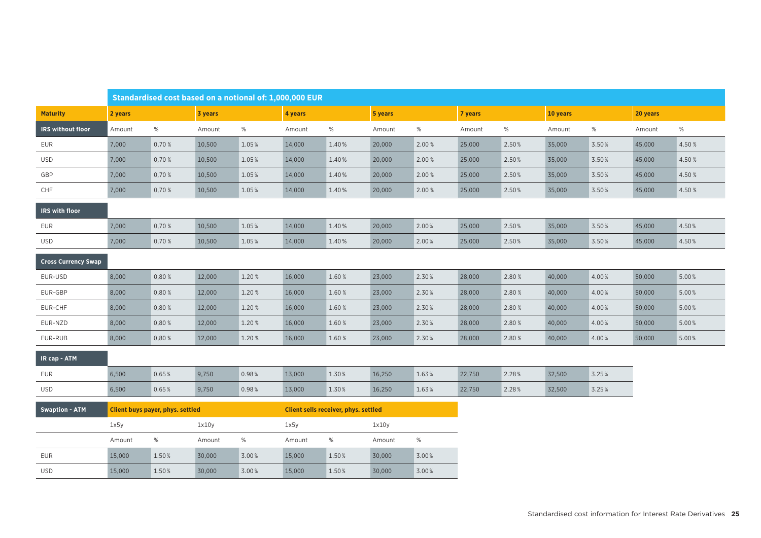| | Standardised cost based on a notional of: 1,000,000 EUR | | | | | | | | | | | | | |
|---|---|---|---|---|---|---|---|---|---|---|---|---|---|---|
| **Maturity** | **2 years** | | **3 years** | | **4 years** | | **5 years** | | **7 years** | | **10 years** | | **20 years** | |
| **IRS without floor** | Amount | % | Amount | % | Amount | % | Amount | % | Amount | % | Amount | % | Amount | % |
| EUR | 7,000 | 0,70 % | 10,500 | 1.05 % | 14,000 | 1.40 % | 20,000 | 2.00 % | 25,000 | 2.50 % | 35,000 | 3.50 % | 45,000 | 4.50 % |
| USD | 7,000 | 0,70 % | 10,500 | 1.05 % | 14,000 | 1.40 % | 20,000 | 2.00 % | 25,000 | 2.50 % | 35,000 | 3.50 % | 45,000 | 4.50 % |
| GBP | 7,000 | 0,70 % | 10,500 | 1.05 % | 14,000 | 1.40 % | 20,000 | 2.00 % | 25,000 | 2.50 % | 35,000 | 3.50 % | 45,000 | 4.50 % |
| CHF | 7,000 | 0,70 % | 10,500 | 1.05 % | 14,000 | 1.40 % | 20,000 | 2.00 % | 25,000 | 2.50 % | 35,000 | 3.50 % | 45,000 | 4.50 % |
| **IRS with floor** | | | | | | | | | | | | | | |
| EUR | 7,000 | 0,70 % | 10,500 | 1.05 % | 14,000 | 1.40 % | 20,000 | 2.00 % | 25,000 | 2.50 % | 35,000 | 3.50 % | 45,000 | 4.50 % |
| USD | 7,000 | 0,70 % | 10,500 | 1.05 % | 14,000 | 1.40 % | 20,000 | 2.00 % | 25,000 | 2.50 % | 35,000 | 3.50 % | 45,000 | 4.50 % |
| **Cross Currency Swap** | | | | | | | | | | | | | | |
| EUR-USD | 8,000 | 0,80 % | 12,000 | 1.20 % | 16,000 | 1.60 % | 23,000 | 2.30 % | 28,000 | 2.80 % | 40,000 | 4.00 % | 50,000 | 5.00 % |
| EUR-GBP | 8,000 | 0,80 % | 12,000 | 1.20 % | 16,000 | 1.60 % | 23,000 | 2.30 % | 28,000 | 2.80 % | 40,000 | 4.00 % | 50,000 | 5.00 % |
| EUR-CHF | 8,000 | 0,80 % | 12,000 | 1.20 % | 16,000 | 1.60 % | 23,000 | 2.30 % | 28,000 | 2.80 % | 40,000 | 4.00 % | 50,000 | 5.00 % |
| EUR-NZD | 8,000 | 0,80 % | 12,000 | 1.20 % | 16,000 | 1.60 % | 23,000 | 2.30 % | 28,000 | 2.80 % | 40,000 | 4.00 % | 50,000 | 5.00 % |
| EUR-RUB | 8,000 | 0,80 % | 12,000 | 1.20 % | 16,000 | 1.60 % | 23,000 | 2.30 % | 28,000 | 2.80 % | 40,000 | 4.00 % | 50,000 | 5.00 % |
| **IR cap - ATM** | | | | | | | | | | | | | | |
| EUR | 6,500 | 0.65 % | 9,750 | 0.98 % | 13,000 | 1.30 % | 16,250 | 1.63 % | 22,750 | 2.28 % | 32,500 | 3.25 % | | |
| USD | 6,500 | 0.65 % | 9,750 | 0.98 % | 13,000 | 1.30 % | 16,250 | 1.63 % | 22,750 | 2.28 % | 32,500 | 3.25 % | | |

| **Swaption - ATM** | **Client buys payer, phys. settled** | | | | **Client sells receiver, phys. settled** | | | |
|---|---|---|---|---|---|---|---|---|
| | 1x5y | | 1x10y | | 1x5y | | 1x10y | |
| | Amount | % | Amount | % | Amount | % | Amount | % |
| EUR | 15,000 | 1.50 % | 30,000 | 3.00 % | 15,000 | 1.50 % | 30,000 | 3.00 % |
| USD | 15,000 | 1.50 % | 30,000 | 3.00 % | 15,000 | 1.50 % | 30,000 | 3.00 % |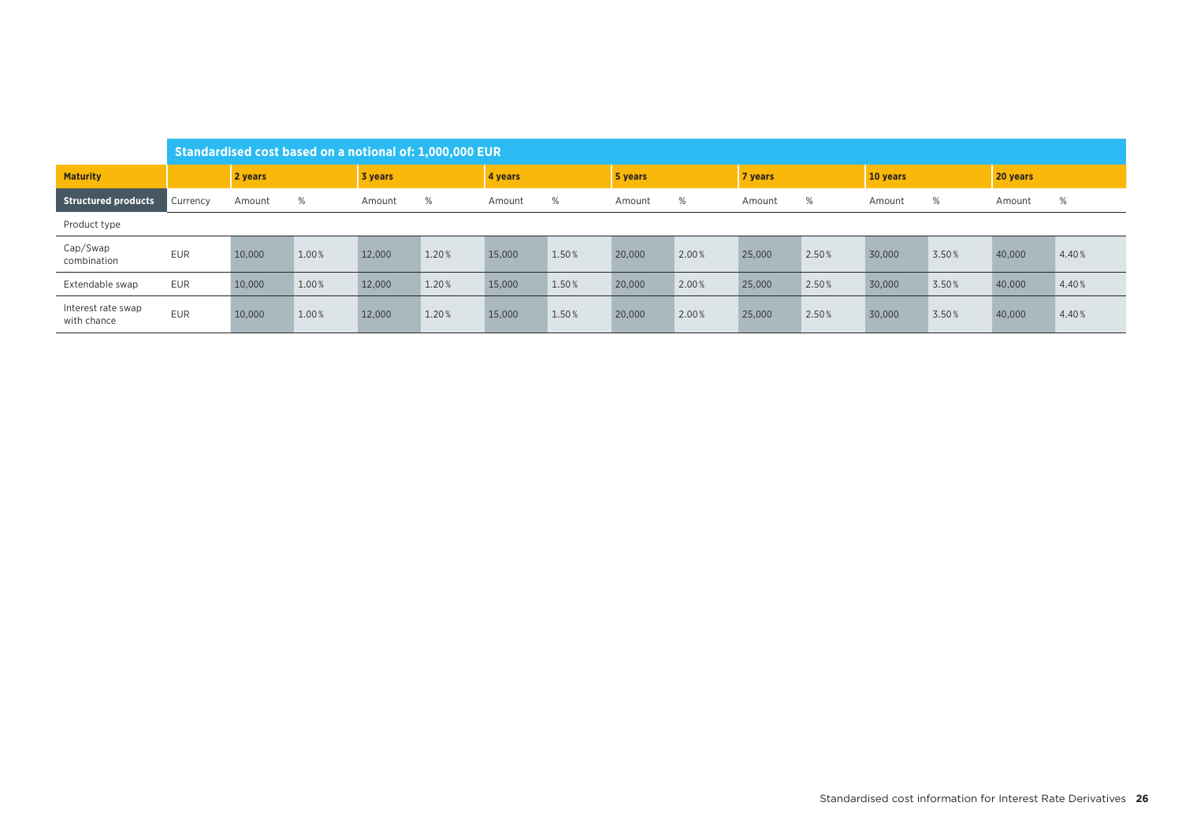| | Standardised cost based on a notional of: 1,000,000 EUR | | | | | | | | | | | | | | |
|---|---|---|---|---|---|---|---|---|---|---|---|---|---|---|---|
| **Maturity** | | **2 years** | | **3 years** | | **4 years** | | **5 years** | | **7 years** | | **10 years** | | **20 years** | |
| **Structured products** | Currency | Amount | % | Amount | % | Amount | % | Amount | % | Amount | % | Amount | % | Amount | % |
| Product type | | | | | | | | | | | | | | | |
| Cap/Swap combination | EUR | 10,000 | 1.00% | 12,000 | 1.20% | 15,000 | 1.50% | 20,000 | 2.00% | 25,000 | 2.50% | 30,000 | 3.50% | 40,000 | 4.40% |
| Extendable swap | EUR | 10,000 | 1.00% | 12,000 | 1.20% | 15,000 | 1.50% | 20,000 | 2.00% | 25,000 | 2.50% | 30,000 | 3.50% | 40,000 | 4.40% |
| Interest rate swap with chance | EUR | 10,000 | 1.00% | 12,000 | 1.20% | 15,000 | 1.50% | 20,000 | 2.00% | 25,000 | 2.50% | 30,000 | 3.50% | 40,000 | 4.40% |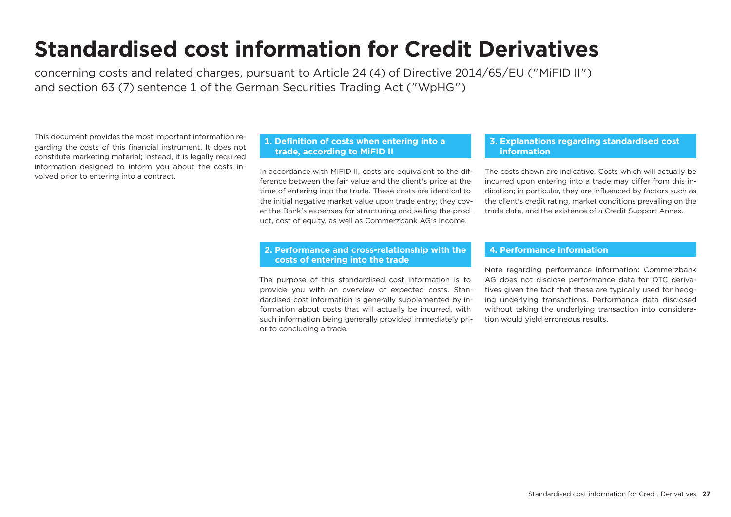# Standardised cost information for Credit Derivatives

concerning costs and related charges, pursuant to Article 24 (4) of Directive 2014/65/EU ("MiFID II") and section 63 (7) sentence 1 of the German Securities Trading Act ("WpHG")

This document provides the most important information regarding the costs of this financial instrument. It does not constitute marketing material; instead, it is legally required information designed to inform you about the costs involved prior to entering into a contract.

## 1. Definition of costs when entering into a trade, according to MiFID II

In accordance with MiFID II, costs are equivalent to the difference between the fair value and the client's price at the time of entering into the trade. These costs are identical to the initial negative market value upon trade entry; they cover the Bank's expenses for structuring and selling the product, cost of equity, as well as Commerzbank AG's income.

## 2. Performance and cross-relationship with the costs of entering into the trade

The purpose of this standardised cost information is to provide you with an overview of expected costs. Standardised cost information is generally supplemented by information about costs that will actually be incurred, with such information being generally provided immediately prior to concluding a trade.

## 3. Explanations regarding standardised cost information

The costs shown are indicative. Costs which will actually be incurred upon entering into a trade may differ from this indication; in particular, they are influenced by factors such as the client's credit rating, market conditions prevailing on the trade date, and the existence of a Credit Support Annex.

## 4. Performance information

Note regarding performance information: Commerzbank AG does not disclose performance data for OTC derivatives given the fact that these are typically used for hedging underlying transactions. Performance data disclosed without taking the underlying transaction into consideration would yield erroneous results.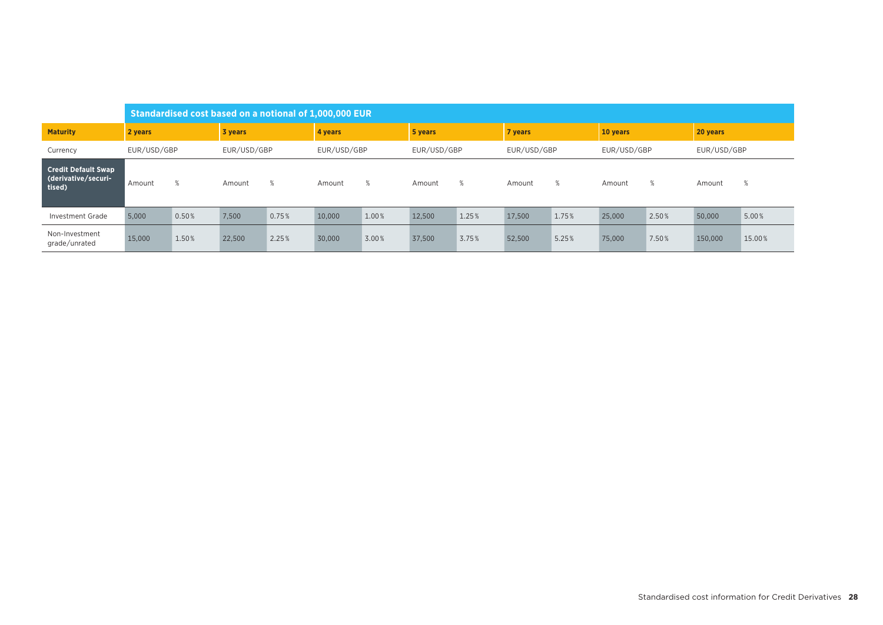| | Standardised cost based on a notional of 1,000,000 EUR | | | | | | | | | | | | | |
|---|---|---|---|---|---|---|---|---|---|---|---|---|---|---|
| **Maturity** | **2 years** | | **3 years** | | **4 years** | | **5 years** | | **7 years** | | **10 years** | | **20 years** | |
| Currency | EUR/USD/GBP | | EUR/USD/GBP | | EUR/USD/GBP | | EUR/USD/GBP | | EUR/USD/GBP | | EUR/USD/GBP | | EUR/USD/GBP | |
| **Credit Default Swap (derivative/securi-tised)** | Amount | % | Amount | % | Amount | % | Amount | % | Amount | % | Amount | % | Amount | % |
| Investment Grade | 5,000 | 0.50% | 7,500 | 0.75% | 10,000 | 1.00% | 12,500 | 1.25% | 17,500 | 1.75% | 25,000 | 2.50% | 50,000 | 5.00% |
| Non-Investment grade/unrated | 15,000 | 1.50% | 22,500 | 2.25% | 30,000 | 3.00% | 37,500 | 3.75% | 52,500 | 5.25% | 75,000 | 7.50% | 150,000 | 15.00% |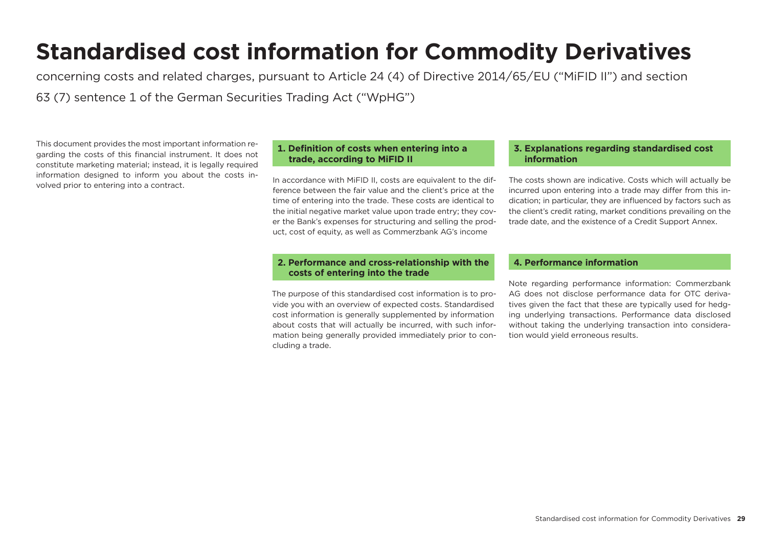# Standardised cost information for Commodity Derivatives

concerning costs and related charges, pursuant to Article 24 (4) of Directive 2014/65/EU ("MiFID II") and section 63 (7) sentence 1 of the German Securities Trading Act ("WpHG")

This document provides the most important information regarding the costs of this financial instrument. It does not constitute marketing material; instead, it is legally required information designed to inform you about the costs involved prior to entering into a contract.

## 1. Definition of costs when entering into a trade, according to MiFID II

In accordance with MiFID II, costs are equivalent to the difference between the fair value and the client's price at the time of entering into the trade. These costs are identical to the initial negative market value upon trade entry; they cover the Bank's expenses for structuring and selling the product, cost of equity, as well as Commerzbank AG's income

## 2. Performance and cross-relationship with the costs of entering into the trade

The purpose of this standardised cost information is to provide you with an overview of expected costs. Standardised cost information is generally supplemented by information about costs that will actually be incurred, with such information being generally provided immediately prior to concluding a trade.

## 3. Explanations regarding standardised cost information

The costs shown are indicative. Costs which will actually be incurred upon entering into a trade may differ from this indication; in particular, they are influenced by factors such as the client's credit rating, market conditions prevailing on the trade date, and the existence of a Credit Support Annex.

## 4. Performance information

Note regarding performance information: Commerzbank AG does not disclose performance data for OTC derivatives given the fact that these are typically used for hedging underlying transactions. Performance data disclosed without taking the underlying transaction into consideration would yield erroneous results.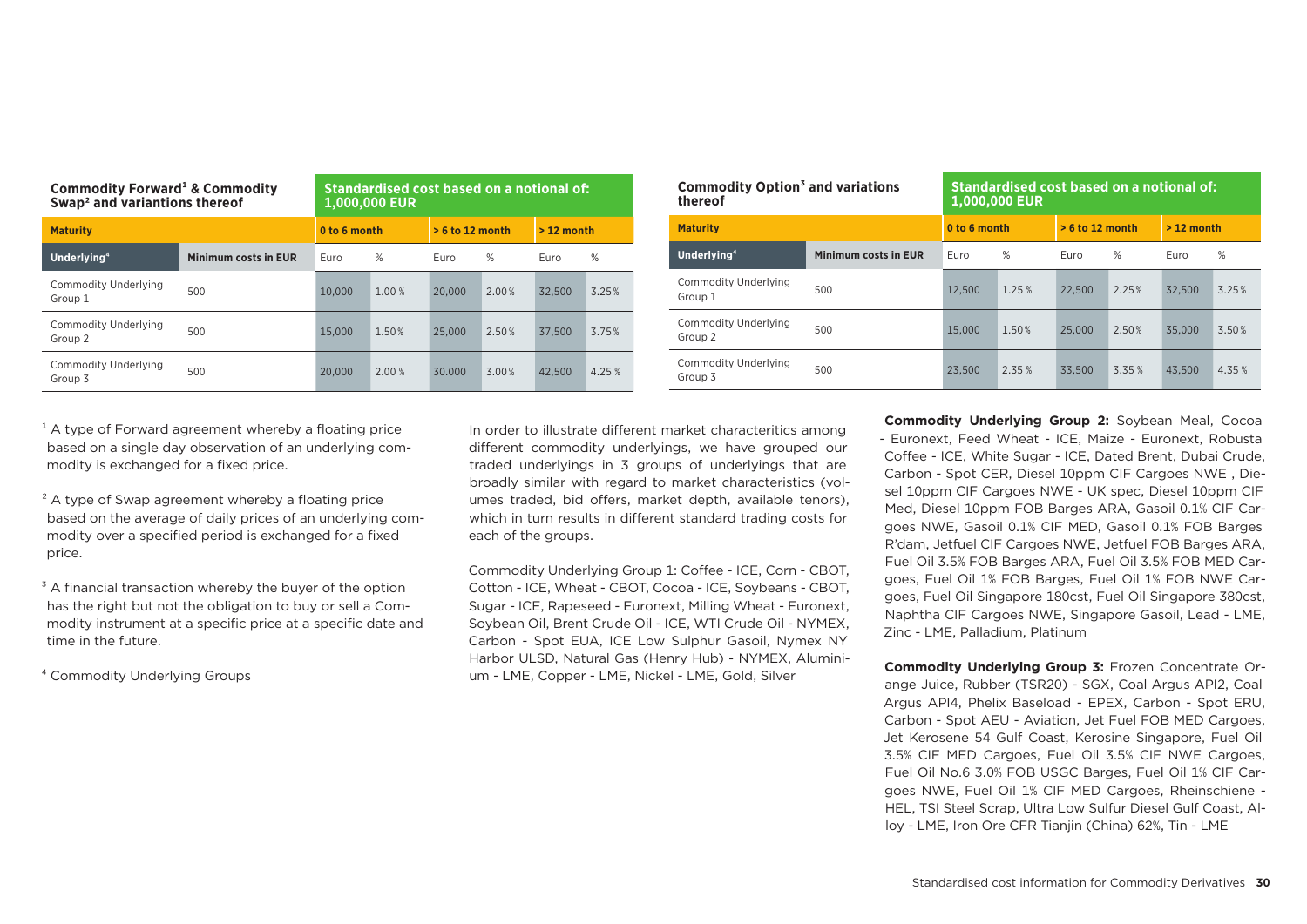| Commodity Forward[1] & Commodity Swap[2] and variantions thereof | | Standardised cost based on a notional of: 1,000,000 EUR | | | | | |
|---|---|---|---|---|---|---|---|
| **Maturity** | | **0 to 6 month** | | **> 6 to 12 month** | | **> 12 month** | |
| **Underlying**[4] | **Minimum costs in EUR** | Euro | % | Euro | % | Euro | % |
| Commodity Underlying Group 1 | 500 | 10,000 | 1.00 % | 20,000 | 2.00 % | 32,500 | 3.25 % |
| Commodity Underlying Group 2 | 500 | 15,000 | 1.50 % | 25,000 | 2.50 % | 37,500 | 3.75 % |
| Commodity Underlying Group 3 | 500 | 20,000 | 2.00 % | 30,000 | 3.00 % | 42,500 | 4.25 % |

| Commodity Option[3] and variations thereof | | Standardised cost based on a notional of: 1,000,000 EUR | | | | | |
|---|---|---|---|---|---|---|---|
| **Maturity** | | **0 to 6 month** | | **> 6 to 12 month** | | **> 12 month** | |
| **Underlying**[4] | **Minimum costs in EUR** | Euro | % | Euro | % | Euro | % |
| Commodity Underlying Group 1 | 500 | 12,500 | 1.25 % | 22,500 | 2.25 % | 32,500 | 3.25 % |
| Commodity Underlying Group 2 | 500 | 15,000 | 1.50 % | 25,000 | 2.50 % | 35,000 | 3.50 % |
| Commodity Underlying Group 3 | 500 | 23,500 | 2.35 % | 33,500 | 3.35 % | 43,500 | 4.35 % |

[1] A type of Forward agreement whereby a floating price based on a single day observation of an underlying commodity is exchanged for a fixed price.

[2] A type of Swap agreement whereby a floating price based on the average of daily prices of an underlying commodity over a specified period is exchanged for a fixed price.

[3] A financial transaction whereby the buyer of the option has the right but not the obligation to buy or sell a Commodity instrument at a specific price at a specific date and time in the future.

[4] Commodity Underlying Groups

In order to illustrate different market characteritics among different commodity underlyings, we have grouped our traded underlyings in 3 groups of underlyings that are broadly similar with regard to market characteristics (volumes traded, bid offers, market depth, available tenors), which in turn results in different standard trading costs for each of the groups.

Commodity Underlying Group 1: Coffee - ICE, Corn - CBOT, Cotton - ICE, Wheat - CBOT, Cocoa - ICE, Soybeans - CBOT, Sugar - ICE, Rapeseed - Euronext, Milling Wheat - Euronext, Soybean Oil, Brent Crude Oil - ICE, WTI Crude Oil - NYMEX, Carbon - Spot EUA, ICE Low Sulphur Gasoil, Nymex NY Harbor ULSD, Natural Gas (Henry Hub) - NYMEX, Aluminium - LME, Copper - LME, Nickel - LME, Gold, Silver

**Commodity Underlying Group 2:** Soybean Meal, Cocoa - Euronext, Feed Wheat - ICE, Maize - Euronext, Robusta Coffee - ICE, White Sugar - ICE, Dated Brent, Dubai Crude, Carbon - Spot CER, Diesel 10ppm CIF Cargoes NWE , Diesel 10ppm CIF Cargoes NWE - UK spec, Diesel 10ppm CIF Med, Diesel 10ppm FOB Barges ARA, Gasoil 0.1% CIF Cargoes NWE, Gasoil 0.1% CIF MED, Gasoil 0.1% FOB Barges R'dam, Jetfuel CIF Cargoes NWE, Jetfuel FOB Barges ARA, Fuel Oil 3.5% FOB Barges ARA, Fuel Oil 3.5% FOB MED Cargoes, Fuel Oil 1% FOB Barges, Fuel Oil 1% FOB NWE Cargoes, Fuel Oil Singapore 180cst, Fuel Oil Singapore 380cst, Naphtha CIF Cargoes NWE, Singapore Gasoil, Lead - LME, Zinc - LME, Palladium, Platinum

**Commodity Underlying Group 3:** Frozen Concentrate Orange Juice, Rubber (TSR20) - SGX, Coal Argus API2, Coal Argus API4, Phelix Baseload - EPEX, Carbon - Spot ERU, Carbon - Spot AEU - Aviation, Jet Fuel FOB MED Cargoes, Jet Kerosene 54 Gulf Coast, Kerosine Singapore, Fuel Oil 3.5% CIF MED Cargoes, Fuel Oil 3.5% CIF NWE Cargoes, Fuel Oil No.6 3.0% FOB USGC Barges, Fuel Oil 1% CIF Cargoes NWE, Fuel Oil 1% CIF MED Cargoes, Rheinschiene - HEL, TSI Steel Scrap, Ultra Low Sulfur Diesel Gulf Coast, Alloy - LME, Iron Ore CFR Tianjin (China) 62%, Tin - LME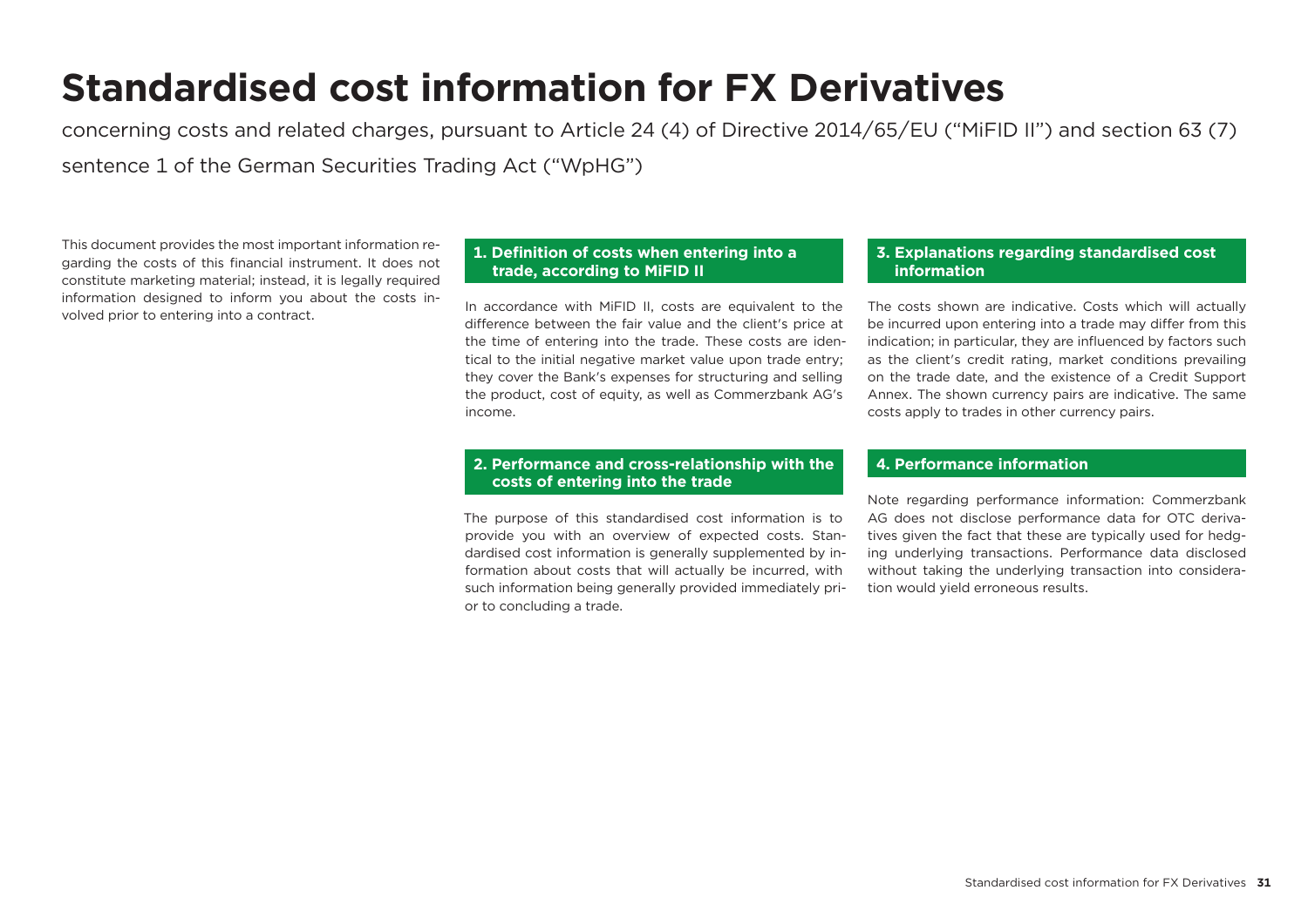# Standardised cost information for FX Derivatives

concerning costs and related charges, pursuant to Article 24 (4) of Directive 2014/65/EU ("MiFID II") and section 63 (7) sentence 1 of the German Securities Trading Act ("WpHG")

This document provides the most important information regarding the costs of this financial instrument. It does not constitute marketing material; instead, it is legally required information designed to inform you about the costs involved prior to entering into a contract.

## 1. Definition of costs when entering into a trade, according to MiFID II

In accordance with MiFID II, costs are equivalent to the difference between the fair value and the client's price at the time of entering into the trade. These costs are identical to the initial negative market value upon trade entry; they cover the Bank's expenses for structuring and selling the product, cost of equity, as well as Commerzbank AG's income.

## 2. Performance and cross-relationship with the costs of entering into the trade

The purpose of this standardised cost information is to provide you with an overview of expected costs. Standardised cost information is generally supplemented by information about costs that will actually be incurred, with such information being generally provided immediately prior to concluding a trade.

## 3. Explanations regarding standardised cost information

The costs shown are indicative. Costs which will actually be incurred upon entering into a trade may differ from this indication; in particular, they are influenced by factors such as the client's credit rating, market conditions prevailing on the trade date, and the existence of a Credit Support Annex. The shown currency pairs are indicative. The same costs apply to trades in other currency pairs.

## 4. Performance information

Note regarding performance information: Commerzbank AG does not disclose performance data for OTC derivatives given the fact that these are typically used for hedging underlying transactions. Performance data disclosed without taking the underlying transaction into consideration would yield erroneous results.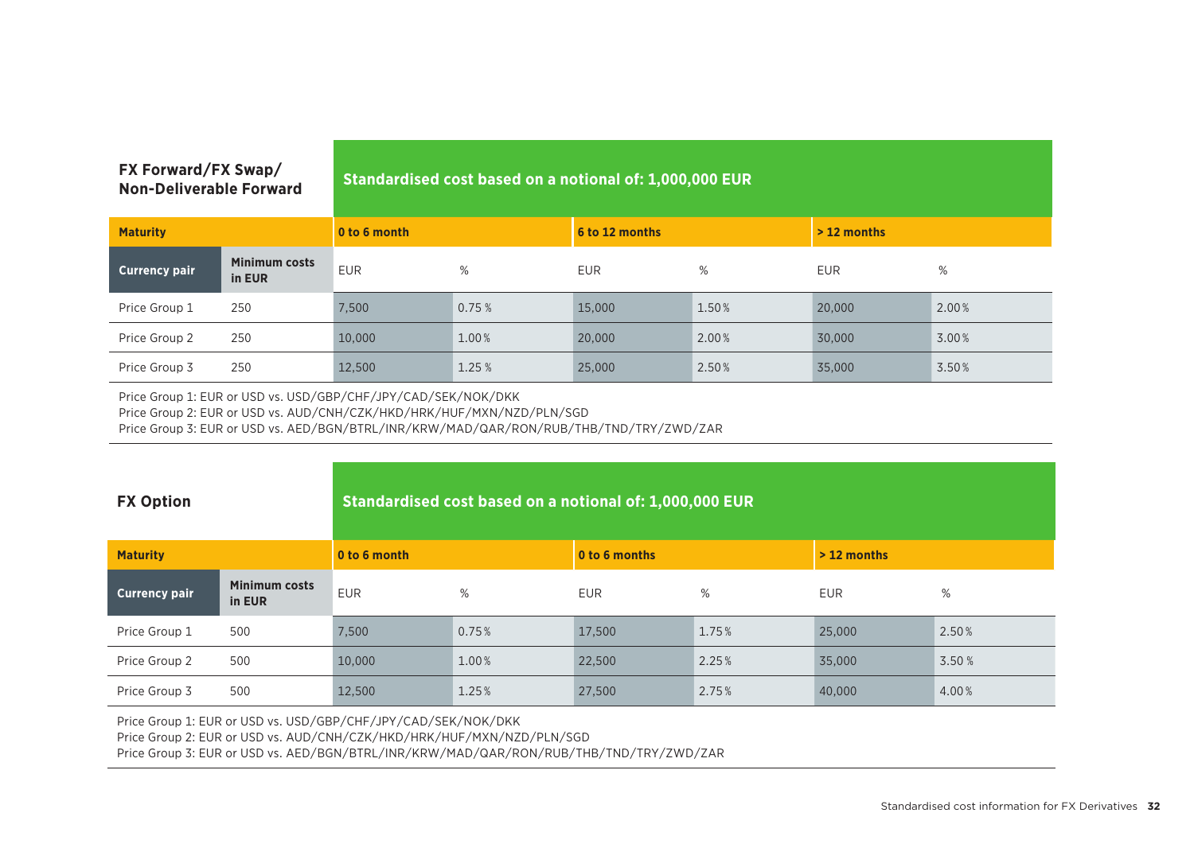## FX Forward/FX Swap/ Non-Deliverable Forward

| Standardised cost based on a notional of: 1,000,000 EUR | | | | | | | |
|---|---|---|---|---|---|---|---|
| **Maturity** | | **0 to 6 month** | | **6 to 12 months** | | **> 12 months** | |
| **Currency pair** | **Minimum costs in EUR** | EUR | % | EUR | % | EUR | % |
| Price Group 1 | 250 | 7,500 | 0.75 % | 15,000 | 1.50 % | 20,000 | 2.00 % |
| Price Group 2 | 250 | 10,000 | 1.00 % | 20,000 | 2.00 % | 30,000 | 3.00 % |
| Price Group 3 | 250 | 12,500 | 1.25 % | 25,000 | 2.50 % | 35,000 | 3.50 % |

Price Group 1: EUR or USD vs. USD/GBP/CHF/JPY/CAD/SEK/NOK/DKK
Price Group 2: EUR or USD vs. AUD/CNH/CZK/HKD/HRK/HUF/MXN/NZD/PLN/SGD
Price Group 3: EUR or USD vs. AED/BGN/BTRL/INR/KRW/MAD/QAR/RON/RUB/THB/TND/TRY/ZWD/ZAR

## FX Option

| Standardised cost based on a notional of: 1,000,000 EUR | | | | | | | |
|---|---|---|---|---|---|---|---|
| **Maturity** | | **0 to 6 month** | | **0 to 6 months** | | **> 12 months** | |
| **Currency pair** | **Minimum costs in EUR** | EUR | % | EUR | % | EUR | % |
| Price Group 1 | 500 | 7,500 | 0.75 % | 17,500 | 1.75 % | 25,000 | 2.50 % |
| Price Group 2 | 500 | 10,000 | 1.00 % | 22,500 | 2.25 % | 35,000 | 3.50 % |
| Price Group 3 | 500 | 12,500 | 1.25 % | 27,500 | 2.75 % | 40,000 | 4.00 % |

Price Group 1: EUR or USD vs. USD/GBP/CHF/JPY/CAD/SEK/NOK/DKK
Price Group 2: EUR or USD vs. AUD/CNH/CZK/HKD/HRK/HUF/MXN/NZD/PLN/SGD
Price Group 3: EUR or USD vs. AED/BGN/BTRL/INR/KRW/MAD/QAR/RON/RUB/THB/TND/TRY/ZWD/ZAR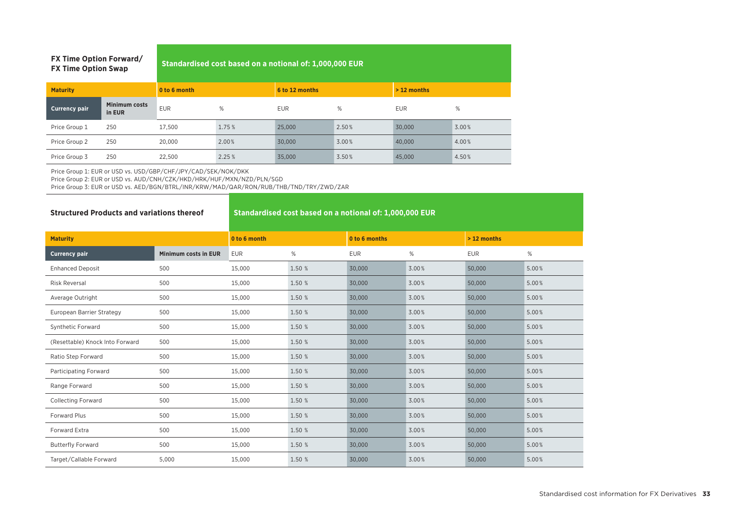## FX Time Option Forward/ FX Time Option Swap

| Maturity | | 0 to 6 month | | 6 to 12 months | | > 12 months | |
|---|---|---|---|---|---|---|---|
| | | **Standardised cost based on a notional of: 1,000,000 EUR** | | | | | |
| **Currency pair** | **Minimum costs in EUR** | EUR | % | EUR | % | EUR | % |
| Price Group 1 | 250 | 17,500 | 1.75 % | 25,000 | 2.50 % | 30,000 | 3.00 % |
| Price Group 2 | 250 | 20,000 | 2.00 % | 30,000 | 3.00 % | 40,000 | 4.00 % |
| Price Group 3 | 250 | 22,500 | 2.25 % | 35,000 | 3.50 % | 45,000 | 4.50 % |

Price Group 1: EUR or USD vs. USD/GBP/CHF/JPY/CAD/SEK/NOK/DKK
Price Group 2: EUR or USD vs. AUD/CNH/CZK/HKD/HRK/HUF/MXN/NZD/PLN/SGD
Price Group 3: EUR or USD vs. AED/BGN/BTRL/INR/KRW/MAD/QAR/RON/RUB/THB/TND/TRY/ZWD/ZAR

## Structured Products and variations thereof

| Maturity | | 0 to 6 month | | 0 to 6 months | | > 12 months | |
|---|---|---|---|---|---|---|---|
| | | **Standardised cost based on a notional of: 1,000,000 EUR** | | | | | |
| **Currency pair** | **Minimum costs in EUR** | EUR | % | EUR | % | EUR | % |
| Enhanced Deposit | 500 | 15,000 | 1.50 % | 30,000 | 3.00 % | 50,000 | 5.00 % |
| Risk Reversal | 500 | 15,000 | 1.50 % | 30,000 | 3.00 % | 50,000 | 5.00 % |
| Average Outright | 500 | 15,000 | 1.50 % | 30,000 | 3.00 % | 50,000 | 5.00 % |
| European Barrier Strategy | 500 | 15,000 | 1.50 % | 30,000 | 3.00 % | 50,000 | 5.00 % |
| Synthetic Forward | 500 | 15,000 | 1.50 % | 30,000 | 3.00 % | 50,000 | 5.00 % |
| (Resettable) Knock Into Forward | 500 | 15,000 | 1.50 % | 30,000 | 3.00 % | 50,000 | 5.00 % |
| Ratio Step Forward | 500 | 15,000 | 1.50 % | 30,000 | 3.00 % | 50,000 | 5.00 % |
| Participating Forward | 500 | 15,000 | 1.50 % | 30,000 | 3.00 % | 50,000 | 5.00 % |
| Range Forward | 500 | 15,000 | 1.50 % | 30,000 | 3.00 % | 50,000 | 5.00 % |
| Collecting Forward | 500 | 15,000 | 1.50 % | 30,000 | 3.00 % | 50,000 | 5.00 % |
| Forward Plus | 500 | 15,000 | 1.50 % | 30,000 | 3.00 % | 50,000 | 5.00 % |
| Forward Extra | 500 | 15,000 | 1.50 % | 30,000 | 3.00 % | 50,000 | 5.00 % |
| Butterfly Forward | 500 | 15,000 | 1.50 % | 30,000 | 3.00 % | 50,000 | 5.00 % |
| Target/Callable Forward | 5,000 | 15,000 | 1.50 % | 30,000 | 3.00 % | 50,000 | 5.00 % |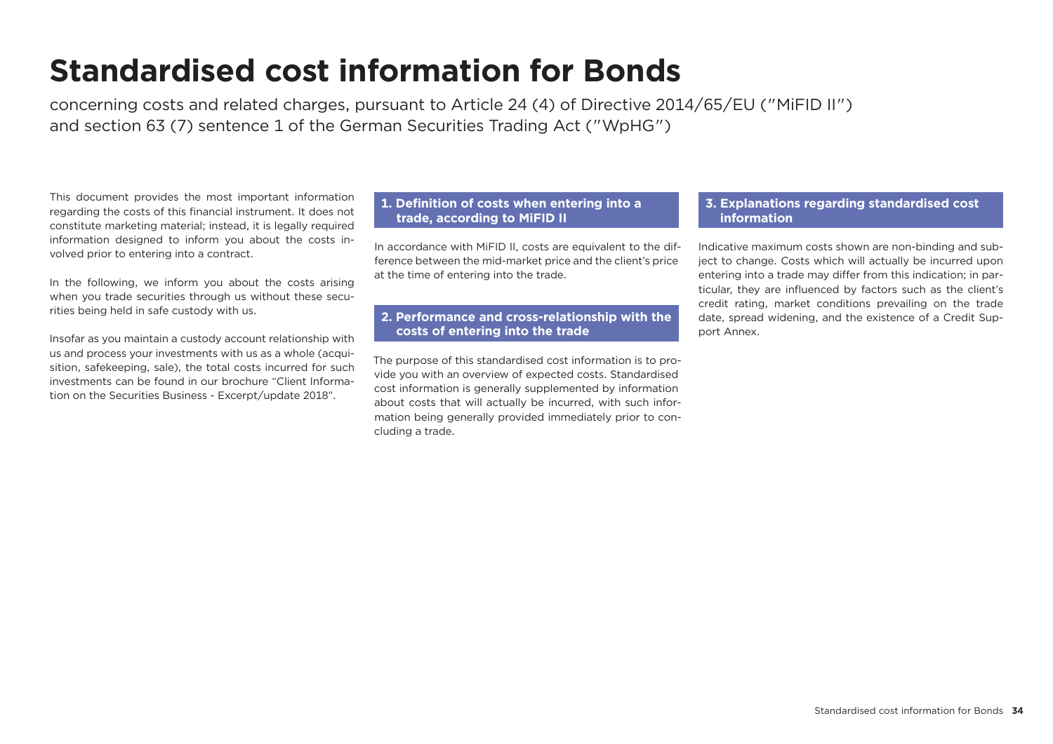# Standardised cost information for Bonds

concerning costs and related charges, pursuant to Article 24 (4) of Directive 2014/65/EU ("MiFID II") and section 63 (7) sentence 1 of the German Securities Trading Act ("WpHG")

This document provides the most important information regarding the costs of this financial instrument. It does not constitute marketing material; instead, it is legally required information designed to inform you about the costs involved prior to entering into a contract.

In the following, we inform you about the costs arising when you trade securities through us without these securities being held in safe custody with us.

Insofar as you maintain a custody account relationship with us and process your investments with us as a whole (acquisition, safekeeping, sale), the total costs incurred for such investments can be found in our brochure "Client Information on the Securities Business - Excerpt/update 2018".

## 1. Definition of costs when entering into a trade, according to MiFID II

In accordance with MiFID II, costs are equivalent to the difference between the mid-market price and the client's price at the time of entering into the trade.

## 2. Performance and cross-relationship with the costs of entering into the trade

The purpose of this standardised cost information is to provide you with an overview of expected costs. Standardised cost information is generally supplemented by information about costs that will actually be incurred, with such information being generally provided immediately prior to concluding a trade.

## 3. Explanations regarding standardised cost information

Indicative maximum costs shown are non-binding and subject to change. Costs which will actually be incurred upon entering into a trade may differ from this indication; in particular, they are influenced by factors such as the client's credit rating, market conditions prevailing on the trade date, spread widening, and the existence of a Credit Support Annex.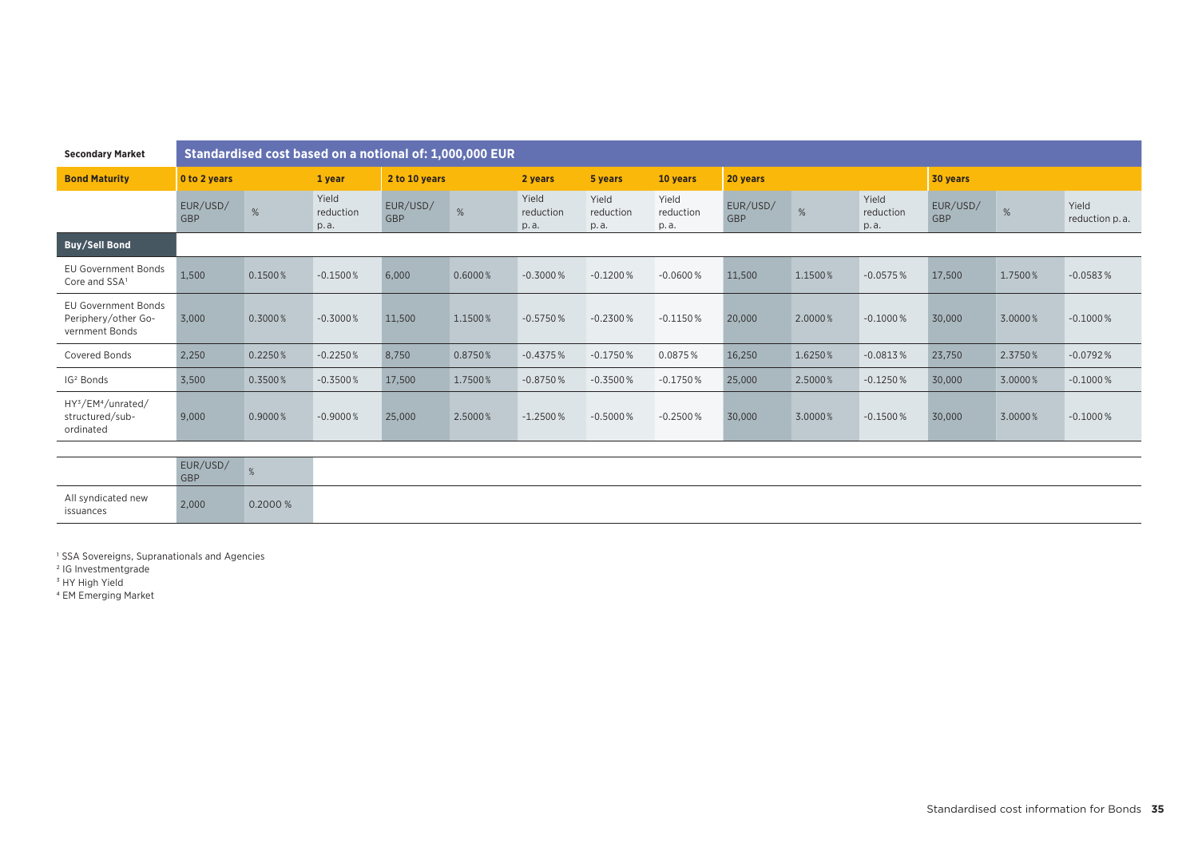| Secondary Market | Standardised cost based on a notional of: 1,000,000 EUR | | | | | | | | | | | | | |
|---|---|---|---|---|---|---|---|---|---|---|---|---|---|---|
| **Bond Maturity** | **0 to 2 years** | | **1 year** | **2 to 10 years** | | **2 years** | **5 years** | **10 years** | **20 years** | | | **30 years** | | |
| | EUR/USD/ GBP | % | Yield reduction p.a. | EUR/USD/ GBP | % | Yield reduction p.a. | Yield reduction p.a. | Yield reduction p.a. | EUR/USD/ GBP | % | Yield reduction p.a. | EUR/USD/ GBP | % | Yield reduction p.a. |
| **Buy/Sell Bond** | | | | | | | | | | | | | | |
| EU Government Bonds Core and SSA[1] | 1,500 | 0.1500% | -0.1500% | 6,000 | 0.6000% | -0.3000% | -0.1200% | -0.0600% | 11,500 | 1.1500% | -0.0575% | 17,500 | 1.7500% | -0.0583% |
| EU Government Bonds Periphery/other Government Bonds | 3,000 | 0.3000% | -0.3000% | 11,500 | 1.1500% | -0.5750% | -0.2300% | -0.1150% | 20,000 | 2.0000% | -0.1000% | 30,000 | 3.0000% | -0.1000% |
| Covered Bonds | 2,250 | 0.2250% | -0.2250% | 8,750 | 0.8750% | -0.4375% | -0.1750% | 0.0875% | 16,250 | 1.6250% | -0.0813% | 23,750 | 2.3750% | -0.0792% |
| IG[2] Bonds | 3,500 | 0.3500% | -0.3500% | 17,500 | 1.7500% | -0.8750% | -0.3500% | -0.1750% | 25,000 | 2.5000% | -0.1250% | 30,000 | 3.0000% | -0.1000% |
| HY[3]/EM[4]/unrated/ structured/sub-ordinated | 9,000 | 0.9000% | -0.9000% | 25,000 | 2.5000% | -1.2500% | -0.5000% | -0.2500% | 30,000 | 3.0000% | -0.1500% | 30,000 | 3.0000% | -0.1000% |

| | EUR/USD/ GBP | % |
|---|---|---|
| All syndicated new issuances | 2,000 | 0.2000% |

[1] SSA Sovereigns, Supranationals and Agencies
[2] IG Investmentgrade
[3] HY High Yield
[4] EM Emerging Market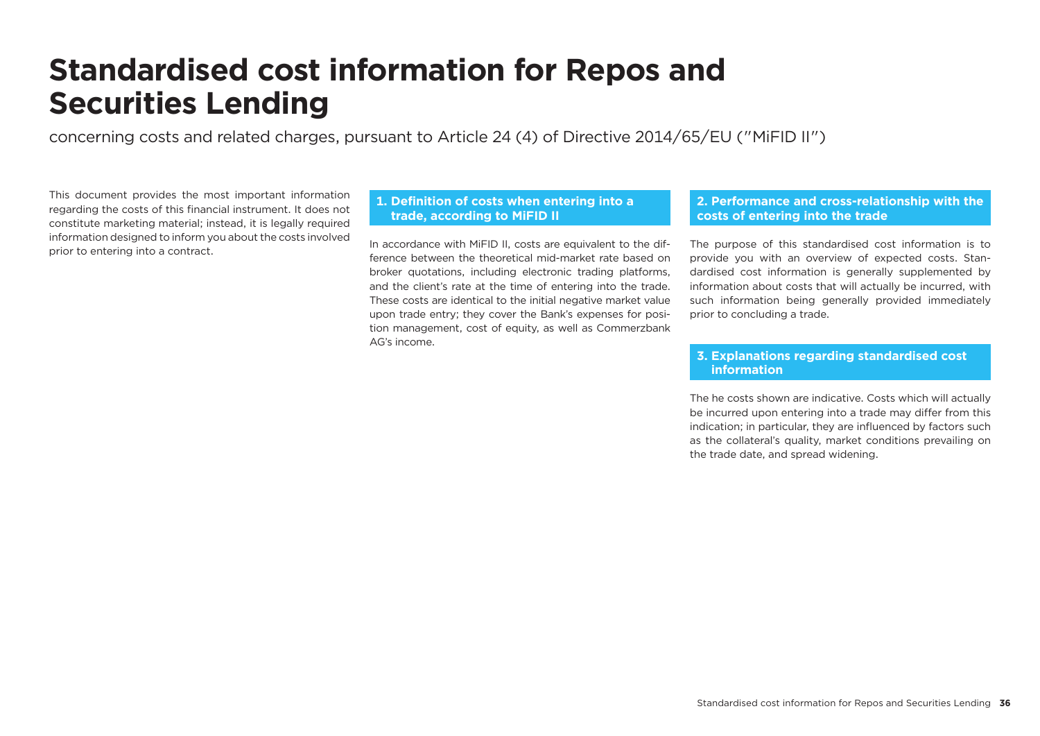# Standardised cost information for Repos and Securities Lending

concerning costs and related charges, pursuant to Article 24 (4) of Directive 2014/65/EU ("MiFID II")

This document provides the most important information regarding the costs of this financial instrument. It does not constitute marketing material; instead, it is legally required information designed to inform you about the costs involved prior to entering into a contract.

## 1. Definition of costs when entering into a trade, according to MiFID II

In accordance with MiFID II, costs are equivalent to the difference between the theoretical mid-market rate based on broker quotations, including electronic trading platforms, and the client's rate at the time of entering into the trade. These costs are identical to the initial negative market value upon trade entry; they cover the Bank's expenses for position management, cost of equity, as well as Commerzbank AG's income.

## 2. Performance and cross-relationship with the costs of entering into the trade

The purpose of this standardised cost information is to provide you with an overview of expected costs. Standardised cost information is generally supplemented by information about costs that will actually be incurred, with such information being generally provided immediately prior to concluding a trade.

## 3. Explanations regarding standardised cost information

The he costs shown are indicative. Costs which will actually be incurred upon entering into a trade may differ from this indication; in particular, they are influenced by factors such as the collateral's quality, market conditions prevailing on the trade date, and spread widening.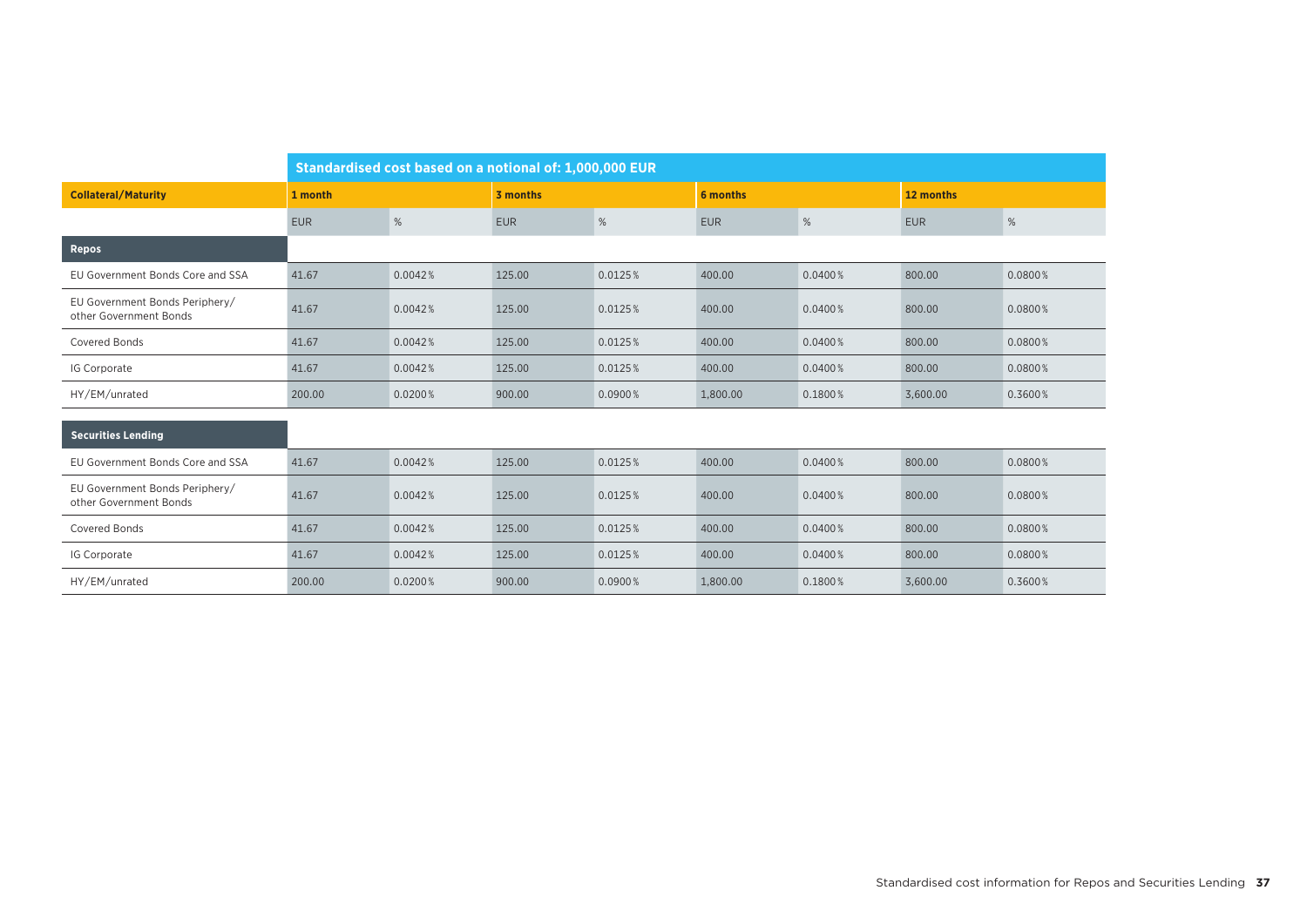| | Standardised cost based on a notional of: 1,000,000 EUR | | | | | | | |
|---|---|---|---|---|---|---|---|---|
| **Collateral/Maturity** | **1 month** | | **3 months** | | **6 months** | | **12 months** | |
| | EUR | % | EUR | % | EUR | % | EUR | % |
| **Repos** | | | | | | | | |
| EU Government Bonds Core and SSA | 41.67 | 0.0042% | 125.00 | 0.0125% | 400.00 | 0.0400% | 800.00 | 0.0800% |
| EU Government Bonds Periphery/ other Government Bonds | 41.67 | 0.0042% | 125.00 | 0.0125% | 400.00 | 0.0400% | 800.00 | 0.0800% |
| Covered Bonds | 41.67 | 0.0042% | 125.00 | 0.0125% | 400.00 | 0.0400% | 800.00 | 0.0800% |
| IG Corporate | 41.67 | 0.0042% | 125.00 | 0.0125% | 400.00 | 0.0400% | 800.00 | 0.0800% |
| HY/EM/unrated | 200.00 | 0.0200% | 900.00 | 0.0900% | 1,800.00 | 0.1800% | 3,600.00 | 0.3600% |
| **Securities Lending** | | | | | | | | |
| EU Government Bonds Core and SSA | 41.67 | 0.0042% | 125.00 | 0.0125% | 400.00 | 0.0400% | 800.00 | 0.0800% |
| EU Government Bonds Periphery/ other Government Bonds | 41.67 | 0.0042% | 125.00 | 0.0125% | 400.00 | 0.0400% | 800.00 | 0.0800% |
| Covered Bonds | 41.67 | 0.0042% | 125.00 | 0.0125% | 400.00 | 0.0400% | 800.00 | 0.0800% |
| IG Corporate | 41.67 | 0.0042% | 125.00 | 0.0125% | 400.00 | 0.0400% | 800.00 | 0.0800% |
| HY/EM/unrated | 200.00 | 0.0200% | 900.00 | 0.0900% | 1,800.00 | 0.1800% | 3,600.00 | 0.3600% |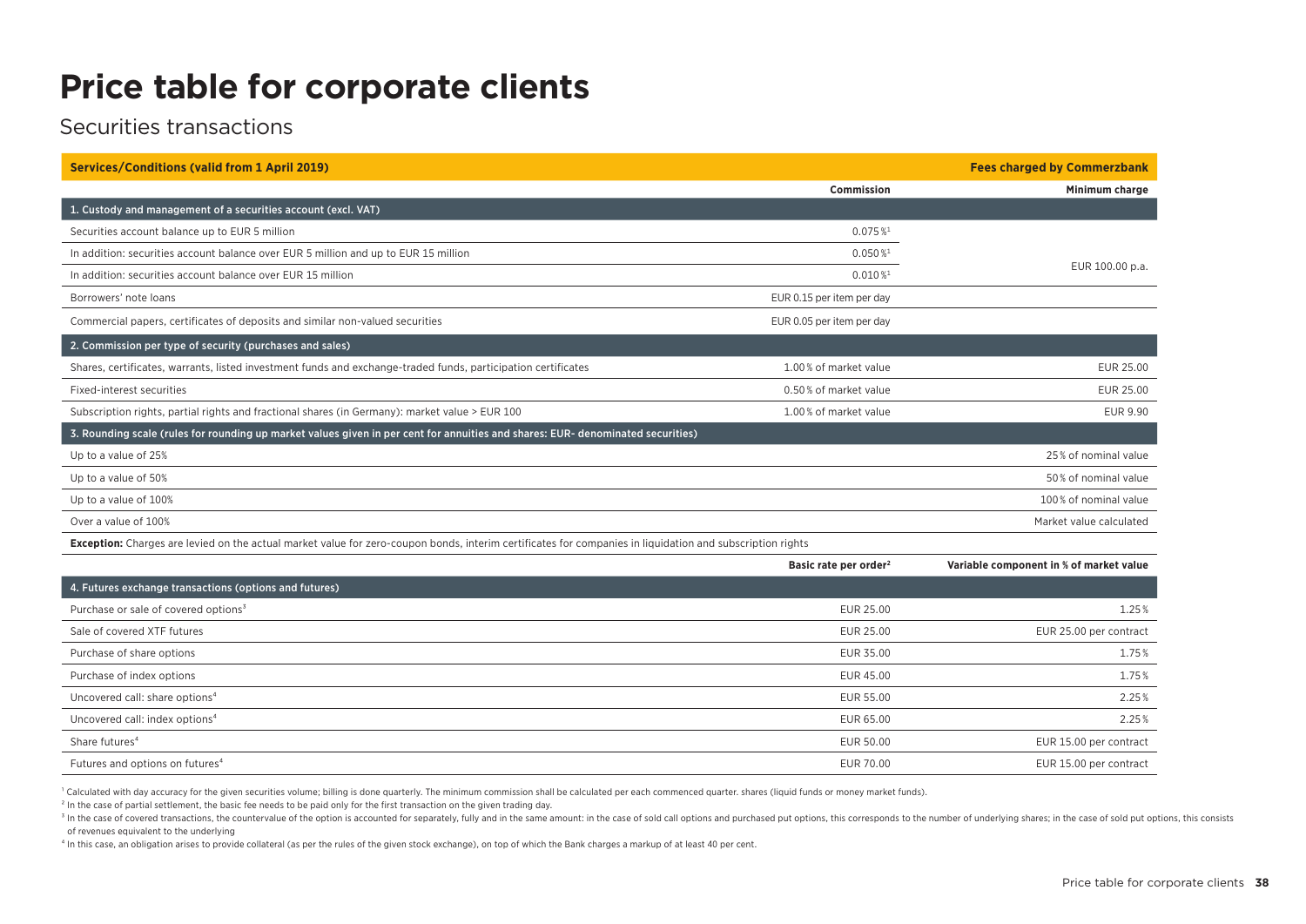# Price table for corporate clients

## Securities transactions

| Services/Conditions (valid from 1 April 2019) | | Fees charged by Commerzbank |
|---|---|---|
| | **Commission** | **Minimum charge** |
| **1. Custody and management of a securities account (excl. VAT)** | | |
| Securities account balance up to EUR 5 million | 0.075 %[1] | EUR 100.00 p.a. |
| In addition: securities account balance over EUR 5 million and up to EUR 15 million | 0.050 %[1] | |
| In addition: securities account balance over EUR 15 million | 0.010 %[1] | |
| Borrowers' note loans | EUR 0.15 per item per day | |
| Commercial papers, certificates of deposits and similar non-valued securities | EUR 0.05 per item per day | |
| **2. Commission per type of security (purchases and sales)** | | |
| Shares, certificates, warrants, listed investment funds and exchange-traded funds, participation certificates | 1.00 % of market value | EUR 25.00 |
| Fixed-interest securities | 0.50 % of market value | EUR 25.00 |
| Subscription rights, partial rights and fractional shares (in Germany): market value > EUR 100 | 1.00 % of market value | EUR 9.90 |
| **3. Rounding scale (rules for rounding up market values given in per cent for annuities and shares: EUR- denominated securities)** | | |
| Up to a value of 25% | | 25 % of nominal value |
| Up to a value of 50% | | 50 % of nominal value |
| Up to a value of 100% | | 100 % of nominal value |
| Over a value of 100% | | Market value calculated |
| **Exception:** Charges are levied on the actual market value for zero-coupon bonds, interim certificates for companies in liquidation and subscription rights | | |
| | **Basic rate per order[2]** | **Variable component in % of market value** |
| **4. Futures exchange transactions (options and futures)** | | |
| Purchase or sale of covered options[3] | EUR 25.00 | 1.25 % |
| Sale of covered XTF futures | EUR 25.00 | EUR 25.00 per contract |
| Purchase of share options | EUR 35.00 | 1.75 % |
| Purchase of index options | EUR 45.00 | 1.75 % |
| Uncovered call: share options[4] | EUR 55.00 | 2.25 % |
| Uncovered call: index options[4] | EUR 65.00 | 2.25 % |
| Share futures[4] | EUR 50.00 | EUR 15.00 per contract |
| Futures and options on futures[4] | EUR 70.00 | EUR 15.00 per contract |

[1] Calculated with day accuracy for the given securities volume; billing is done quarterly. The minimum commission shall be calculated per each commenced quarter. shares (liquid funds or money market funds).

[2] In the case of partial settlement, the basic fee needs to be paid only for the first transaction on the given trading day.

[3] In the case of covered transactions, the countervalue of the option is accounted for separately, fully and in the same amount: in the case of sold call options and purchased put options, this corresponds to the number of underlying shares; in the case of sold put options, this consists of revenues equivalent to the underlying

[4] In this case, an obligation arises to provide collateral (as per the rules of the given stock exchange), on top of which the Bank charges a markup of at least 40 per cent.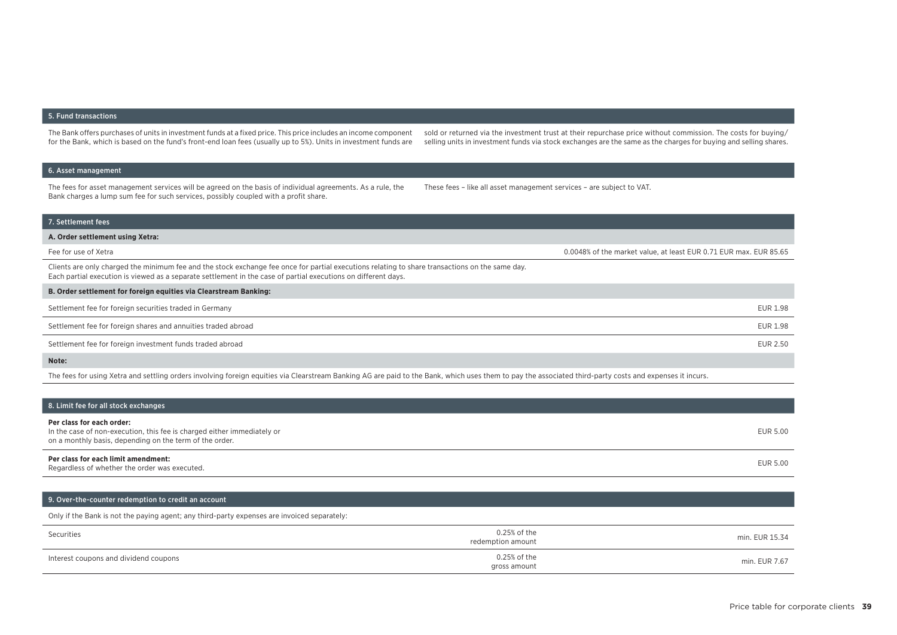## 5. Fund transactions

The Bank offers purchases of units in investment funds at a fixed price. This price includes an income component for the Bank, which is based on the fund's front-end loan fees (usually up to 5%). Units in investment funds are sold or returned via the investment trust at their repurchase price without commission. The costs for buying/selling units in investment funds via stock exchanges are the same as the charges for buying and selling shares.

## 6. Asset management

The fees for asset management services will be agreed on the basis of individual agreements. As a rule, the Bank charges a lump sum fee for such services, possibly coupled with a profit share. These fees – like all asset management services – are subject to VAT.

## 7. Settlement fees

**A. Order settlement using Xetra:**

| | |
|---|---|
| Fee for use of Xetra | 0.0048% of the market value, at least EUR 0.71 EUR max. EUR 85.65 |

Clients are only charged the minimum fee and the stock exchange fee once for partial executions relating to share transactions on the same day.
Each partial execution is viewed as a separate settlement in the case of partial executions on different days.

**B. Order settlement for foreign equities via Clearstream Banking:**

| | |
|---|---|
| Settlement fee for foreign securities traded in Germany | EUR 1.98 |
| Settlement fee for foreign shares and annuities traded abroad | EUR 1.98 |
| Settlement fee for foreign investment funds traded abroad | EUR 2.50 |

**Note:**

The fees for using Xetra and settling orders involving foreign equities via Clearstream Banking AG are paid to the Bank, which uses them to pay the associated third-party costs and expenses it incurs.

## 8. Limit fee for all stock exchanges

| | |
|---|---|
| **Per class for each order:** In the case of non-execution, this fee is charged either immediately or on a monthly basis, depending on the term of the order. | EUR 5.00 |
| **Per class for each limit amendment:** Regardless of whether the order was executed. | EUR 5.00 |

## 9. Over-the-counter redemption to credit an account

Only if the Bank is not the paying agent; any third-party expenses are invoiced separately:

| | | |
|---|---|---|
| Securities | 0.25% of the redemption amount | min. EUR 15.34 |
| Interest coupons and dividend coupons | 0.25% of the gross amount | min. EUR 7.67 |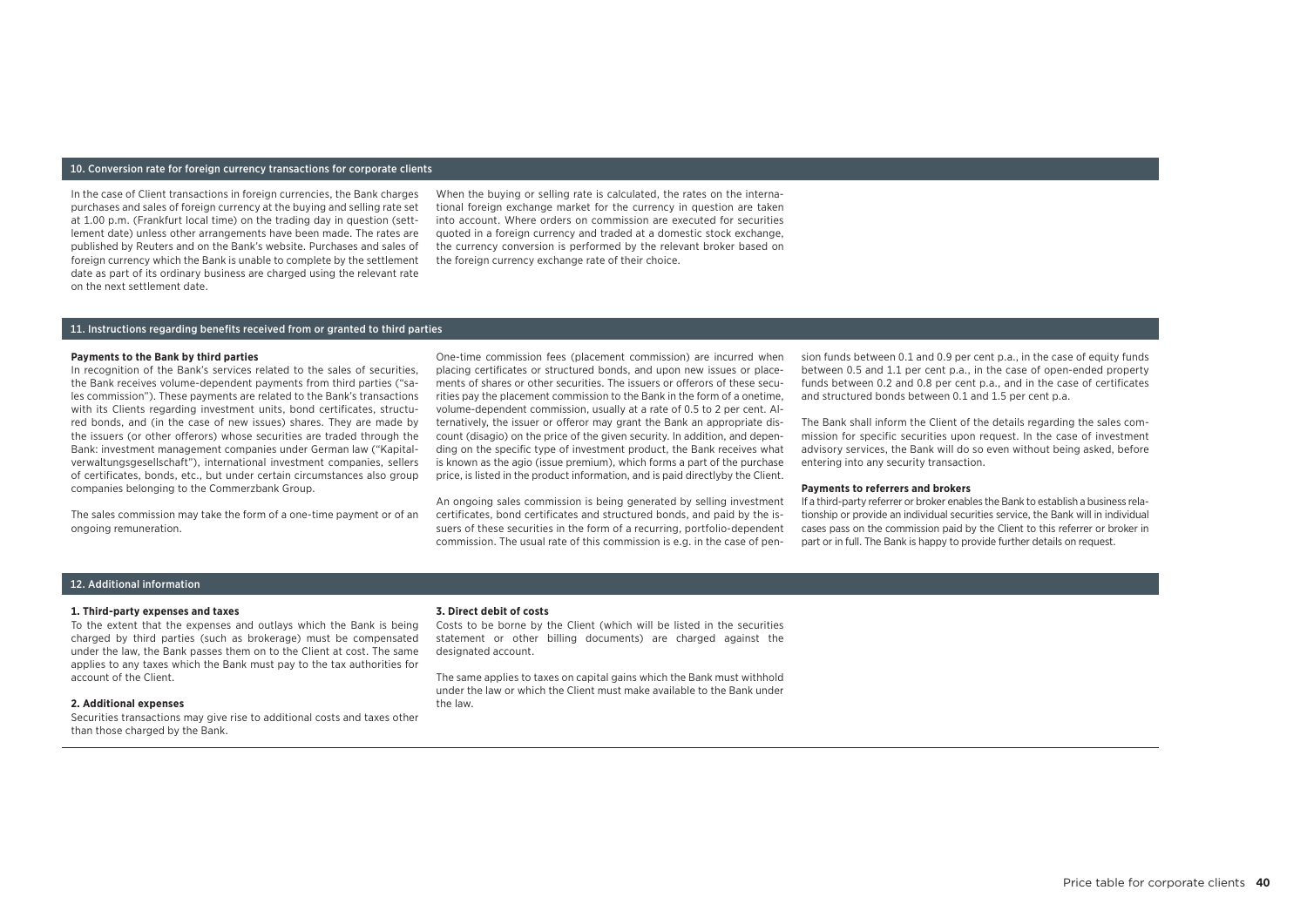## 10. Conversion rate for foreign currency transactions for corporate clients

In the case of Client transactions in foreign currencies, the Bank charges purchases and sales of foreign currency at the buying and selling rate set at 1.00 p.m. (Frankfurt local time) on the trading day in question (settlement date) unless other arrangements have been made. The rates are published by Reuters and on the Bank's website. Purchases and sales of foreign currency which the Bank is unable to complete by the settlement date as part of its ordinary business are charged using the relevant rate on the next settlement date.

When the buying or selling rate is calculated, the rates on the international foreign exchange market for the currency in question are taken into account. Where orders on commission are executed for securities quoted in a foreign currency and traded at a domestic stock exchange, the currency conversion is performed by the relevant broker based on the foreign currency exchange rate of their choice.

## 11. Instructions regarding benefits received from or granted to third parties

**Payments to the Bank by third parties**

In recognition of the Bank's services related to the sales of securities, the Bank receives volume-dependent payments from third parties ("sales commission"). These payments are related to the Bank's transactions with its Clients regarding investment units, bond certificates, structured bonds, and (in the case of new issues) shares. They are made by the issuers (or other offerors) whose securities are traded through the Bank: investment management companies under German law ("Kapitalverwaltungsgesellschaft"), international investment companies, sellers of certificates, bonds, etc., but under certain circumstances also group companies belonging to the Commerzbank Group.

The sales commission may take the form of a one-time payment or of an ongoing remuneration.

One-time commission fees (placement commission) are incurred when placing certificates or structured bonds, and upon new issues or placements of shares or other securities. The issuers or offerors of these securities pay the placement commission to the Bank in the form of a onetime, volume-dependent commission, usually at a rate of 0.5 to 2 per cent. Alternatively, the issuer or offeror may grant the Bank an appropriate discount (disagio) on the price of the given security. In addition, and depending on the specific type of investment product, the Bank receives what is known as the agio (issue premium), which forms a part of the purchase price, is listed in the product information, and is paid directlyby the Client.

An ongoing sales commission is being generated by selling investment certificates, bond certificates and structured bonds, and paid by the issuers of these securities in the form of a recurring, portfolio-dependent commission. The usual rate of this commission is e.g. in the case of pension funds between 0.1 and 0.9 per cent p.a., in the case of equity funds between 0.5 and 1.1 per cent p.a., in the case of open-ended property funds between 0.2 and 0.8 per cent p.a., and in the case of certificates and structured bonds between 0.1 and 1.5 per cent p.a.

The Bank shall inform the Client of the details regarding the sales commission for specific securities upon request. In the case of investment advisory services, the Bank will do so even without being asked, before entering into any security transaction.

**Payments to referrers and brokers**

If a third-party referrer or broker enables the Bank to establish a business relationship or provide an individual securities service, the Bank will in individual cases pass on the commission paid by the Client to this referrer or broker in part or in full. The Bank is happy to provide further details on request.

## 12. Additional information

**1. Third-party expenses and taxes**

To the extent that the expenses and outlays which the Bank is being charged by third parties (such as brokerage) must be compensated under the law, the Bank passes them on to the Client at cost. The same applies to any taxes which the Bank must pay to the tax authorities for account of the Client.

**2. Additional expenses**

Securities transactions may give rise to additional costs and taxes other than those charged by the Bank.

**3. Direct debit of costs**

Costs to be borne by the Client (which will be listed in the securities statement or other billing documents) are charged against the designated account.

The same applies to taxes on capital gains which the Bank must withhold under the law or which the Client must make available to the Bank under the law.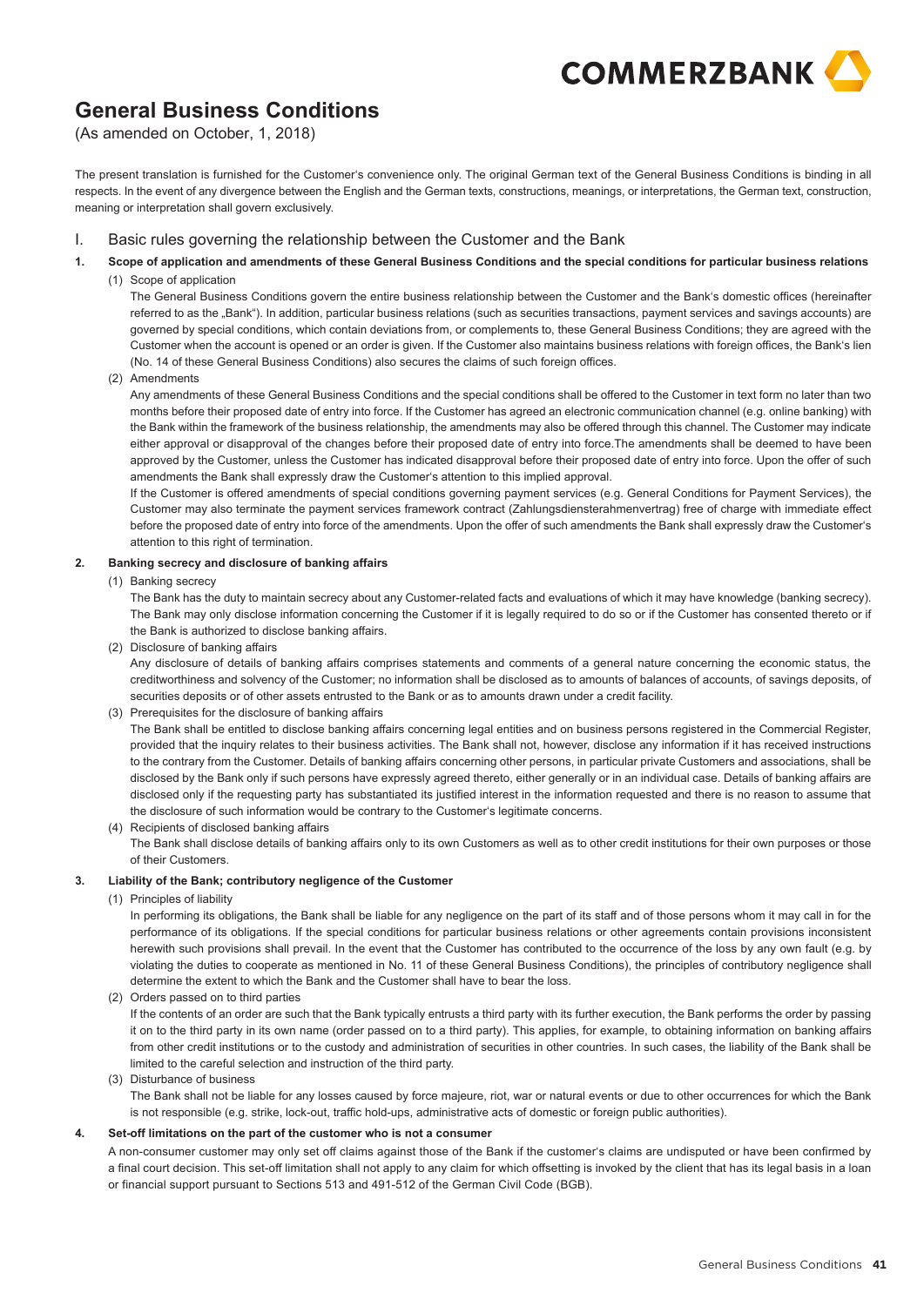# General Business Conditions

(As amended on October, 1, 2018)

The present translation is furnished for the Customer's convenience only. The original German text of the General Business Conditions is binding in all respects. In the event of any divergence between the English and the German texts, constructions, meanings, or interpretations, the German text, construction, meaning or interpretation shall govern exclusively.

## I. Basic rules governing the relationship between the Customer and the Bank

### 1. Scope of application and amendments of these General Business Conditions and the special conditions for particular business relations

(1) Scope of application

The General Business Conditions govern the entire business relationship between the Customer and the Bank's domestic offices (hereinafter referred to as the „Bank"). In addition, particular business relations (such as securities transactions, payment services and savings accounts) are governed by special conditions, which contain deviations from, or complements to, these General Business Conditions; they are agreed with the Customer when the account is opened or an order is given. If the Customer also maintains business relations with foreign offices, the Bank's lien (No. 14 of these General Business Conditions) also secures the claims of such foreign offices.

(2) Amendments

Any amendments of these General Business Conditions and the special conditions shall be offered to the Customer in text form no later than two months before their proposed date of entry into force. If the Customer has agreed an electronic communication channel (e.g. online banking) with the Bank within the framework of the business relationship, the amendments may also be offered through this channel. The Customer may indicate either approval or disapproval of the changes before their proposed date of entry into force.The amendments shall be deemed to have been approved by the Customer, unless the Customer has indicated disapproval before their proposed date of entry into force. Upon the offer of such amendments the Bank shall expressly draw the Customer's attention to this implied approval.

If the Customer is offered amendments of special conditions governing payment services (e.g. General Conditions for Payment Services), the Customer may also terminate the payment services framework contract (Zahlungsdiensterahmenvertrag) free of charge with immediate effect before the proposed date of entry into force of the amendments. Upon the offer of such amendments the Bank shall expressly draw the Customer's attention to this right of termination.

### 2. Banking secrecy and disclosure of banking affairs

(1) Banking secrecy

The Bank has the duty to maintain secrecy about any Customer-related facts and evaluations of which it may have knowledge (banking secrecy). The Bank may only disclose information concerning the Customer if it is legally required to do so or if the Customer has consented thereto or if the Bank is authorized to disclose banking affairs.

(2) Disclosure of banking affairs

Any disclosure of details of banking affairs comprises statements and comments of a general nature concerning the economic status, the creditworthiness and solvency of the Customer; no information shall be disclosed as to amounts of balances of accounts, of savings deposits, of securities deposits or of other assets entrusted to the Bank or as to amounts drawn under a credit facility.

(3) Prerequisites for the disclosure of banking affairs

The Bank shall be entitled to disclose banking affairs concerning legal entities and on business persons registered in the Commercial Register, provided that the inquiry relates to their business activities. The Bank shall not, however, disclose any information if it has received instructions to the contrary from the Customer. Details of banking affairs concerning other persons, in particular private Customers and associations, shall be disclosed by the Bank only if such persons have expressly agreed thereto, either generally or in an individual case. Details of banking affairs are disclosed only if the requesting party has substantiated its justified interest in the information requested and there is no reason to assume that the disclosure of such information would be contrary to the Customer's legitimate concerns.

(4) Recipients of disclosed banking affairs

The Bank shall disclose details of banking affairs only to its own Customers as well as to other credit institutions for their own purposes or those of their Customers.

### 3. Liability of the Bank; contributory negligence of the Customer

(1) Principles of liability

In performing its obligations, the Bank shall be liable for any negligence on the part of its staff and of those persons whom it may call in for the performance of its obligations. If the special conditions for particular business relations or other agreements contain provisions inconsistent herewith such provisions shall prevail. In the event that the Customer has contributed to the occurrence of the loss by any own fault (e.g. by violating the duties to cooperate as mentioned in No. 11 of these General Business Conditions), the principles of contributory negligence shall determine the extent to which the Bank and the Customer shall have to bear the loss.

(2) Orders passed on to third parties

If the contents of an order are such that the Bank typically entrusts a third party with its further execution, the Bank performs the order by passing it on to the third party in its own name (order passed on to a third party). This applies, for example, to obtaining information on banking affairs from other credit institutions or to the custody and administration of securities in other countries. In such cases, the liability of the Bank shall be limited to the careful selection and instruction of the third party.

(3) Disturbance of business

The Bank shall not be liable for any losses caused by force majeure, riot, war or natural events or due to other occurrences for which the Bank is not responsible (e.g. strike, lock-out, traffic hold-ups, administrative acts of domestic or foreign public authorities).

### 4. Set-off limitations on the part of the customer who is not a consumer

A non-consumer customer may only set off claims against those of the Bank if the customer's claims are undisputed or have been confirmed by a final court decision. This set-off limitation shall not apply to any claim for which offsetting is invoked by the client that has its legal basis in a loan or financial support pursuant to Sections 513 and 491-512 of the German Civil Code (BGB).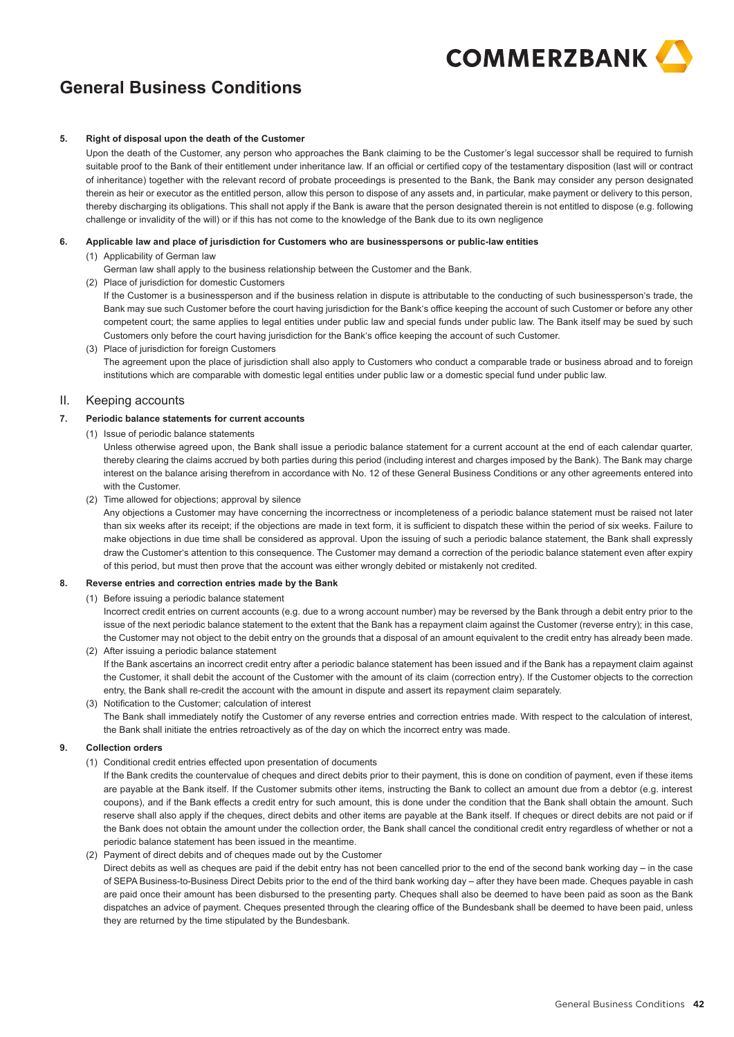# General Business Conditions

**5. Right of disposal upon the death of the Customer**

Upon the death of the Customer, any person who approaches the Bank claiming to be the Customer's legal successor shall be required to furnish suitable proof to the Bank of their entitlement under inheritance law. If an official or certified copy of the testamentary disposition (last will or contract of inheritance) together with the relevant record of probate proceedings is presented to the Bank, the Bank may consider any person designated therein as heir or executor as the entitled person, allow this person to dispose of any assets and, in particular, make payment or delivery to this person, thereby discharging its obligations. This shall not apply if the Bank is aware that the person designated therein is not entitled to dispose (e.g. following challenge or invalidity of the will) or if this has not come to the knowledge of the Bank due to its own negligence

**6. Applicable law and place of jurisdiction for Customers who are businesspersons or public-law entities**

(1) Applicability of German law

German law shall apply to the business relationship between the Customer and the Bank.

(2) Place of jurisdiction for domestic Customers

If the Customer is a businessperson and if the business relation in dispute is attributable to the conducting of such businessperson's trade, the Bank may sue such Customer before the court having jurisdiction for the Bank's office keeping the account of such Customer or before any other competent court; the same applies to legal entities under public law and special funds under public law. The Bank itself may be sued by such Customers only before the court having jurisdiction for the Bank's office keeping the account of such Customer.

(3) Place of jurisdiction for foreign Customers

The agreement upon the place of jurisdiction shall also apply to Customers who conduct a comparable trade or business abroad and to foreign institutions which are comparable with domestic legal entities under public law or a domestic special fund under public law.

## II. Keeping accounts

**7. Periodic balance statements for current accounts**

(1) Issue of periodic balance statements

Unless otherwise agreed upon, the Bank shall issue a periodic balance statement for a current account at the end of each calendar quarter, thereby clearing the claims accrued by both parties during this period (including interest and charges imposed by the Bank). The Bank may charge interest on the balance arising therefrom in accordance with No. 12 of these General Business Conditions or any other agreements entered into with the Customer.

(2) Time allowed for objections; approval by silence

Any objections a Customer may have concerning the incorrectness or incompleteness of a periodic balance statement must be raised not later than six weeks after its receipt; if the objections are made in text form, it is sufficient to dispatch these within the period of six weeks. Failure to make objections in due time shall be considered as approval. Upon the issuing of such a periodic balance statement, the Bank shall expressly draw the Customer's attention to this consequence. The Customer may demand a correction of the periodic balance statement even after expiry of this period, but must then prove that the account was either wrongly debited or mistakenly not credited.

**8. Reverse entries and correction entries made by the Bank**

(1) Before issuing a periodic balance statement

Incorrect credit entries on current accounts (e.g. due to a wrong account number) may be reversed by the Bank through a debit entry prior to the issue of the next periodic balance statement to the extent that the Bank has a repayment claim against the Customer (reverse entry); in this case, the Customer may not object to the debit entry on the grounds that a disposal of an amount equivalent to the credit entry has already been made.

(2) After issuing a periodic balance statement

If the Bank ascertains an incorrect credit entry after a periodic balance statement has been issued and if the Bank has a repayment claim against the Customer, it shall debit the account of the Customer with the amount of its claim (correction entry). If the Customer objects to the correction entry, the Bank shall re-credit the account with the amount in dispute and assert its repayment claim separately.

(3) Notification to the Customer; calculation of interest

The Bank shall immediately notify the Customer of any reverse entries and correction entries made. With respect to the calculation of interest, the Bank shall initiate the entries retroactively as of the day on which the incorrect entry was made.

**9. Collection orders**

(1) Conditional credit entries effected upon presentation of documents

If the Bank credits the countervalue of cheques and direct debits prior to their payment, this is done on condition of payment, even if these items are payable at the Bank itself. If the Customer submits other items, instructing the Bank to collect an amount due from a debtor (e.g. interest coupons), and if the Bank effects a credit entry for such amount, this is done under the condition that the Bank shall obtain the amount. Such reserve shall also apply if the cheques, direct debits and other items are payable at the Bank itself. If cheques or direct debits are not paid or if the Bank does not obtain the amount under the collection order, the Bank shall cancel the conditional credit entry regardless of whether or not a periodic balance statement has been issued in the meantime.

(2) Payment of direct debits and of cheques made out by the Customer

Direct debits as well as cheques are paid if the debit entry has not been cancelled prior to the end of the second bank working day – in the case of SEPA Business-to-Business Direct Debits prior to the end of the third bank working day – after they have been made. Cheques payable in cash are paid once their amount has been disbursed to the presenting party. Cheques shall also be deemed to have been paid as soon as the Bank dispatches an advice of payment. Cheques presented through the clearing office of the Bundesbank shall be deemed to have been paid, unless they are returned by the time stipulated by the Bundesbank.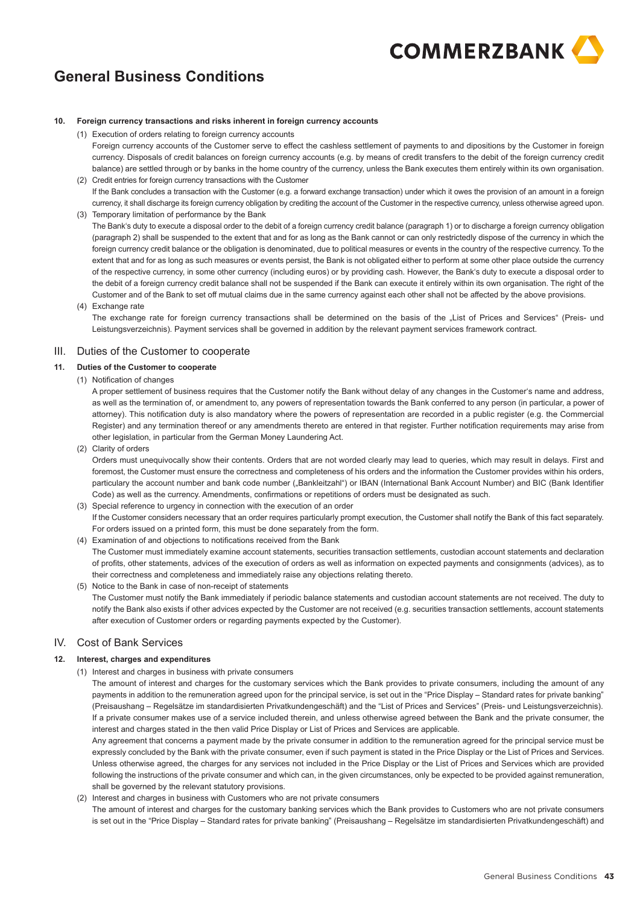# General Business Conditions

**10. Foreign currency transactions and risks inherent in foreign currency accounts**

(1) Execution of orders relating to foreign currency accounts

Foreign currency accounts of the Customer serve to effect the cashless settlement of payments to and dipositions by the Customer in foreign currency. Disposals of credit balances on foreign currency accounts (e.g. by means of credit transfers to the debit of the foreign currency credit balance) are settled through or by banks in the home country of the currency, unless the Bank executes them entirely within its own organisation.

(2) Credit entries for foreign currency transactions with the Customer

If the Bank concludes a transaction with the Customer (e.g. a forward exchange transaction) under which it owes the provision of an amount in a foreign currency, it shall discharge its foreign currency obligation by crediting the account of the Customer in the respective currency, unless otherwise agreed upon.

(3) Temporary limitation of performance by the Bank

The Bank's duty to execute a disposal order to the debit of a foreign currency credit balance (paragraph 1) or to discharge a foreign currency obligation (paragraph 2) shall be suspended to the extent that and for as long as the Bank cannot or can only restrictedly dispose of the currency in which the foreign currency credit balance or the obligation is denominated, due to political measures or events in the country of the respective currency. To the extent that and for as long as such measures or events persist, the Bank is not obligated either to perform at some other place outside the currency of the respective currency, in some other currency (including euros) or by providing cash. However, the Bank's duty to execute a disposal order to the debit of a foreign currency credit balance shall not be suspended if the Bank can execute it entirely within its own organisation. The right of the Customer and of the Bank to set off mutual claims due in the same currency against each other shall not be affected by the above provisions.

(4) Exchange rate

The exchange rate for foreign currency transactions shall be determined on the basis of the „List of Prices and Services" (Preis- und Leistungsverzeichnis). Payment services shall be governed in addition by the relevant payment services framework contract.

## III. Duties of the Customer to cooperate

**11. Duties of the Customer to cooperate**

(1) Notification of changes

A proper settlement of business requires that the Customer notify the Bank without delay of any changes in the Customer's name and address, as well as the termination of, or amendment to, any powers of representation towards the Bank conferred to any person (in particular, a power of attorney). This notification duty is also mandatory where the powers of representation are recorded in a public register (e.g. the Commercial Register) and any termination thereof or any amendments thereto are entered in that register. Further notification requirements may arise from other legislation, in particular from the German Money Laundering Act.

(2) Clarity of orders

Orders must unequivocally show their contents. Orders that are not worded clearly may lead to queries, which may result in delays. First and foremost, the Customer must ensure the correctness and completeness of his orders and the information the Customer provides within his orders, particulary the account number and bank code number („Bankleitzahl") or IBAN (International Bank Account Number) and BIC (Bank Identifier Code) as well as the currency. Amendments, confirmations or repetitions of orders must be designated as such.

(3) Special reference to urgency in connection with the execution of an order

If the Customer considers necessary that an order requires particularly prompt execution, the Customer shall notify the Bank of this fact separately. For orders issued on a printed form, this must be done separately from the form.

(4) Examination of and objections to notifications received from the Bank

The Customer must immediately examine account statements, securities transaction settlements, custodian account statements and declaration of profits, other statements, advices of the execution of orders as well as information on expected payments and consignments (advices), as to their correctness and completeness and immediately raise any objections relating thereto.

(5) Notice to the Bank in case of non-receipt of statements

The Customer must notify the Bank immediately if periodic balance statements and custodian account statements are not received. The duty to notify the Bank also exists if other advices expected by the Customer are not received (e.g. securities transaction settlements, account statements after execution of Customer orders or regarding payments expected by the Customer).

## IV. Cost of Bank Services

**12. Interest, charges and expenditures**

(1) Interest and charges in business with private consumers

The amount of interest and charges for the customary services which the Bank provides to private consumers, including the amount of any payments in addition to the remuneration agreed upon for the principal service, is set out in the "Price Display – Standard rates for private banking" (Preisaushang – Regelsätze im standardisierten Privatkundengeschäft) and the "List of Prices and Services" (Preis- und Leistungsverzeichnis). If a private consumer makes use of a service included therein, and unless otherwise agreed between the Bank and the private consumer, the interest and charges stated in the then valid Price Display or List of Prices and Services are applicable.

Any agreement that concerns a payment made by the private consumer in addition to the remuneration agreed for the principal service must be expressly concluded by the Bank with the private consumer, even if such payment is stated in the Price Display or the List of Prices and Services. Unless otherwise agreed, the charges for any services not included in the Price Display or the List of Prices and Services which are provided following the instructions of the private consumer and which can, in the given circumstances, only be expected to be provided against remuneration, shall be governed by the relevant statutory provisions.

(2) Interest and charges in business with Customers who are not private consumers

The amount of interest and charges for the customary banking services which the Bank provides to Customers who are not private consumers is set out in the "Price Display – Standard rates for private banking" (Preisaushang – Regelsätze im standardisierten Privatkundengeschäft) and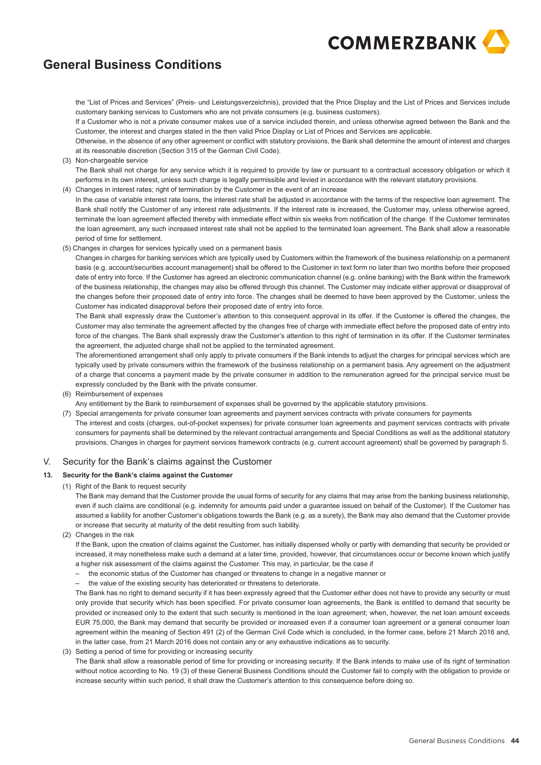the "List of Prices and Services" (Preis- und Leistungsverzeichnis), provided that the Price Display and the List of Prices and Services include customary banking services to Customers who are not private consumers (e.g. business customers).

If a Customer who is not a private consumer makes use of a service included therein, and unless otherwise agreed between the Bank and the Customer, the interest and charges stated in the then valid Price Display or List of Prices and Services are applicable.

Otherwise, in the absence of any other agreement or conflict with statutory provisions, the Bank shall determine the amount of interest and charges at its reasonable discretion (Section 315 of the German Civil Code).

(3) Non-chargeable service

The Bank shall not charge for any service which it is required to provide by law or pursuant to a contractual accessory obligation or which it performs in its own interest, unless such charge is legally permissible and levied in accordance with the relevant statutory provisions.

(4) Changes in interest rates; right of termination by the Customer in the event of an increase

In the case of variable interest rate loans, the interest rate shall be adjusted in accordance with the terms of the respective loan agreement. The Bank shall notify the Customer of any interest rate adjustments. If the interest rate is increased, the Customer may, unless otherwise agreed, terminate the loan agreement affected thereby with immediate effect within six weeks from notification of the change. If the Customer terminates the loan agreement, any such increased interest rate shall not be applied to the terminated loan agreement. The Bank shall allow a reasonable period of time for settlement.

(5) Changes in charges for services typically used on a permanent basis

Changes in charges for banking services which are typically used by Customers within the framework of the business relationship on a permanent basis (e.g. account/securities account management) shall be offered to the Customer in text form no later than two months before their proposed date of entry into force. If the Customer has agreed an electronic communication channel (e.g. online banking) with the Bank within the framework of the business relationship, the changes may also be offered through this channel. The Customer may indicate either approval or disapproval of the changes before their proposed date of entry into force. The changes shall be deemed to have been approved by the Customer, unless the Customer has indicated disapproval before their proposed date of entry into force.

The Bank shall expressly draw the Customer's attention to this consequent approval in its offer. If the Customer is offered the changes, the Customer may also terminate the agreement affected by the changes free of charge with immediate effect before the proposed date of entry into force of the changes. The Bank shall expressly draw the Customer's attention to this right of termination in its offer. If the Customer terminates the agreement, the adjusted charge shall not be applied to the terminated agreement.

The aforementioned arrangement shall only apply to private consumers if the Bank intends to adjust the charges for principal services which are typically used by private consumers within the framework of the business relationship on a permanent basis. Any agreement on the adjustment of a charge that concerns a payment made by the private consumer in addition to the remuneration agreed for the principal service must be expressly concluded by the Bank with the private consumer.

(6) Reimbursement of expenses

Any entitlement by the Bank to reimbursement of expenses shall be governed by the applicable statutory provisions.

(7) Special arrangements for private consumer loan agreements and payment services contracts with private consumers for payments

The interest and costs (charges, out-of-pocket expenses) for private consumer loan agreements and payment services contracts with private consumers for payments shall be determined by the relevant contractual arrangements and Special Conditions as well as the additional statutory provisions. Changes in charges for payment services framework contracts (e.g. current account agreement) shall be governed by paragraph 5.

## V. Security for the Bank's claims against the Customer

### 13. Security for the Bank's claims against the Customer

(1) Right of the Bank to request security

The Bank may demand that the Customer provide the usual forms of security for any claims that may arise from the banking business relationship, even if such claims are conditional (e.g. indemnity for amounts paid under a guarantee issued on behalf of the Customer). If the Customer has assumed a liability for another Customer's obligations towards the Bank (e.g. as a surety), the Bank may also demand that the Customer provide or increase that security at maturity of the debt resulting from such liability.

(2) Changes in the risk

If the Bank, upon the creation of claims against the Customer, has initially dispensed wholly or partly with demanding that security be provided or increased, it may nonetheless make such a demand at a later time, provided, however, that circumstances occur or become known which justify a higher risk assessment of the claims against the Customer. This may, in particular, be the case if

– the economic status of the Customer has changed or threatens to change in a negative manner or
– the value of the existing security has deteriorated or threatens to deteriorate.

The Bank has no right to demand security if it has been expressly agreed that the Customer either does not have to provide any security or must only provide that security which has been specified. For private consumer loan agreements, the Bank is entitled to demand that security be provided or increased only to the extent that such security is mentioned in the loan agreement; when, however, the net loan amount exceeds EUR 75,000, the Bank may demand that security be provided or increased even if a consumer loan agreement or a general consumer loan agreement within the meaning of Section 491 (2) of the German Civil Code which is concluded, in the former case, before 21 March 2016 and, in the latter case, from 21 March 2016 does not contain any or any exhaustive indications as to security.

(3) Setting a period of time for providing or increasing security

The Bank shall allow a reasonable period of time for providing or increasing security. If the Bank intends to make use of its right of termination without notice according to No. 19 (3) of these General Business Conditions should the Customer fail to comply with the obligation to provide or increase security within such period, it shall draw the Customer's attention to this consequence before doing so.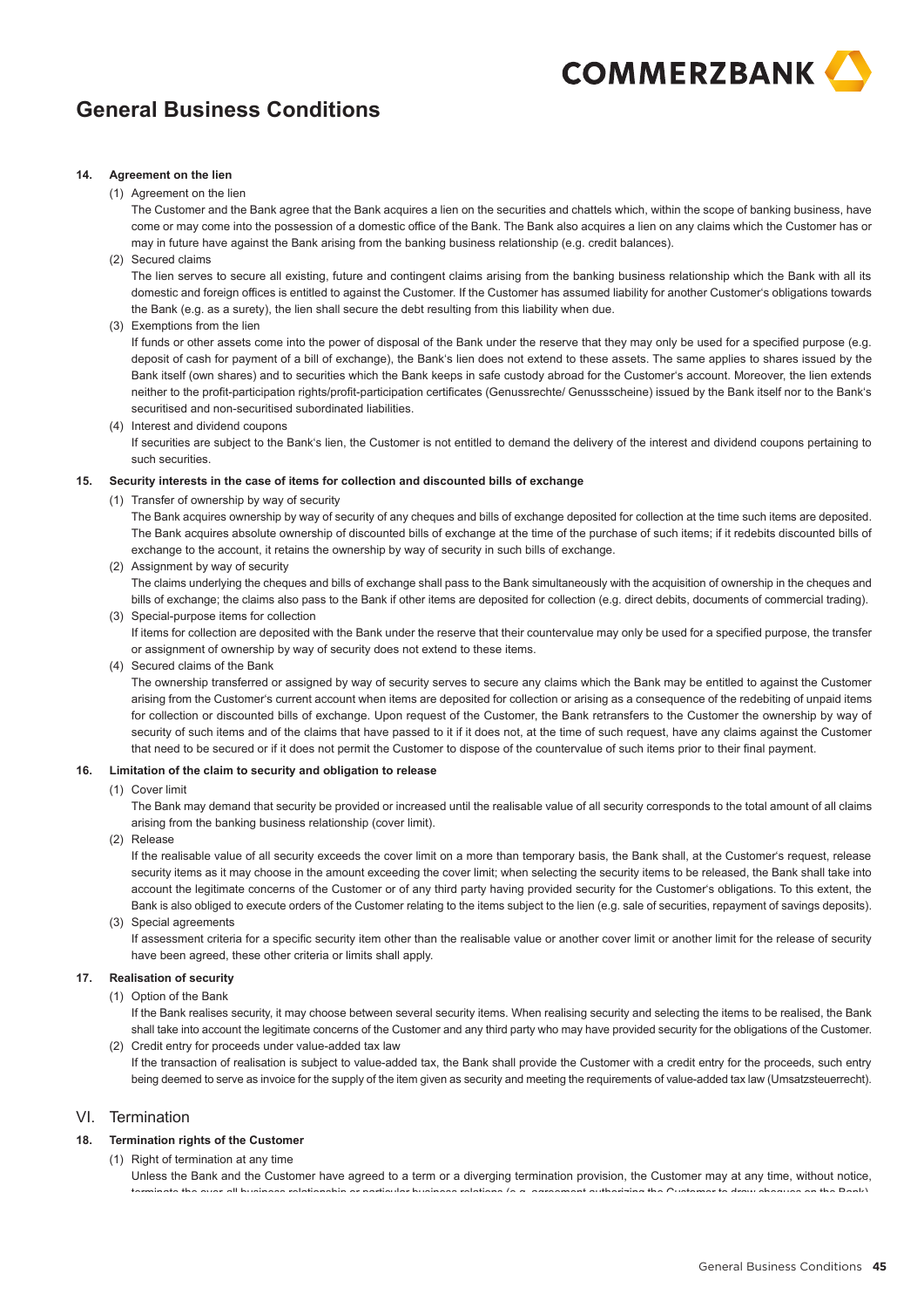# General Business Conditions

### 14. Agreement on the lien

(1) Agreement on the lien

The Customer and the Bank agree that the Bank acquires a lien on the securities and chattels which, within the scope of banking business, have come or may come into the possession of a domestic office of the Bank. The Bank also acquires a lien on any claims which the Customer has or may in future have against the Bank arising from the banking business relationship (e.g. credit balances).

(2) Secured claims

The lien serves to secure all existing, future and contingent claims arising from the banking business relationship which the Bank with all its domestic and foreign offices is entitled to against the Customer. If the Customer has assumed liability for another Customer's obligations towards the Bank (e.g. as a surety), the lien shall secure the debt resulting from this liability when due.

(3) Exemptions from the lien

If funds or other assets come into the power of disposal of the Bank under the reserve that they may only be used for a specified purpose (e.g. deposit of cash for payment of a bill of exchange), the Bank's lien does not extend to these assets. The same applies to shares issued by the Bank itself (own shares) and to securities which the Bank keeps in safe custody abroad for the Customer's account. Moreover, the lien extends neither to the profit-participation rights/profit-participation certificates (Genussrechte/ Genussscheine) issued by the Bank itself nor to the Bank's securitised and non-securitised subordinated liabilities.

(4) Interest and dividend coupons

If securities are subject to the Bank's lien, the Customer is not entitled to demand the delivery of the interest and dividend coupons pertaining to such securities.

### 15. Security interests in the case of items for collection and discounted bills of exchange

(1) Transfer of ownership by way of security

The Bank acquires ownership by way of security of any cheques and bills of exchange deposited for collection at the time such items are deposited. The Bank acquires absolute ownership of discounted bills of exchange at the time of the purchase of such items; if it redebits discounted bills of exchange to the account, it retains the ownership by way of security in such bills of exchange.

(2) Assignment by way of security

The claims underlying the cheques and bills of exchange shall pass to the Bank simultaneously with the acquisition of ownership in the cheques and bills of exchange; the claims also pass to the Bank if other items are deposited for collection (e.g. direct debits, documents of commercial trading).

(3) Special-purpose items for collection

If items for collection are deposited with the Bank under the reserve that their countervalue may only be used for a specified purpose, the transfer or assignment of ownership by way of security does not extend to these items.

(4) Secured claims of the Bank

The ownership transferred or assigned by way of security serves to secure any claims which the Bank may be entitled to against the Customer arising from the Customer's current account when items are deposited for collection or arising as a consequence of the redebiting of unpaid items for collection or discounted bills of exchange. Upon request of the Customer, the Bank retransfers to the Customer the ownership by way of security of such items and of the claims that have passed to it if it does not, at the time of such request, have any claims against the Customer that need to be secured or if it does not permit the Customer to dispose of the countervalue of such items prior to their final payment.

### 16. Limitation of the claim to security and obligation to release

(1) Cover limit

The Bank may demand that security be provided or increased until the realisable value of all security corresponds to the total amount of all claims arising from the banking business relationship (cover limit).

(2) Release

If the realisable value of all security exceeds the cover limit on a more than temporary basis, the Bank shall, at the Customer's request, release security items as it may choose in the amount exceeding the cover limit; when selecting the security items to be released, the Bank shall take into account the legitimate concerns of the Customer or of any third party having provided security for the Customer's obligations. To this extent, the Bank is also obliged to execute orders of the Customer relating to the items subject to the lien (e.g. sale of securities, repayment of savings deposits).

(3) Special agreements

If assessment criteria for a specific security item other than the realisable value or another cover limit or another limit for the release of security have been agreed, these other criteria or limits shall apply.

### 17. Realisation of security

(1) Option of the Bank

If the Bank realises security, it may choose between several security items. When realising security and selecting the items to be realised, the Bank shall take into account the legitimate concerns of the Customer and any third party who may have provided security for the obligations of the Customer.

(2) Credit entry for proceeds under value-added tax law

If the transaction of realisation is subject to value-added tax, the Bank shall provide the Customer with a credit entry for the proceeds, such entry being deemed to serve as invoice for the supply of the item given as security and meeting the requirements of value-added tax law (Umsatzsteuerrecht).

## VI. Termination

### 18. Termination rights of the Customer

(1) Right of termination at any time

Unless the Bank and the Customer have agreed to a term or a diverging termination provision, the Customer may at any time, without notice, terminate the over-all business relationship or particular business relations (e.g. agreement authorizing the Customer to draw cheques on the Bank).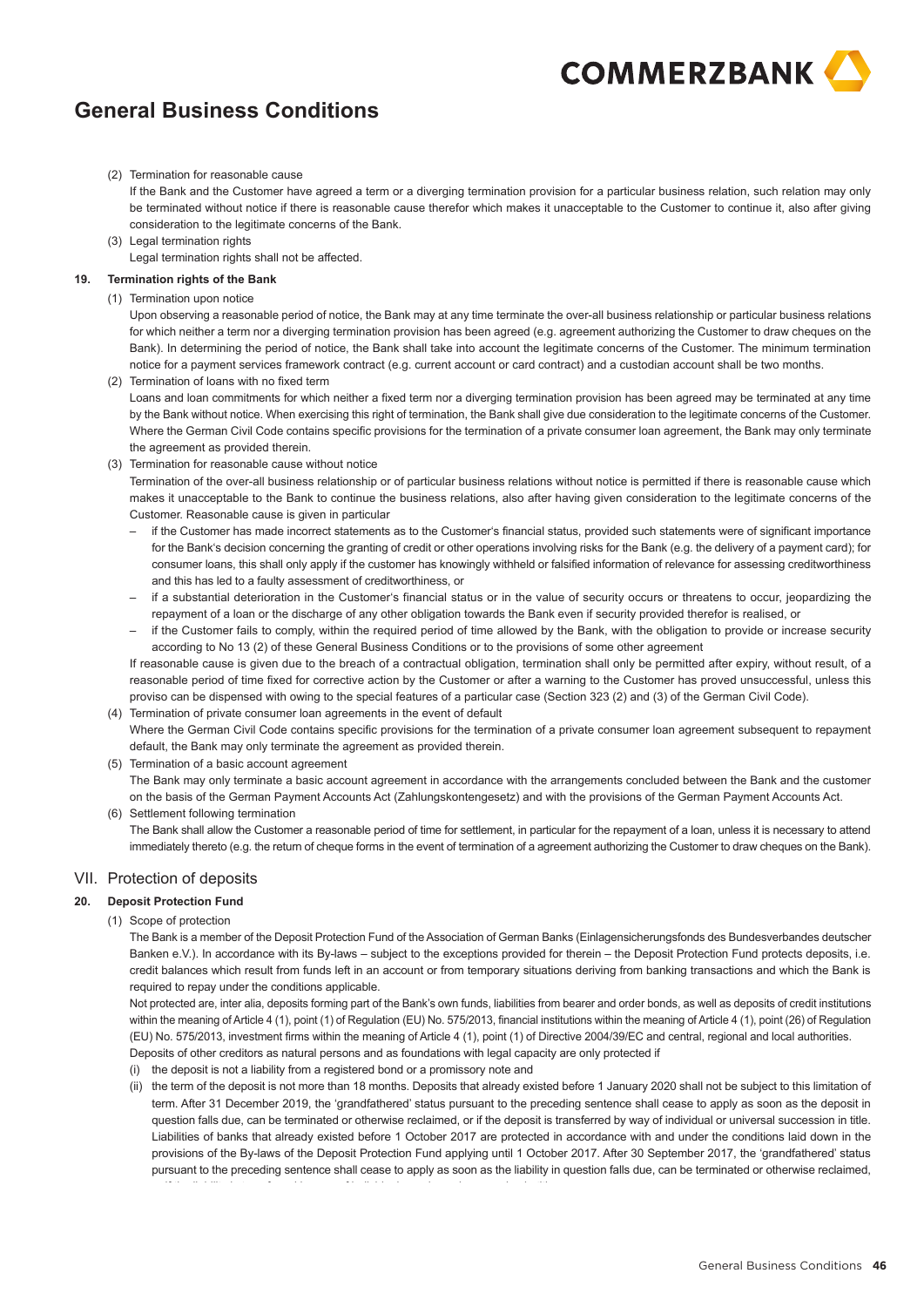(2) Termination for reasonable cause
If the Bank and the Customer have agreed a term or a diverging termination provision for a particular business relation, such relation may only be terminated without notice if there is reasonable cause therefor which makes it unacceptable to the Customer to continue it, also after giving consideration to the legitimate concerns of the Bank.

(3) Legal termination rights
Legal termination rights shall not be affected.

**19. Termination rights of the Bank**

(1) Termination upon notice
Upon observing a reasonable period of notice, the Bank may at any time terminate the over-all business relationship or particular business relations for which neither a term nor a diverging termination provision has been agreed (e.g. agreement authorizing the Customer to draw cheques on the Bank). In determining the period of notice, the Bank shall take into account the legitimate concerns of the Customer. The minimum termination notice for a payment services framework contract (e.g. current account or card contract) and a custodian account shall be two months.

(2) Termination of loans with no fixed term
Loans and loan commitments for which neither a fixed term nor a diverging termination provision has been agreed may be terminated at any time by the Bank without notice. When exercising this right of termination, the Bank shall give due consideration to the legitimate concerns of the Customer. Where the German Civil Code contains specific provisions for the termination of a private consumer loan agreement, the Bank may only terminate the agreement as provided therein.

(3) Termination for reasonable cause without notice
Termination of the over-all business relationship or of particular business relations without notice is permitted if there is reasonable cause which makes it unacceptable to the Bank to continue the business relations, also after having given consideration to the legitimate concerns of the Customer. Reasonable cause is given in particular

- if the Customer has made incorrect statements as to the Customer's financial status, provided such statements were of significant importance for the Bank's decision concerning the granting of credit or other operations involving risks for the Bank (e.g. the delivery of a payment card); for consumer loans, this shall only apply if the customer has knowingly withheld or falsified information of relevance for assessing creditworthiness and this has led to a faulty assessment of creditworthiness, or
- if a substantial deterioration in the Customer's financial status or in the value of security occurs or threatens to occur, jeopardizing the repayment of a loan or the discharge of any other obligation towards the Bank even if security provided therefor is realised, or
- if the Customer fails to comply, within the required period of time allowed by the Bank, with the obligation to provide or increase security according to No 13 (2) of these General Business Conditions or to the provisions of some other agreement

If reasonable cause is given due to the breach of a contractual obligation, termination shall only be permitted after expiry, without result, of a reasonable period of time fixed for corrective action by the Customer or after a warning to the Customer has proved unsuccessful, unless this proviso can be dispensed with owing to the special features of a particular case (Section 323 (2) and (3) of the German Civil Code).

(4) Termination of private consumer loan agreements in the event of default
Where the German Civil Code contains specific provisions for the termination of a private consumer loan agreement subsequent to repayment default, the Bank may only terminate the agreement as provided therein.

(5) Termination of a basic account agreement
The Bank may only terminate a basic account agreement in accordance with the arrangements concluded between the Bank and the customer on the basis of the German Payment Accounts Act (Zahlungskontengesetz) and with the provisions of the German Payment Accounts Act.

(6) Settlement following termination
The Bank shall allow the Customer a reasonable period of time for settlement, in particular for the repayment of a loan, unless it is necessary to attend immediately thereto (e.g. the return of cheque forms in the event of termination of a agreement authorizing the Customer to draw cheques on the Bank).

## VII. Protection of deposits

**20. Deposit Protection Fund**

(1) Scope of protection
The Bank is a member of the Deposit Protection Fund of the Association of German Banks (Einlagensicherungsfonds des Bundesverbandes deutscher Banken e.V.). In accordance with its By-laws – subject to the exceptions provided for therein – the Deposit Protection Fund protects deposits, i.e. credit balances which result from funds left in an account or from temporary situations deriving from banking transactions and which the Bank is required to repay under the conditions applicable.

Not protected are, inter alia, deposits forming part of the Bank's own funds, liabilities from bearer and order bonds, as well as deposits of credit institutions within the meaning of Article 4 (1), point (1) of Regulation (EU) No. 575/2013, financial institutions within the meaning of Article 4 (1), point (26) of Regulation (EU) No. 575/2013, investment firms within the meaning of Article 4 (1), point (1) of Directive 2004/39/EC and central, regional and local authorities.

Deposits of other creditors as natural persons and as foundations with legal capacity are only protected if

(i) the deposit is not a liability from a registered bond or a promissory note and

(ii) the term of the deposit is not more than 18 months. Deposits that already existed before 1 January 2020 shall not be subject to this limitation of term. After 31 December 2019, the 'grandfathered' status pursuant to the preceding sentence shall cease to apply as soon as the deposit in question falls due, can be terminated or otherwise reclaimed, or if the deposit is transferred by way of individual or universal succession in title. Liabilities of banks that already existed before 1 October 2017 are protected in accordance with and under the conditions laid down in the provisions of the By-laws of the Deposit Protection Fund applying until 1 October 2017. After 30 September 2017, the 'grandfathered' status pursuant to the preceding sentence shall cease to apply as soon as the liability in question falls due, can be terminated or otherwise reclaimed,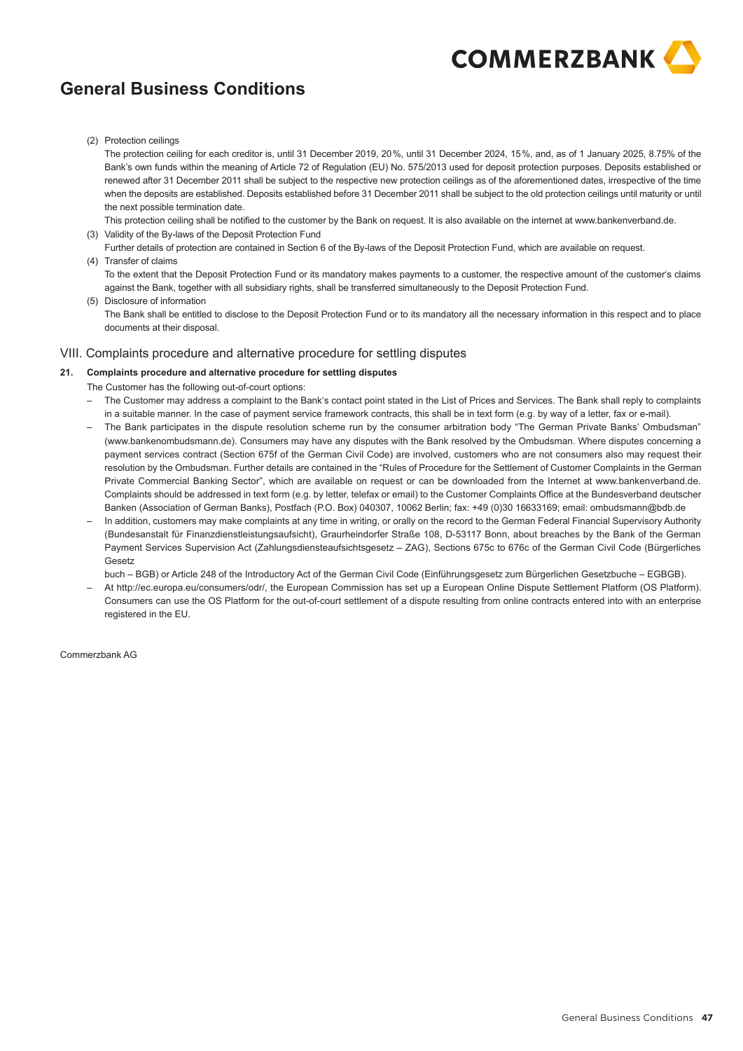# General Business Conditions

(2) Protection ceilings

The protection ceiling for each creditor is, until 31 December 2019, 20 %, until 31 December 2024, 15 %, and, as of 1 January 2025, 8.75% of the Bank's own funds within the meaning of Article 72 of Regulation (EU) No. 575/2013 used for deposit protection purposes. Deposits established or renewed after 31 December 2011 shall be subject to the respective new protection ceilings as of the aforementioned dates, irrespective of the time when the deposits are established. Deposits established before 31 December 2011 shall be subject to the old protection ceilings until maturity or until the next possible termination date.

This protection ceiling shall be notified to the customer by the Bank on request. It is also available on the internet at www.bankenverband.de.

(3) Validity of the By-laws of the Deposit Protection Fund

Further details of protection are contained in Section 6 of the By-laws of the Deposit Protection Fund, which are available on request.

(4) Transfer of claims

To the extent that the Deposit Protection Fund or its mandatory makes payments to a customer, the respective amount of the customer's claims against the Bank, together with all subsidiary rights, shall be transferred simultaneously to the Deposit Protection Fund.

(5) Disclosure of information

The Bank shall be entitled to disclose to the Deposit Protection Fund or to its mandatory all the necessary information in this respect and to place documents at their disposal.

## VIII. Complaints procedure and alternative procedure for settling disputes

### 21. Complaints procedure and alternative procedure for settling disputes

The Customer has the following out-of-court options:

- The Customer may address a complaint to the Bank's contact point stated in the List of Prices and Services. The Bank shall reply to complaints in a suitable manner. In the case of payment service framework contracts, this shall be in text form (e.g. by way of a letter, fax or e-mail).
- The Bank participates in the dispute resolution scheme run by the consumer arbitration body "The German Private Banks' Ombudsman" (www.bankenombudsmann.de). Consumers may have any disputes with the Bank resolved by the Ombudsman. Where disputes concerning a payment services contract (Section 675f of the German Civil Code) are involved, customers who are not consumers also may request their resolution by the Ombudsman. Further details are contained in the "Rules of Procedure for the Settlement of Customer Complaints in the German Private Commercial Banking Sector", which are available on request or can be downloaded from the Internet at www.bankenverband.de. Complaints should be addressed in text form (e.g. by letter, telefax or email) to the Customer Complaints Office at the Bundesverband deutscher Banken (Association of German Banks), Postfach (P.O. Box) 040307, 10062 Berlin; fax: +49 (0)30 16633169; email: ombudsmann@bdb.de
- In addition, customers may make complaints at any time in writing, or orally on the record to the German Federal Financial Supervisory Authority (Bundesanstalt für Finanzdienstleistungsaufsicht), Graurheindorfer Straße 108, D-53117 Bonn, about breaches by the Bank of the German Payment Services Supervision Act (Zahlungsdiensteaufsichtsgesetz – ZAG), Sections 675c to 676c of the German Civil Code (Bürgerliches Gesetz

  buch – BGB) or Article 248 of the Introductory Act of the German Civil Code (Einführungsgesetz zum Bürgerlichen Gesetzbuche – EGBGB).
- At http://ec.europa.eu/consumers/odr/, the European Commission has set up a European Online Dispute Settlement Platform (OS Platform). Consumers can use the OS Platform for the out-of-court settlement of a dispute resulting from online contracts entered into with an enterprise registered in the EU.

Commerzbank AG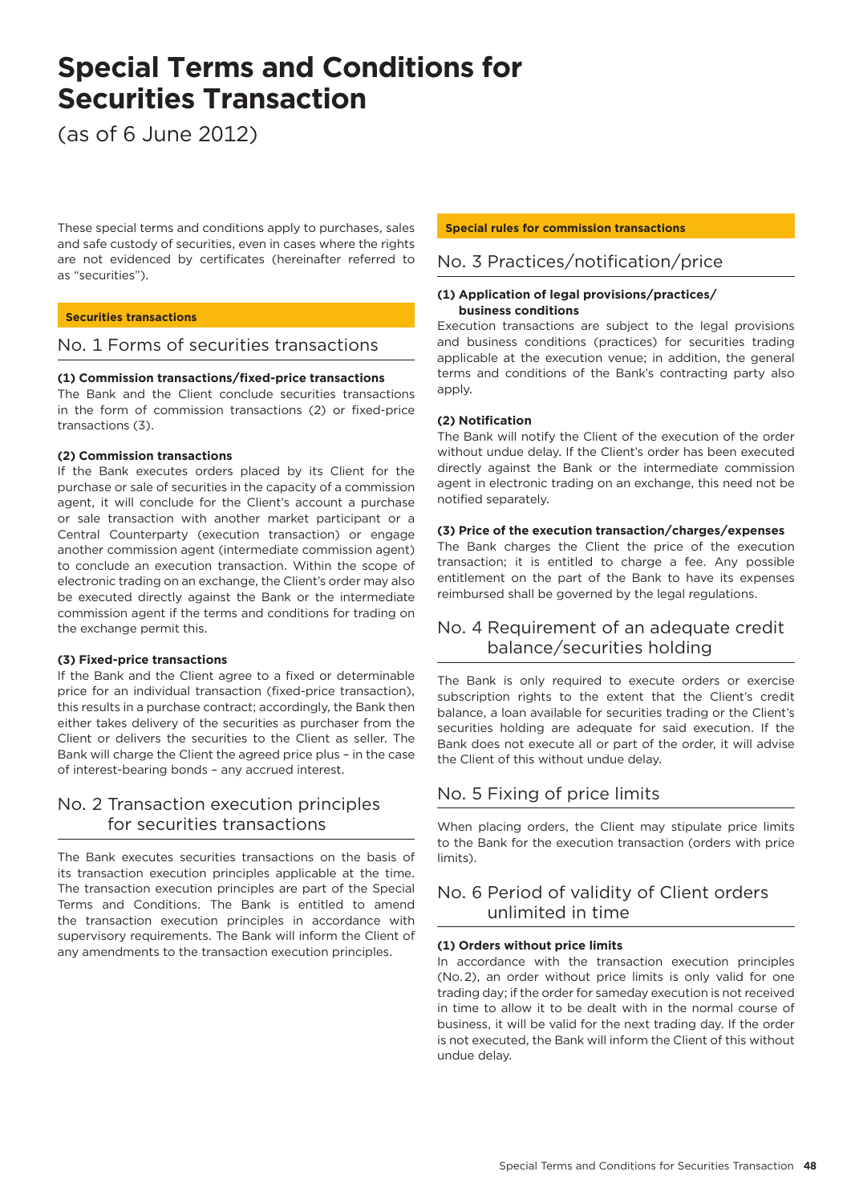# Special Terms and Conditions for Securities Transaction

(as of 6 June 2012)

These special terms and conditions apply to purchases, sales and safe custody of securities, even in cases where the rights are not evidenced by certificates (hereinafter referred to as "securities").

**Securities transactions**

## No. 1 Forms of securities transactions

**(1) Commission transactions/fixed-price transactions**
The Bank and the Client conclude securities transactions in the form of commission transactions (2) or fixed-price transactions (3).

**(2) Commission transactions**
If the Bank executes orders placed by its Client for the purchase or sale of securities in the capacity of a commission agent, it will conclude for the Client's account a purchase or sale transaction with another market participant or a Central Counterparty (execution transaction) or engage another commission agent (intermediate commission agent) to conclude an execution transaction. Within the scope of electronic trading on an exchange, the Client's order may also be executed directly against the Bank or the intermediate commission agent if the terms and conditions for trading on the exchange permit this.

**(3) Fixed-price transactions**
If the Bank and the Client agree to a fixed or determinable price for an individual transaction (fixed-price transaction), this results in a purchase contract; accordingly, the Bank then either takes delivery of the securities as purchaser from the Client or delivers the securities to the Client as seller. The Bank will charge the Client the agreed price plus – in the case of interest-bearing bonds – any accrued interest.

## No. 2 Transaction execution principles for securities transactions

The Bank executes securities transactions on the basis of its transaction execution principles applicable at the time. The transaction execution principles are part of the Special Terms and Conditions. The Bank is entitled to amend the transaction execution principles in accordance with supervisory requirements. The Bank will inform the Client of any amendments to the transaction execution principles.

**Special rules for commission transactions**

## No. 3 Practices/notification/price

**(1) Application of legal provisions/practices/ business conditions**
Execution transactions are subject to the legal provisions and business conditions (practices) for securities trading applicable at the execution venue; in addition, the general terms and conditions of the Bank's contracting party also apply.

**(2) Notification**
The Bank will notify the Client of the execution of the order without undue delay. If the Client's order has been executed directly against the Bank or the intermediate commission agent in electronic trading on an exchange, this need not be notified separately.

**(3) Price of the execution transaction/charges/expenses**
The Bank charges the Client the price of the execution transaction; it is entitled to charge a fee. Any possible entitlement on the part of the Bank to have its expenses reimbursed shall be governed by the legal regulations.

## No. 4 Requirement of an adequate credit balance/securities holding

The Bank is only required to execute orders or exercise subscription rights to the extent that the Client's credit balance, a loan available for securities trading or the Client's securities holding are adequate for said execution. If the Bank does not execute all or part of the order, it will advise the Client of this without undue delay.

## No. 5 Fixing of price limits

When placing orders, the Client may stipulate price limits to the Bank for the execution transaction (orders with price limits).

## No. 6 Period of validity of Client orders unlimited in time

**(1) Orders without price limits**
In accordance with the transaction execution principles (No. 2), an order without price limits is only valid for one trading day; if the order for sameday execution is not received in time to allow it to be dealt with in the normal course of business, it will be valid for the next trading day. If the order is not executed, the Bank will inform the Client of this without undue delay.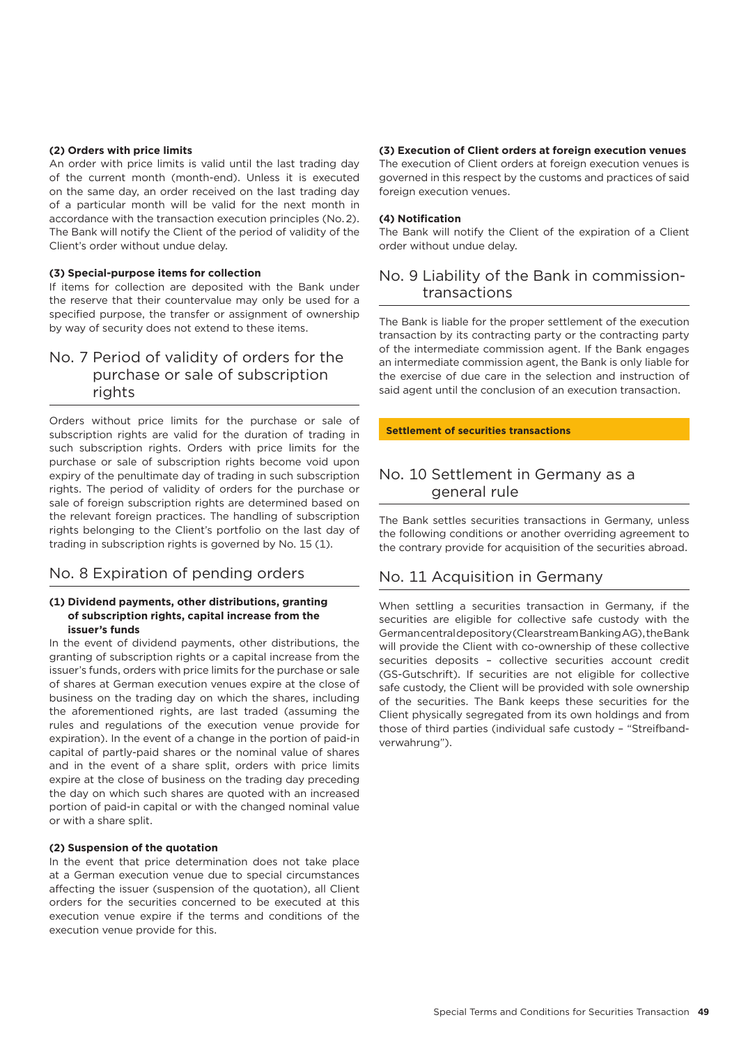**(2) Orders with price limits**

An order with price limits is valid until the last trading day of the current month (month-end). Unless it is executed on the same day, an order received on the last trading day of a particular month will be valid for the next month in accordance with the transaction execution principles (No. 2). The Bank will notify the Client of the period of validity of the Client's order without undue delay.

**(3) Special-purpose items for collection**

If items for collection are deposited with the Bank under the reserve that their countervalue may only be used for a specified purpose, the transfer or assignment of ownership by way of security does not extend to these items.

## No. 7 Period of validity of orders for the purchase or sale of subscription rights

Orders without price limits for the purchase or sale of subscription rights are valid for the duration of trading in such subscription rights. Orders with price limits for the purchase or sale of subscription rights become void upon expiry of the penultimate day of trading in such subscription rights. The period of validity of orders for the purchase or sale of foreign subscription rights are determined based on the relevant foreign practices. The handling of subscription rights belonging to the Client's portfolio on the last day of trading in subscription rights is governed by No. 15 (1).

## No. 8 Expiration of pending orders

**(1) Dividend payments, other distributions, granting of subscription rights, capital increase from the issuer's funds**

In the event of dividend payments, other distributions, the granting of subscription rights or a capital increase from the issuer's funds, orders with price limits for the purchase or sale of shares at German execution venues expire at the close of business on the trading day on which the shares, including the aforementioned rights, are last traded (assuming the rules and regulations of the execution venue provide for expiration). In the event of a change in the portion of paid-in capital of partly-paid shares or the nominal value of shares and in the event of a share split, orders with price limits expire at the close of business on the trading day preceding the day on which such shares are quoted with an increased portion of paid-in capital or with the changed nominal value or with a share split.

**(2) Suspension of the quotation**

In the event that price determination does not take place at a German execution venue due to special circumstances affecting the issuer (suspension of the quotation), all Client orders for the securities concerned to be executed at this execution venue expire if the terms and conditions of the execution venue provide for this.

**(3) Execution of Client orders at foreign execution venues**

The execution of Client orders at foreign execution venues is governed in this respect by the customs and practices of said foreign execution venues.

**(4) Notification**

The Bank will notify the Client of the expiration of a Client order without undue delay.

## No. 9 Liability of the Bank in commission-transactions

The Bank is liable for the proper settlement of the execution transaction by its contracting party or the contracting party of the intermediate commission agent. If the Bank engages an intermediate commission agent, the Bank is only liable for the exercise of due care in the selection and instruction of said agent until the conclusion of an execution transaction.

**Settlement of securities transactions**

## No. 10 Settlement in Germany as a general rule

The Bank settles securities transactions in Germany, unless the following conditions or another overriding agreement to the contrary provide for acquisition of the securities abroad.

## No. 11 Acquisition in Germany

When settling a securities transaction in Germany, if the securities are eligible for collective safe custody with the German central depository (Clearstream Banking AG), the Bank will provide the Client with co-ownership of these collective securities deposits – collective securities account credit (GS-Gutschrift). If securities are not eligible for collective safe custody, the Client will be provided with sole ownership of the securities. The Bank keeps these securities for the Client physically segregated from its own holdings and from those of third parties (individual safe custody – "Streifband-verwahrung").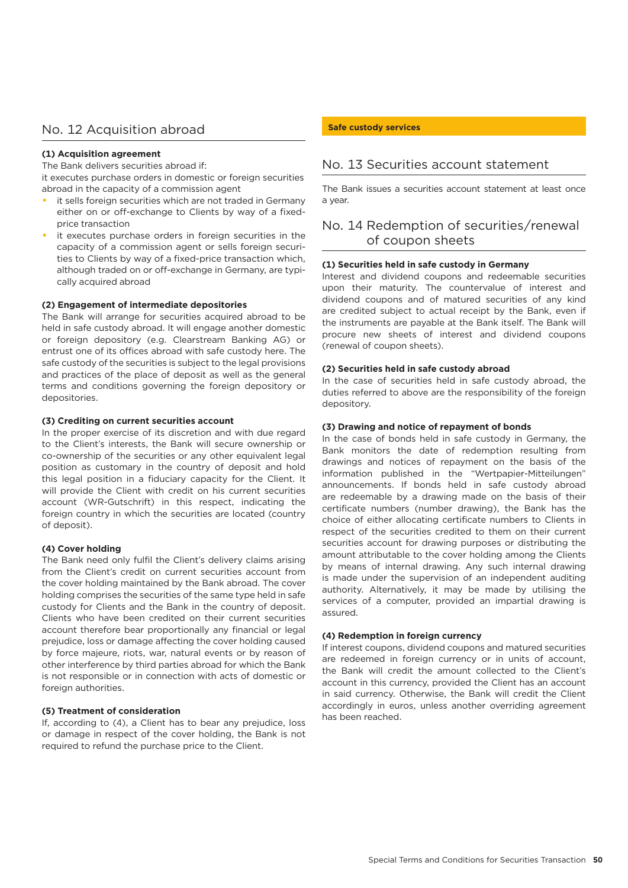## No. 12 Acquisition abroad

**(1) Acquisition agreement**

The Bank delivers securities abroad if:

it executes purchase orders in domestic or foreign securities abroad in the capacity of a commission agent

- it sells foreign securities which are not traded in Germany either on or off-exchange to Clients by way of a fixed-price transaction
- it executes purchase orders in foreign securities in the capacity of a commission agent or sells foreign securities to Clients by way of a fixed-price transaction which, although traded on or off-exchange in Germany, are typically acquired abroad

**(2) Engagement of intermediate depositories**

The Bank will arrange for securities acquired abroad to be held in safe custody abroad. It will engage another domestic or foreign depository (e.g. Clearstream Banking AG) or entrust one of its offices abroad with safe custody here. The safe custody of the securities is subject to the legal provisions and practices of the place of deposit as well as the general terms and conditions governing the foreign depository or depositories.

**(3) Crediting on current securities account**

In the proper exercise of its discretion and with due regard to the Client's interests, the Bank will secure ownership or co-ownership of the securities or any other equivalent legal position as customary in the country of deposit and hold this legal position in a fiduciary capacity for the Client. It will provide the Client with credit on his current securities account (WR-Gutschrift) in this respect, indicating the foreign country in which the securities are located (country of deposit).

**(4) Cover holding**

The Bank need only fulfil the Client's delivery claims arising from the Client's credit on current securities account from the cover holding maintained by the Bank abroad. The cover holding comprises the securities of the same type held in safe custody for Clients and the Bank in the country of deposit. Clients who have been credited on their current securities account therefore bear proportionally any financial or legal prejudice, loss or damage affecting the cover holding caused by force majeure, riots, war, natural events or by reason of other interference by third parties abroad for which the Bank is not responsible or in connection with acts of domestic or foreign authorities.

**(5) Treatment of consideration**

If, according to (4), a Client has to bear any prejudice, loss or damage in respect of the cover holding, the Bank is not required to refund the purchase price to the Client.

**Safe custody services**

## No. 13 Securities account statement

The Bank issues a securities account statement at least once a year.

## No. 14 Redemption of securities/renewal of coupon sheets

**(1) Securities held in safe custody in Germany**

Interest and dividend coupons and redeemable securities upon their maturity. The countervalue of interest and dividend coupons and of matured securities of any kind are credited subject to actual receipt by the Bank, even if the instruments are payable at the Bank itself. The Bank will procure new sheets of interest and dividend coupons (renewal of coupon sheets).

**(2) Securities held in safe custody abroad**

In the case of securities held in safe custody abroad, the duties referred to above are the responsibility of the foreign depository.

**(3) Drawing and notice of repayment of bonds**

In the case of bonds held in safe custody in Germany, the Bank monitors the date of redemption resulting from drawings and notices of repayment on the basis of the information published in the "Wertpapier-Mitteilungen" announcements. If bonds held in safe custody abroad are redeemable by a drawing made on the basis of their certificate numbers (number drawing), the Bank has the choice of either allocating certificate numbers to Clients in respect of the securities credited to them on their current securities account for drawing purposes or distributing the amount attributable to the cover holding among the Clients by means of internal drawing. Any such internal drawing is made under the supervision of an independent auditing authority. Alternatively, it may be made by utilising the services of a computer, provided an impartial drawing is assured.

**(4) Redemption in foreign currency**

If interest coupons, dividend coupons and matured securities are redeemed in foreign currency or in units of account, the Bank will credit the amount collected to the Client's account in this currency, provided the Client has an account in said currency. Otherwise, the Bank will credit the Client accordingly in euros, unless another overriding agreement has been reached.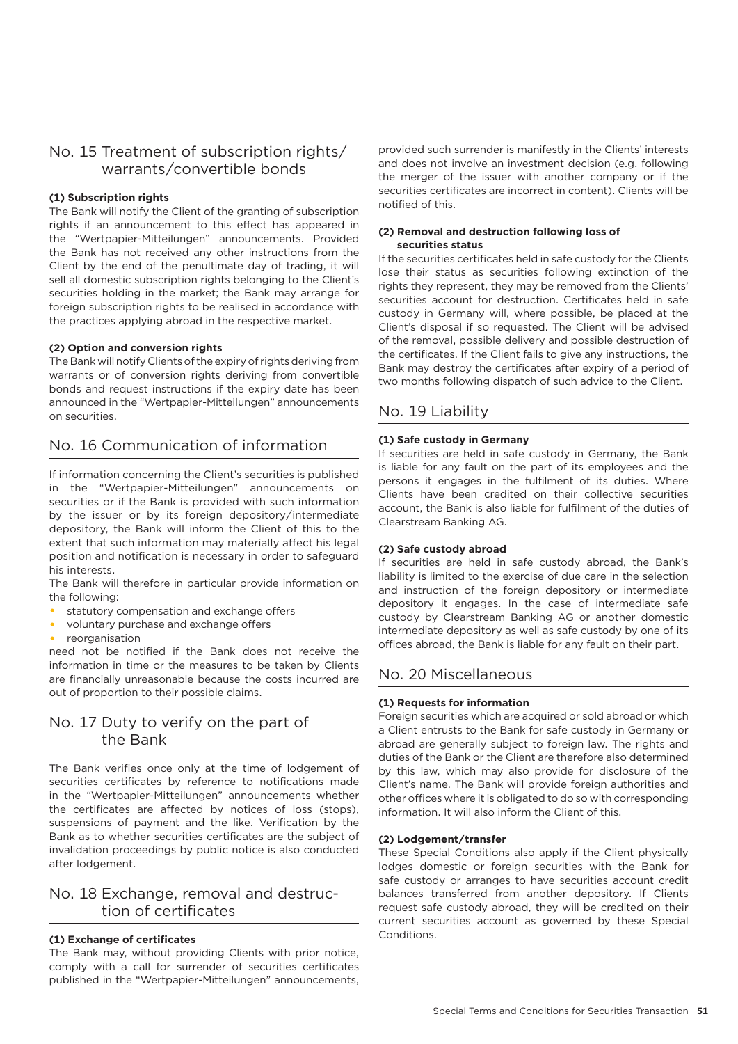## No. 15 Treatment of subscription rights/ warrants/convertible bonds

**(1) Subscription rights**

The Bank will notify the Client of the granting of subscription rights if an announcement to this effect has appeared in the "Wertpapier-Mitteilungen" announcements. Provided the Bank has not received any other instructions from the Client by the end of the penultimate day of trading, it will sell all domestic subscription rights belonging to the Client's securities holding in the market; the Bank may arrange for foreign subscription rights to be realised in accordance with the practices applying abroad in the respective market.

**(2) Option and conversion rights**

The Bank will notify Clients of the expiry of rights deriving from warrants or of conversion rights deriving from convertible bonds and request instructions if the expiry date has been announced in the "Wertpapier-Mitteilungen" announcements on securities.

## No. 16 Communication of information

If information concerning the Client's securities is published in the "Wertpapier-Mitteilungen" announcements on securities or if the Bank is provided with such information by the issuer or by its foreign depository/intermediate depository, the Bank will inform the Client of this to the extent that such information may materially affect his legal position and notification is necessary in order to safeguard his interests.

The Bank will therefore in particular provide information on the following:

- statutory compensation and exchange offers
- voluntary purchase and exchange offers
- reorganisation

need not be notified if the Bank does not receive the information in time or the measures to be taken by Clients are financially unreasonable because the costs incurred are out of proportion to their possible claims.

## No. 17 Duty to verify on the part of the Bank

The Bank verifies once only at the time of lodgement of securities certificates by reference to notifications made in the "Wertpapier-Mitteilungen" announcements whether the certificates are affected by notices of loss (stops), suspensions of payment and the like. Verification by the Bank as to whether securities certificates are the subject of invalidation proceedings by public notice is also conducted after lodgement.

## No. 18 Exchange, removal and destruction of certificates

**(1) Exchange of certificates**

The Bank may, without providing Clients with prior notice, comply with a call for surrender of securities certificates published in the "Wertpapier-Mitteilungen" announcements, provided such surrender is manifestly in the Clients' interests and does not involve an investment decision (e.g. following the merger of the issuer with another company or if the securities certificates are incorrect in content). Clients will be notified of this.

**(2) Removal and destruction following loss of securities status**

If the securities certificates held in safe custody for the Clients lose their status as securities following extinction of the rights they represent, they may be removed from the Clients' securities account for destruction. Certificates held in safe custody in Germany will, where possible, be placed at the Client's disposal if so requested. The Client will be advised of the removal, possible delivery and possible destruction of the certificates. If the Client fails to give any instructions, the Bank may destroy the certificates after expiry of a period of two months following dispatch of such advice to the Client.

## No. 19 Liability

**(1) Safe custody in Germany**

If securities are held in safe custody in Germany, the Bank is liable for any fault on the part of its employees and the persons it engages in the fulfilment of its duties. Where Clients have been credited on their collective securities account, the Bank is also liable for fulfilment of the duties of Clearstream Banking AG.

**(2) Safe custody abroad**

If securities are held in safe custody abroad, the Bank's liability is limited to the exercise of due care in the selection and instruction of the foreign depository or intermediate depository it engages. In the case of intermediate safe custody by Clearstream Banking AG or another domestic intermediate depository as well as safe custody by one of its offices abroad, the Bank is liable for any fault on their part.

## No. 20 Miscellaneous

**(1) Requests for information**

Foreign securities which are acquired or sold abroad or which a Client entrusts to the Bank for safe custody in Germany or abroad are generally subject to foreign law. The rights and duties of the Bank or the Client are therefore also determined by this law, which may also provide for disclosure of the Client's name. The Bank will provide foreign authorities and other offices where it is obligated to do so with corresponding information. It will also inform the Client of this.

**(2) Lodgement/transfer**

These Special Conditions also apply if the Client physically lodges domestic or foreign securities with the Bank for safe custody or arranges to have securities account credit balances transferred from another depository. If Clients request safe custody abroad, they will be credited on their current securities account as governed by these Special Conditions.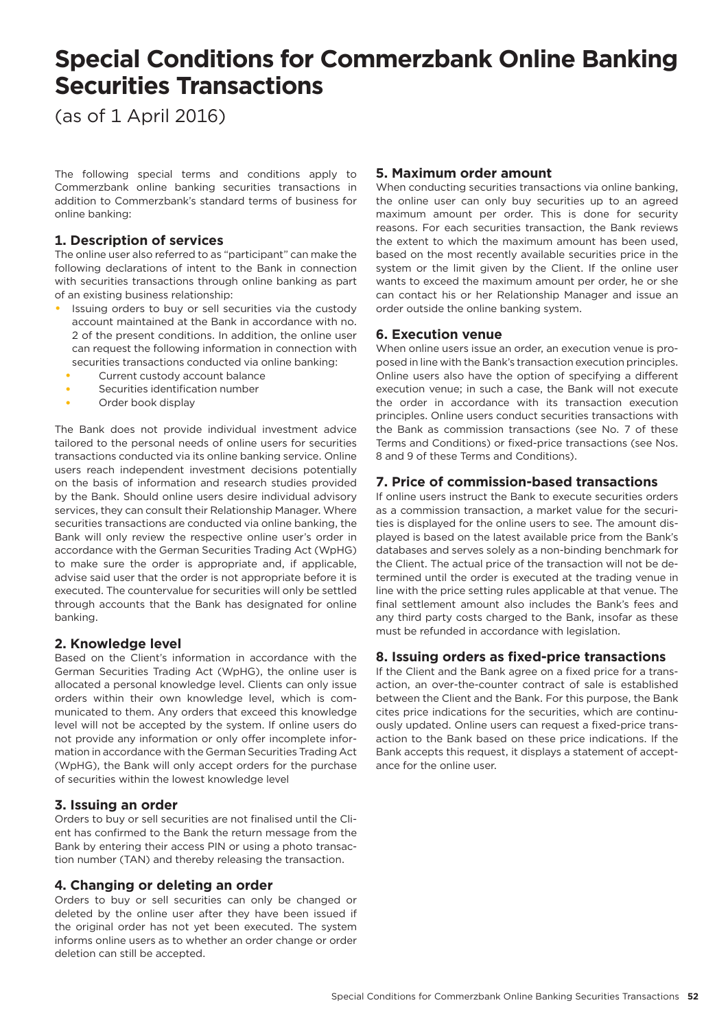# Special Conditions for Commerzbank Online Banking Securities Transactions

(as of 1 April 2016)

The following special terms and conditions apply to Commerzbank online banking securities transactions in addition to Commerzbank's standard terms of business for online banking:

## 1. Description of services

The online user also referred to as "participant" can make the following declarations of intent to the Bank in connection with securities transactions through online banking as part of an existing business relationship:

- Issuing orders to buy or sell securities via the custody account maintained at the Bank in accordance with no. 2 of the present conditions. In addition, the online user can request the following information in connection with securities transactions conducted via online banking:
  - Current custody account balance
  - Securities identification number
  - Order book display

The Bank does not provide individual investment advice tailored to the personal needs of online users for securities transactions conducted via its online banking service. Online users reach independent investment decisions potentially on the basis of information and research studies provided by the Bank. Should online users desire individual advisory services, they can consult their Relationship Manager. Where securities transactions are conducted via online banking, the Bank will only review the respective online user's order in accordance with the German Securities Trading Act (WpHG) to make sure the order is appropriate and, if applicable, advise said user that the order is not appropriate before it is executed. The countervalue for securities will only be settled through accounts that the Bank has designated for online banking.

## 2. Knowledge level

Based on the Client's information in accordance with the German Securities Trading Act (WpHG), the online user is allocated a personal knowledge level. Clients can only issue orders within their own knowledge level, which is communicated to them. Any orders that exceed this knowledge level will not be accepted by the system. If online users do not provide any information or only offer incomplete information in accordance with the German Securities Trading Act (WpHG), the Bank will only accept orders for the purchase of securities within the lowest knowledge level

## 3. Issuing an order

Orders to buy or sell securities are not finalised until the Client has confirmed to the Bank the return message from the Bank by entering their access PIN or using a photo transaction number (TAN) and thereby releasing the transaction.

## 4. Changing or deleting an order

Orders to buy or sell securities can only be changed or deleted by the online user after they have been issued if the original order has not yet been executed. The system informs online users as to whether an order change or order deletion can still be accepted.

## 5. Maximum order amount

When conducting securities transactions via online banking, the online user can only buy securities up to an agreed maximum amount per order. This is done for security reasons. For each securities transaction, the Bank reviews the extent to which the maximum amount has been used, based on the most recently available securities price in the system or the limit given by the Client. If the online user wants to exceed the maximum amount per order, he or she can contact his or her Relationship Manager and issue an order outside the online banking system.

## 6. Execution venue

When online users issue an order, an execution venue is proposed in line with the Bank's transaction execution principles. Online users also have the option of specifying a different execution venue; in such a case, the Bank will not execute the order in accordance with its transaction execution principles. Online users conduct securities transactions with the Bank as commission transactions (see No. 7 of these Terms and Conditions) or fixed-price transactions (see Nos. 8 and 9 of these Terms and Conditions).

## 7. Price of commission-based transactions

If online users instruct the Bank to execute securities orders as a commission transaction, a market value for the securities is displayed for the online users to see. The amount displayed is based on the latest available price from the Bank's databases and serves solely as a non-binding benchmark for the Client. The actual price of the transaction will not be determined until the order is executed at the trading venue in line with the price setting rules applicable at that venue. The final settlement amount also includes the Bank's fees and any third party costs charged to the Bank, insofar as these must be refunded in accordance with legislation.

## 8. Issuing orders as fixed-price transactions

If the Client and the Bank agree on a fixed price for a transaction, an over-the-counter contract of sale is established between the Client and the Bank. For this purpose, the Bank cites price indications for the securities, which are continuously updated. Online users can request a fixed-price transaction to the Bank based on these price indications. If the Bank accepts this request, it displays a statement of acceptance for the online user.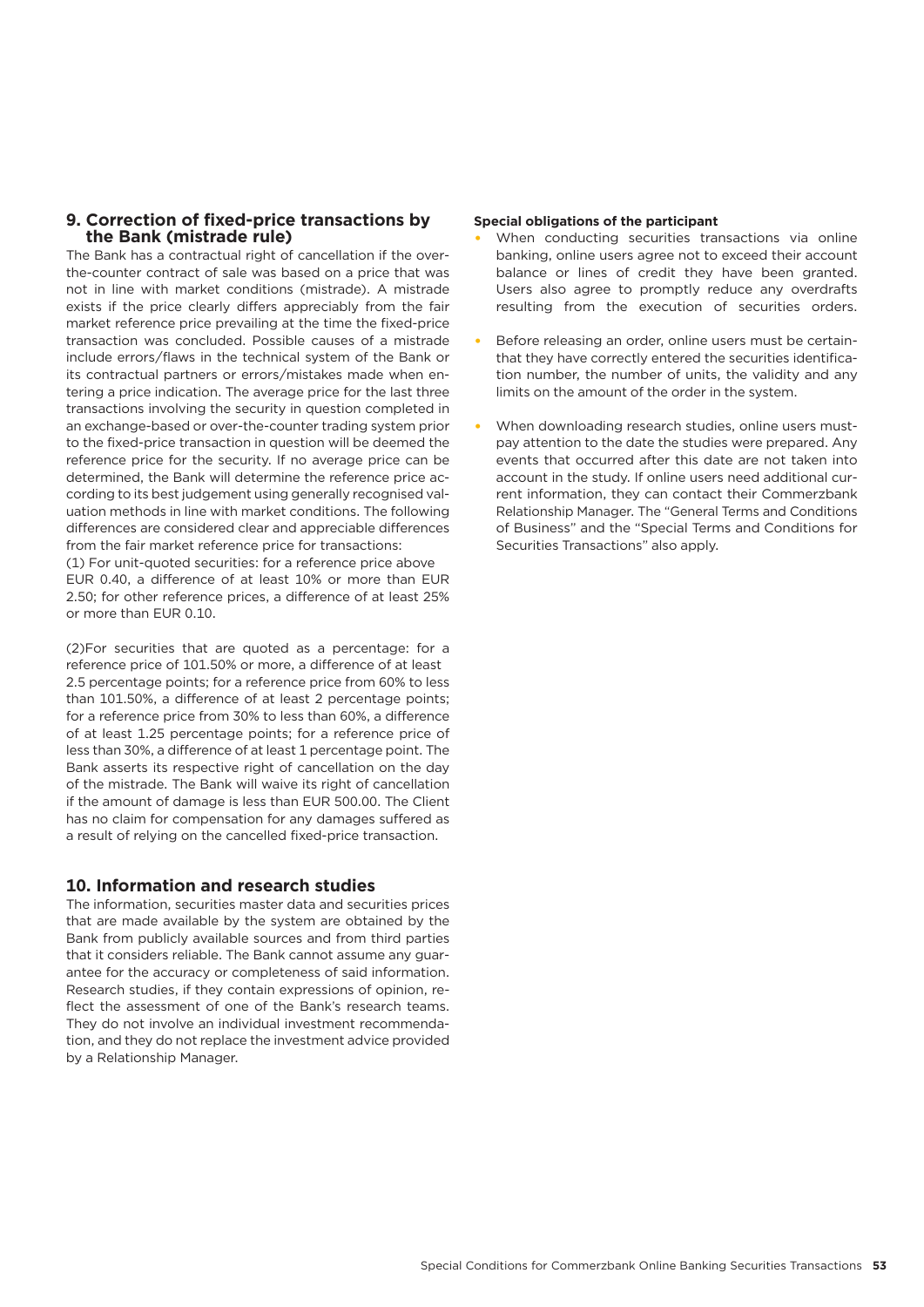## 9. Correction of fixed-price transactions by the Bank (mistrade rule)

The Bank has a contractual right of cancellation if the over-the-counter contract of sale was based on a price that was not in line with market conditions (mistrade). A mistrade exists if the price clearly differs appreciably from the fair market reference price prevailing at the time the fixed-price transaction was concluded. Possible causes of a mistrade include errors/flaws in the technical system of the Bank or its contractual partners or errors/mistakes made when entering a price indication. The average price for the last three transactions involving the security in question completed in an exchange-based or over-the-counter trading system prior to the fixed-price transaction in question will be deemed the reference price for the security. If no average price can be determined, the Bank will determine the reference price according to its best judgement using generally recognised valuation methods in line with market conditions. The following differences are considered clear and appreciable differences from the fair market reference price for transactions:

(1) For unit-quoted securities: for a reference price above EUR 0.40, a difference of at least 10% or more than EUR 2.50; for other reference prices, a difference of at least 25% or more than EUR 0.10.

(2)For securities that are quoted as a percentage: for a reference price of 101.50% or more, a difference of at least 2.5 percentage points; for a reference price from 60% to less than 101.50%, a difference of at least 2 percentage points; for a reference price from 30% to less than 60%, a difference of at least 1.25 percentage points; for a reference price of less than 30%, a difference of at least 1 percentage point. The Bank asserts its respective right of cancellation on the day of the mistrade. The Bank will waive its right of cancellation if the amount of damage is less than EUR 500.00. The Client has no claim for compensation for any damages suffered as a result of relying on the cancelled fixed-price transaction.

## 10. Information and research studies

The information, securities master data and securities prices that are made available by the system are obtained by the Bank from publicly available sources and from third parties that it considers reliable. The Bank cannot assume any guarantee for the accuracy or completeness of said information. Research studies, if they contain expressions of opinion, reflect the assessment of one of the Bank's research teams. They do not involve an individual investment recommendation, and they do not replace the investment advice provided by a Relationship Manager.

**Special obligations of the participant**

- When conducting securities transactions via online banking, online users agree not to exceed their account balance or lines of credit they have been granted. Users also agree to promptly reduce any overdrafts resulting from the execution of securities orders.
- Before releasing an order, online users must be certain that they have correctly entered the securities identification number, the number of units, the validity and any limits on the amount of the order in the system.
- When downloading research studies, online users must pay attention to the date the studies were prepared. Any events that occurred after this date are not taken into account in the study. If online users need additional current information, they can contact their Commerzbank Relationship Manager. The "General Terms and Conditions of Business" and the "Special Terms and Conditions for Securities Transactions" also apply.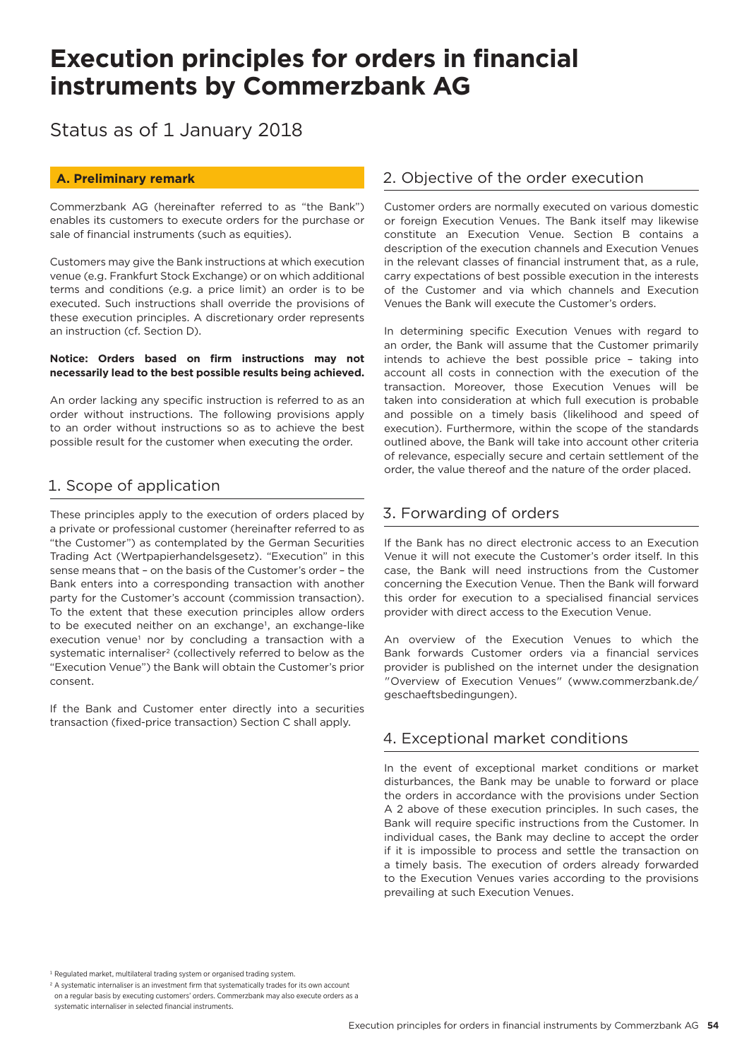# Execution principles for orders in financial instruments by Commerzbank AG

Status as of 1 January 2018

## A. Preliminary remark

Commerzbank AG (hereinafter referred to as "the Bank") enables its customers to execute orders for the purchase or sale of financial instruments (such as equities).

Customers may give the Bank instructions at which execution venue (e.g. Frankfurt Stock Exchange) or on which additional terms and conditions (e.g. a price limit) an order is to be executed. Such instructions shall override the provisions of these execution principles. A discretionary order represents an instruction (cf. Section D).

**Notice: Orders based on firm instructions may not necessarily lead to the best possible results being achieved.**

An order lacking any specific instruction is referred to as an order without instructions. The following provisions apply to an order without instructions so as to achieve the best possible result for the customer when executing the order.

### 1. Scope of application

These principles apply to the execution of orders placed by a private or professional customer (hereinafter referred to as "the Customer") as contemplated by the German Securities Trading Act (Wertpapierhandelsgesetz). "Execution" in this sense means that – on the basis of the Customer's order – the Bank enters into a corresponding transaction with another party for the Customer's account (commission transaction). To the extent that these execution principles allow orders to be executed neither on an exchange[1], an exchange-like execution venue[1] nor by concluding a transaction with a systematic internaliser[2] (collectively referred to below as the "Execution Venue") the Bank will obtain the Customer's prior consent.

If the Bank and Customer enter directly into a securities transaction (fixed-price transaction) Section C shall apply.

### 2. Objective of the order execution

Customer orders are normally executed on various domestic or foreign Execution Venues. The Bank itself may likewise constitute an Execution Venue. Section B contains a description of the execution channels and Execution Venues in the relevant classes of financial instrument that, as a rule, carry expectations of best possible execution in the interests of the Customer and via which channels and Execution Venues the Bank will execute the Customer's orders.

In determining specific Execution Venues with regard to an order, the Bank will assume that the Customer primarily intends to achieve the best possible price – taking into account all costs in connection with the execution of the transaction. Moreover, those Execution Venues will be taken into consideration at which full execution is probable and possible on a timely basis (likelihood and speed of execution). Furthermore, within the scope of the standards outlined above, the Bank will take into account other criteria of relevance, especially secure and certain settlement of the order, the value thereof and the nature of the order placed.

### 3. Forwarding of orders

If the Bank has no direct electronic access to an Execution Venue it will not execute the Customer's order itself. In this case, the Bank will need instructions from the Customer concerning the Execution Venue. Then the Bank will forward this order for execution to a specialised financial services provider with direct access to the Execution Venue.

An overview of the Execution Venues to which the Bank forwards Customer orders via a financial services provider is published on the internet under the designation "Overview of Execution Venues" (www.commerzbank.de/geschaeftsbedingungen).

### 4. Exceptional market conditions

In the event of exceptional market conditions or market disturbances, the Bank may be unable to forward or place the orders in accordance with the provisions under Section A 2 above of these execution principles. In such cases, the Bank will require specific instructions from the Customer. In individual cases, the Bank may decline to accept the order if it is impossible to process and settle the transaction on a timely basis. The execution of orders already forwarded to the Execution Venues varies according to the provisions prevailing at such Execution Venues.

---

[1] Regulated market, multilateral trading system or organised trading system.

[2] A systematic internaliser is an investment firm that systematically trades for its own account on a regular basis by executing customers' orders. Commerzbank may also execute orders as a systematic internaliser in selected financial instruments.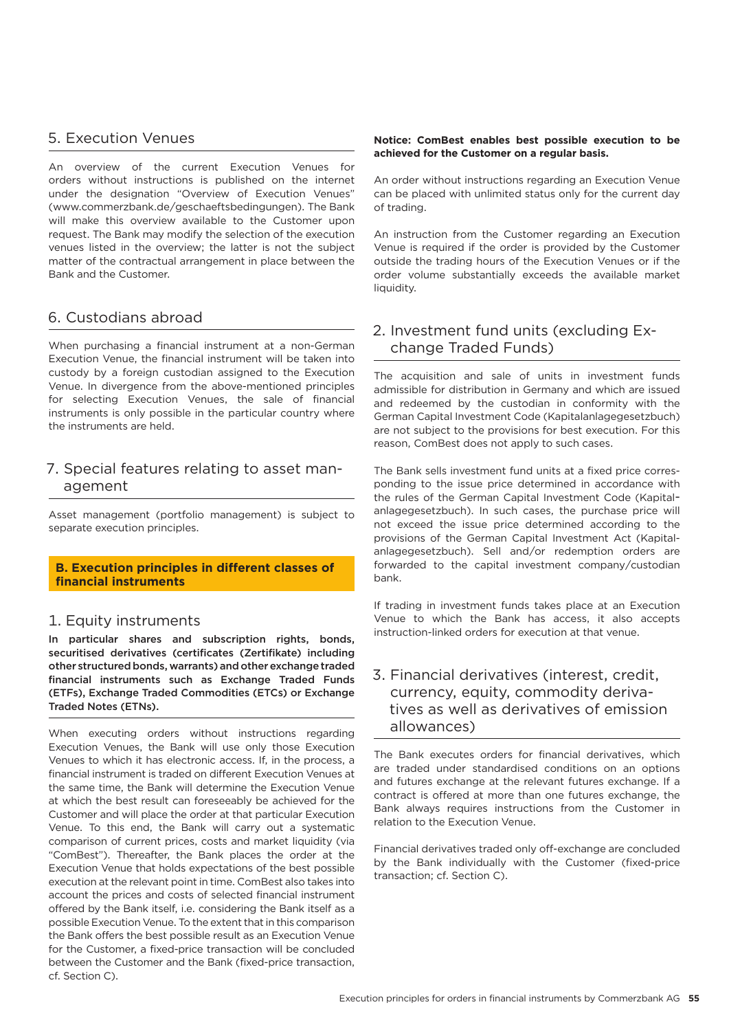## 5. Execution Venues

An overview of the current Execution Venues for orders without instructions is published on the internet under the designation "Overview of Execution Venues" (www.commerzbank.de/geschaeftsbedingungen). The Bank will make this overview available to the Customer upon request. The Bank may modify the selection of the execution venues listed in the overview; the latter is not the subject matter of the contractual arrangement in place between the Bank and the Customer.

## 6. Custodians abroad

When purchasing a financial instrument at a non-German Execution Venue, the financial instrument will be taken into custody by a foreign custodian assigned to the Execution Venue. In divergence from the above-mentioned principles for selecting Execution Venues, the sale of financial instruments is only possible in the particular country where the instruments are held.

## 7. Special features relating to asset management

Asset management (portfolio management) is subject to separate execution principles.

# B. Execution principles in different classes of financial instruments

## 1. Equity instruments

**In particular shares and subscription rights, bonds, securitised derivatives (certificates (Zertifikate) including other structured bonds, warrants) and other exchange traded financial instruments such as Exchange Traded Funds (ETFs), Exchange Traded Commodities (ETCs) or Exchange Traded Notes (ETNs).**

When executing orders without instructions regarding Execution Venues, the Bank will use only those Execution Venues to which it has electronic access. If, in the process, a financial instrument is traded on different Execution Venues at the same time, the Bank will determine the Execution Venue at which the best result can foreseeably be achieved for the Customer and will place the order at that particular Execution Venue. To this end, the Bank will carry out a systematic comparison of current prices, costs and market liquidity (via "ComBest"). Thereafter, the Bank places the order at the Execution Venue that holds expectations of the best possible execution at the relevant point in time. ComBest also takes into account the prices and costs of selected financial instrument offered by the Bank itself, i.e. considering the Bank itself as a possible Execution Venue. To the extent that in this comparison the Bank offers the best possible result as an Execution Venue for the Customer, a fixed-price transaction will be concluded between the Customer and the Bank (fixed-price transaction, cf. Section C).

**Notice: ComBest enables best possible execution to be achieved for the Customer on a regular basis.**

An order without instructions regarding an Execution Venue can be placed with unlimited status only for the current day of trading.

An instruction from the Customer regarding an Execution Venue is required if the order is provided by the Customer outside the trading hours of the Execution Venues or if the order volume substantially exceeds the available market liquidity.

## 2. Investment fund units (excluding Exchange Traded Funds)

The acquisition and sale of units in investment funds admissible for distribution in Germany and which are issued and redeemed by the custodian in conformity with the German Capital Investment Code (Kapitalanlagegesetzbuch) are not subject to the provisions for best execution. For this reason, ComBest does not apply to such cases.

The Bank sells investment fund units at a fixed price corresponding to the issue price determined in accordance with the rules of the German Capital Investment Code (Kapitalanlagegesetzbuch). In such cases, the purchase price will not exceed the issue price determined according to the provisions of the German Capital Investment Act (Kapitalanlagegesetzbuch). Sell and/or redemption orders are forwarded to the capital investment company/custodian bank.

If trading in investment funds takes place at an Execution Venue to which the Bank has access, it also accepts instruction-linked orders for execution at that venue.

## 3. Financial derivatives (interest, credit, currency, equity, commodity derivatives as well as derivatives of emission allowances)

The Bank executes orders for financial derivatives, which are traded under standardised conditions on an options and futures exchange at the relevant futures exchange. If a contract is offered at more than one futures exchange, the Bank always requires instructions from the Customer in relation to the Execution Venue.

Financial derivatives traded only off-exchange are concluded by the Bank individually with the Customer (fixed-price transaction; cf. Section C).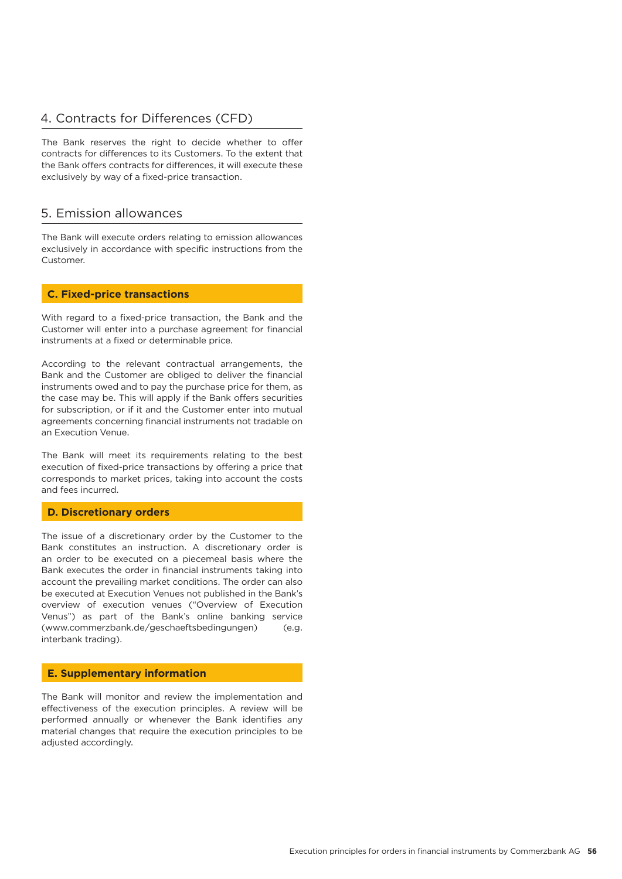## 4. Contracts for Differences (CFD)

The Bank reserves the right to decide whether to offer contracts for differences to its Customers. To the extent that the Bank offers contracts for differences, it will execute these exclusively by way of a fixed-price transaction.

## 5. Emission allowances

The Bank will execute orders relating to emission allowances exclusively in accordance with specific instructions from the Customer.

## C. Fixed-price transactions

With regard to a fixed-price transaction, the Bank and the Customer will enter into a purchase agreement for financial instruments at a fixed or determinable price.

According to the relevant contractual arrangements, the Bank and the Customer are obliged to deliver the financial instruments owed and to pay the purchase price for them, as the case may be. This will apply if the Bank offers securities for subscription, or if it and the Customer enter into mutual agreements concerning financial instruments not tradable on an Execution Venue.

The Bank will meet its requirements relating to the best execution of fixed-price transactions by offering a price that corresponds to market prices, taking into account the costs and fees incurred.

## D. Discretionary orders

The issue of a discretionary order by the Customer to the Bank constitutes an instruction. A discretionary order is an order to be executed on a piecemeal basis where the Bank executes the order in financial instruments taking into account the prevailing market conditions. The order can also be executed at Execution Venues not published in the Bank's overview of execution venues ("Overview of Execution Venus") as part of the Bank's online banking service (www.commerzbank.de/geschaeftsbedingungen) (e.g. interbank trading).

## E. Supplementary information

The Bank will monitor and review the implementation and effectiveness of the execution principles. A review will be performed annually or whenever the Bank identifies any material changes that require the execution principles to be adjusted accordingly.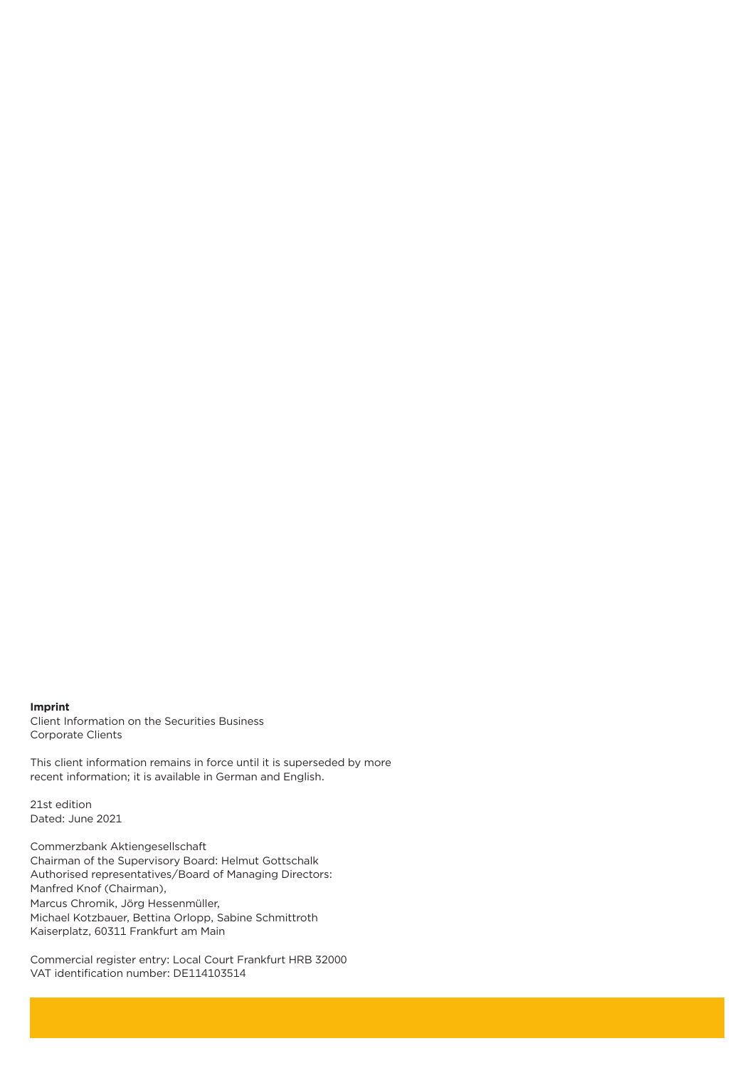**Imprint**
Client Information on the Securities Business
Corporate Clients

This client information remains in force until it is superseded by more recent information; it is available in German and English.

21st edition
Dated: June 2021

Commerzbank Aktiengesellschaft
Chairman of the Supervisory Board: Helmut Gottschalk
Authorised representatives/Board of Managing Directors:
Manfred Knof (Chairman),
Marcus Chromik, Jörg Hessenmüller,
Michael Kotzbauer, Bettina Orlopp, Sabine Schmittroth
Kaiserplatz, 60311 Frankfurt am Main

Commercial register entry: Local Court Frankfurt HRB 32000
VAT identification number: DE114103514